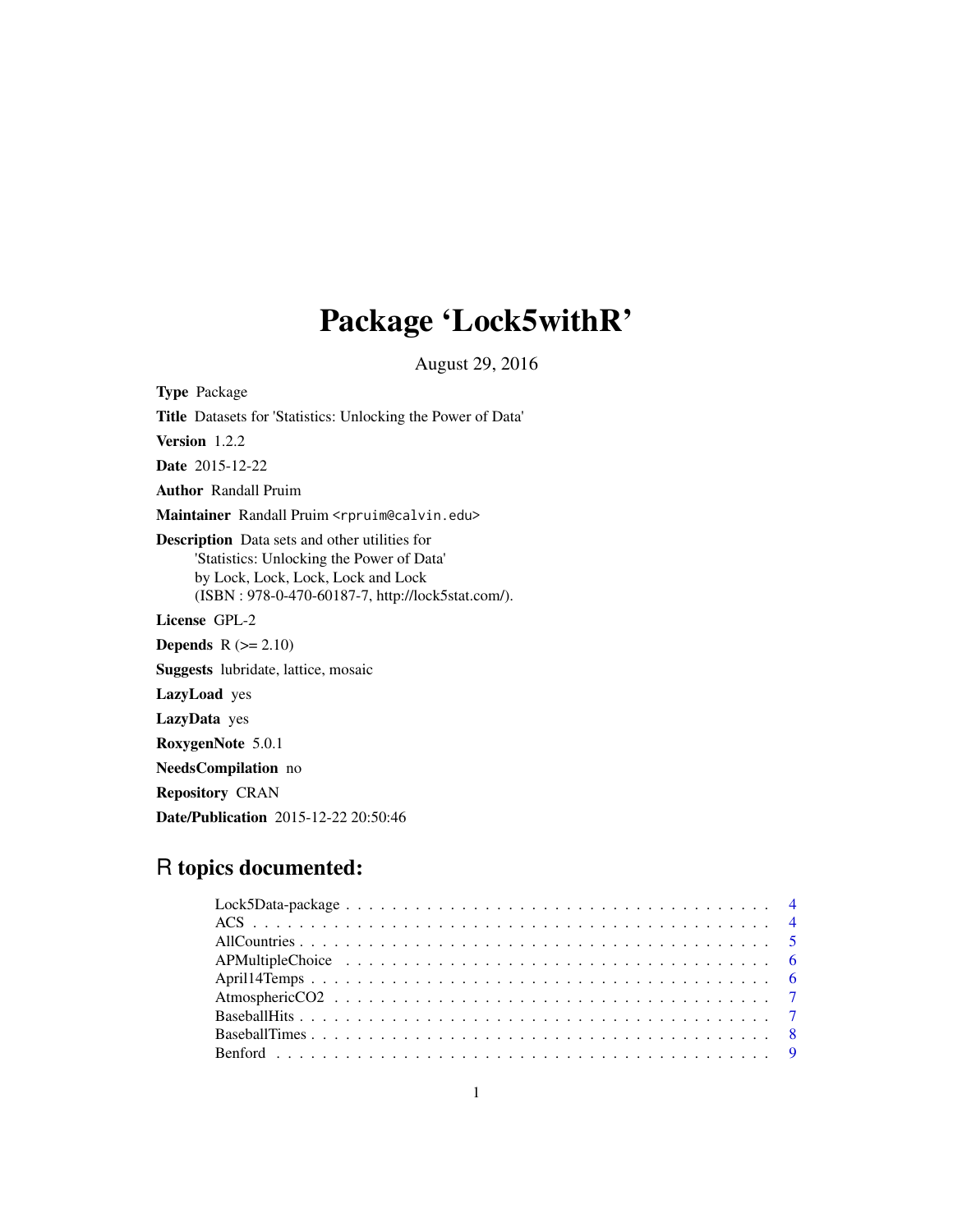# Package 'Lock5withR'

August 29, 2016

**Type** Package

**Title** Datasets for 'Statistics: Unlocking the Power of Data'

**Version** 1.2.2

**Date** 2015-12-22

**Author** Randall Pruim

**Maintainer** Randall Pruim <rpruim@calvin.edu>

**Description** Data sets and other utilities for
'Statistics: Unlocking the Power of Data'
by Lock, Lock, Lock, Lock and Lock
(ISBN : 978-0-470-60187-7, http://lock5stat.com/).

**License** GPL-2

**Depends** R (>= 2.10)

**Suggests** lubridate, lattice, mosaic

**LazyLoad** yes

**LazyData** yes

**RoxygenNote** 5.0.1

**NeedsCompilation** no

**Repository** CRAN

**Date/Publication** 2015-12-22 20:50:46

## R topics documented:

- Lock5Data-package . . . . . . . . . . . . . . . . . . . . . . . . . . . . . . . . . . . 4
- ACS . . . . . . . . . . . . . . . . . . . . . . . . . . . . . . . . . . . . . . . . . . . 4
- AllCountries . . . . . . . . . . . . . . . . . . . . . . . . . . . . . . . . . . . . . . 5
- APMultipleChoice . . . . . . . . . . . . . . . . . . . . . . . . . . . . . . . . . . . 6
- April14Temps . . . . . . . . . . . . . . . . . . . . . . . . . . . . . . . . . . . . . 6
- AtmosphericCO2 . . . . . . . . . . . . . . . . . . . . . . . . . . . . . . . . . . . 7
- BaseballHits . . . . . . . . . . . . . . . . . . . . . . . . . . . . . . . . . . . . . . 7
- BaseballTimes . . . . . . . . . . . . . . . . . . . . . . . . . . . . . . . . . . . . . 8
- Benford . . . . . . . . . . . . . . . . . . . . . . . . . . . . . . . . . . . . . . . . 9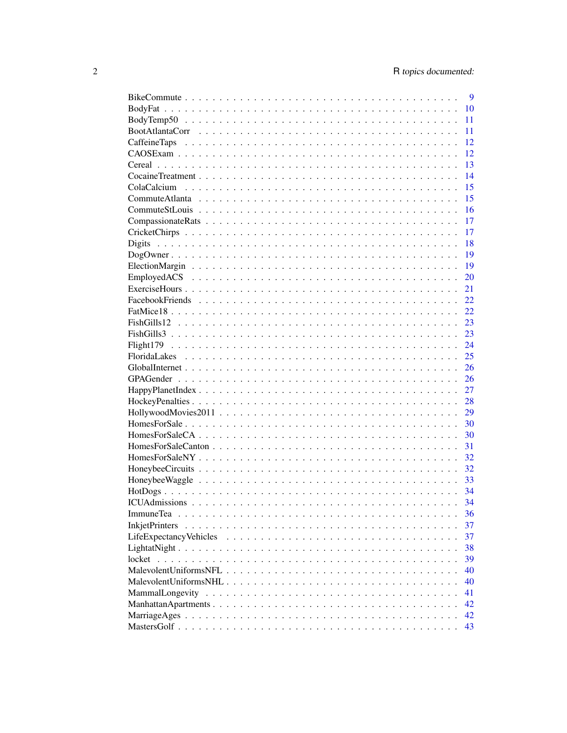| | |
|---|---|
| BikeCommute | 9 |
| BodyFat | 10 |
| BodyTemp50 | 11 |
| BootAtlantaCorr | 11 |
| CaffeineTaps | 12 |
| CAOSExam | 12 |
| Cereal | 13 |
| CocaineTreatment | 14 |
| ColaCalcium | 15 |
| CommuteAtlanta | 15 |
| CommuteStLouis | 16 |
| CompassionateRats | 17 |
| CricketChirps | 17 |
| Digits | 18 |
| DogOwner | 19 |
| ElectionMargin | 19 |
| EmployedACS | 20 |
| ExerciseHours | 21 |
| FacebookFriends | 22 |
| FatMice18 | 22 |
| FishGills12 | 23 |
| FishGills3 | 23 |
| Flight179 | 24 |
| FloridaLakes | 25 |
| GlobalInternet | 26 |
| GPAGender | 26 |
| HappyPlanetIndex | 27 |
| HockeyPenalties | 28 |
| HollywoodMovies2011 | 29 |
| HomesForSale | 30 |
| HomesForSaleCA | 30 |
| HomesForSaleCanton | 31 |
| HomesForSaleNY | 32 |
| HoneybeeCircuits | 32 |
| HoneybeeWaggle | 33 |
| HotDogs | 34 |
| ICUAdmissions | 34 |
| ImmuneTea | 36 |
| InkjetPrinters | 37 |
| LifeExpectancyVehicles | 37 |
| LightatNight | 38 |
| locket | 39 |
| MalevolentUniformsNFL | 40 |
| MalevolentUniformsNHL | 40 |
| MammalLongevity | 41 |
| ManhattanApartments | 42 |
| MarriageAges | 42 |
| MastersGolf | 43 |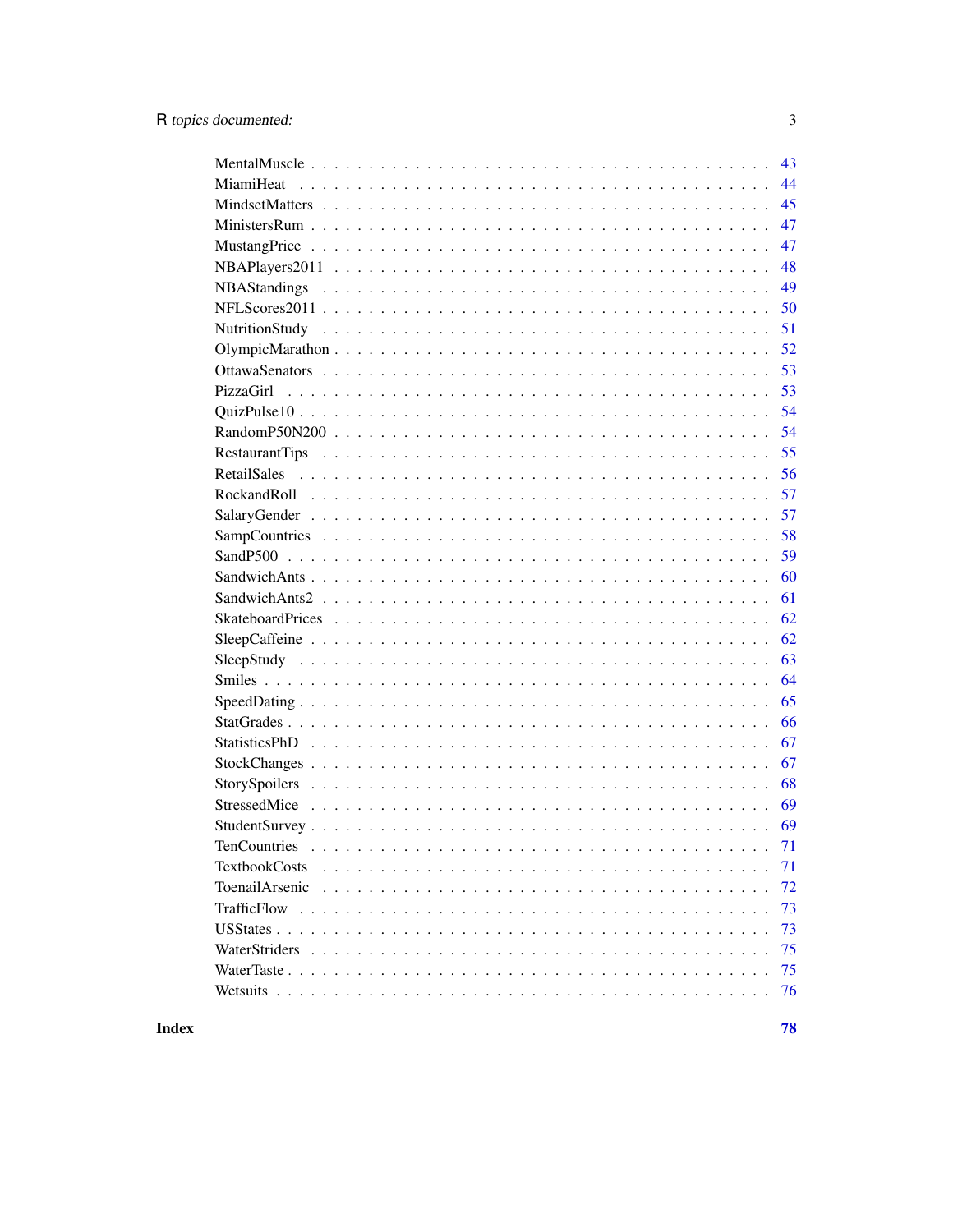MentalMuscle . . . . . . . . . . . . . . . . . . . . . . . . . . . . . . . . . . . . . . 43
MiamiHeat . . . . . . . . . . . . . . . . . . . . . . . . . . . . . . . . . . . . . . . 44
MindsetMatters . . . . . . . . . . . . . . . . . . . . . . . . . . . . . . . . . . . . . 45
MinistersRum . . . . . . . . . . . . . . . . . . . . . . . . . . . . . . . . . . . . . . 47
MustangPrice . . . . . . . . . . . . . . . . . . . . . . . . . . . . . . . . . . . . . . 47
NBAPlayers2011 . . . . . . . . . . . . . . . . . . . . . . . . . . . . . . . . . . . . . 48
NBAStandings . . . . . . . . . . . . . . . . . . . . . . . . . . . . . . . . . . . . . . 49
NFLScores2011 . . . . . . . . . . . . . . . . . . . . . . . . . . . . . . . . . . . . . 50
NutritionStudy . . . . . . . . . . . . . . . . . . . . . . . . . . . . . . . . . . . . . 51
OlympicMarathon . . . . . . . . . . . . . . . . . . . . . . . . . . . . . . . . . . . . 52
OttawaSenators . . . . . . . . . . . . . . . . . . . . . . . . . . . . . . . . . . . . . 53
PizzaGirl . . . . . . . . . . . . . . . . . . . . . . . . . . . . . . . . . . . . . . . . 53
QuizPulse10 . . . . . . . . . . . . . . . . . . . . . . . . . . . . . . . . . . . . . . 54
RandomP50N200 . . . . . . . . . . . . . . . . . . . . . . . . . . . . . . . . . . . . . 54
RestaurantTips . . . . . . . . . . . . . . . . . . . . . . . . . . . . . . . . . . . . . 55
RetailSales . . . . . . . . . . . . . . . . . . . . . . . . . . . . . . . . . . . . . . . 56
RockandRoll . . . . . . . . . . . . . . . . . . . . . . . . . . . . . . . . . . . . . . 57
SalaryGender . . . . . . . . . . . . . . . . . . . . . . . . . . . . . . . . . . . . . . 57
SampCountries . . . . . . . . . . . . . . . . . . . . . . . . . . . . . . . . . . . . . 58
SandP500 . . . . . . . . . . . . . . . . . . . . . . . . . . . . . . . . . . . . . . . . 59
SandwichAnts . . . . . . . . . . . . . . . . . . . . . . . . . . . . . . . . . . . . . . 60
SandwichAnts2 . . . . . . . . . . . . . . . . . . . . . . . . . . . . . . . . . . . . . 61
SkateboardPrices . . . . . . . . . . . . . . . . . . . . . . . . . . . . . . . . . . . . 62
SleepCaffeine . . . . . . . . . . . . . . . . . . . . . . . . . . . . . . . . . . . . . . 62
SleepStudy . . . . . . . . . . . . . . . . . . . . . . . . . . . . . . . . . . . . . . . 63
Smiles . . . . . . . . . . . . . . . . . . . . . . . . . . . . . . . . . . . . . . . . . 64
SpeedDating . . . . . . . . . . . . . . . . . . . . . . . . . . . . . . . . . . . . . . 65
StatGrades . . . . . . . . . . . . . . . . . . . . . . . . . . . . . . . . . . . . . . . 66
StatisticsPhD . . . . . . . . . . . . . . . . . . . . . . . . . . . . . . . . . . . . . . 67
StockChanges . . . . . . . . . . . . . . . . . . . . . . . . . . . . . . . . . . . . . . 67
StorySpoilers . . . . . . . . . . . . . . . . . . . . . . . . . . . . . . . . . . . . . . 68
StressedMice . . . . . . . . . . . . . . . . . . . . . . . . . . . . . . . . . . . . . . 69
StudentSurvey . . . . . . . . . . . . . . . . . . . . . . . . . . . . . . . . . . . . . . 69
TenCountries . . . . . . . . . . . . . . . . . . . . . . . . . . . . . . . . . . . . . . 71
TextbookCosts . . . . . . . . . . . . . . . . . . . . . . . . . . . . . . . . . . . . . . 71
ToenailArsenic . . . . . . . . . . . . . . . . . . . . . . . . . . . . . . . . . . . . . 72
TrafficFlow . . . . . . . . . . . . . . . . . . . . . . . . . . . . . . . . . . . . . . . 73
USStates . . . . . . . . . . . . . . . . . . . . . . . . . . . . . . . . . . . . . . . . 73
WaterStriders . . . . . . . . . . . . . . . . . . . . . . . . . . . . . . . . . . . . . . 75
WaterTaste . . . . . . . . . . . . . . . . . . . . . . . . . . . . . . . . . . . . . . . 75
Wetsuits . . . . . . . . . . . . . . . . . . . . . . . . . . . . . . . . . . . . . . . . 76

**Index** **78**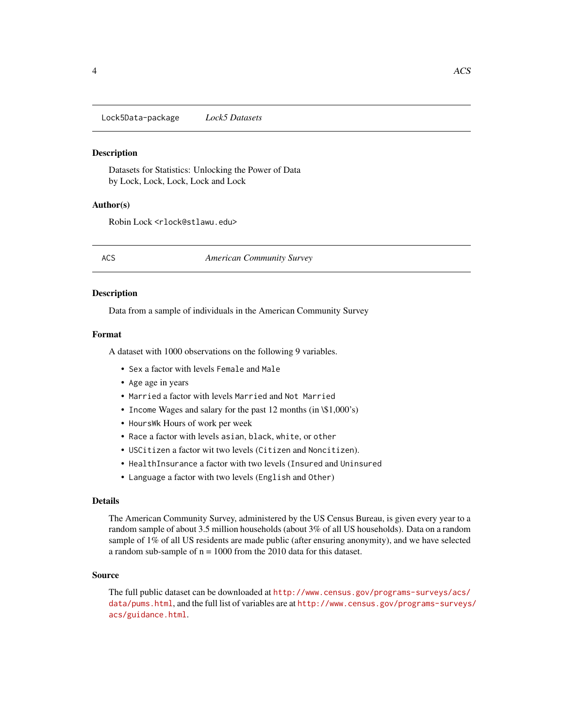## Lock5Data-package — *Lock5 Datasets*

### Description

Datasets for Statistics: Unlocking the Power of Data
by Lock, Lock, Lock, Lock and Lock

### Author(s)

Robin Lock <rlock@stlawu.edu>

## ACS — *American Community Survey*

### Description

Data from a sample of individuals in the American Community Survey

### Format

A dataset with 1000 observations on the following 9 variables.

- `Sex` a factor with levels `Female` and `Male`
- `Age` age in years
- `Married` a factor with levels `Married` and `Not Married`
- `Income` Wages and salary for the past 12 months (in \$1,000's)
- `HoursWk` Hours of work per week
- `Race` a factor with levels `asian`, `black`, `white`, or `other`
- `USCitizen` a factor wit two levels (`Citizen` and `Noncitizen`).
- `HealthInsurance` a factor with two levels (`Insured` and `Uninsured`
- `Language` a factor with two levels (`English` and `Other`)

### Details

The American Community Survey, administered by the US Census Bureau, is given every year to a random sample of about 3.5 million households (about 3% of all US households). Data on a random sample of 1% of all US residents are made public (after ensuring anonymity), and we have selected a random sub-sample of n = 1000 from the 2010 data for this dataset.

### Source

The full public dataset can be downloaded at http://www.census.gov/programs-surveys/acs/data/pums.html, and the full list of variables are at http://www.census.gov/programs-surveys/acs/guidance.html.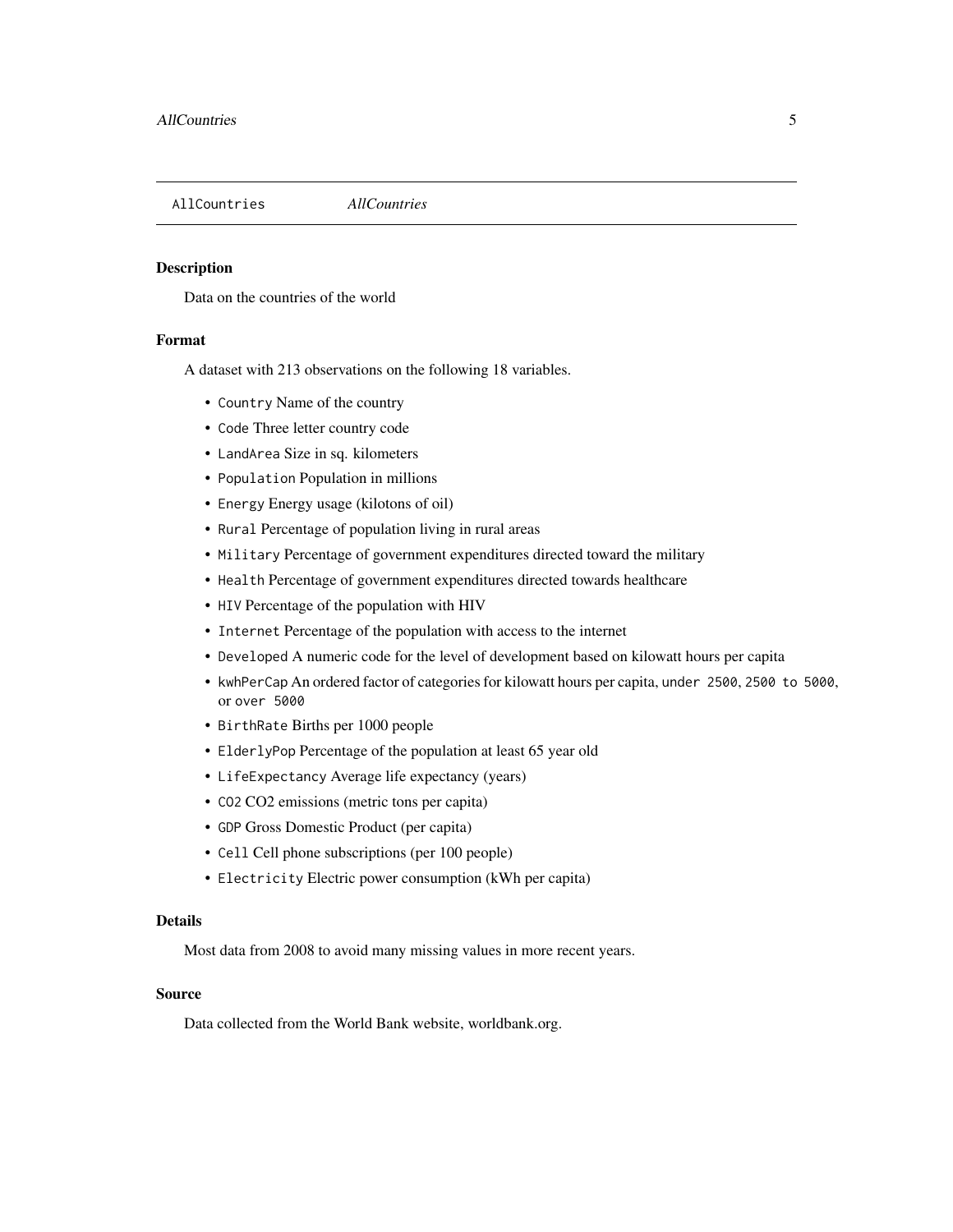## AllCountries    *AllCountries*

### Description

Data on the countries of the world

### Format

A dataset with 213 observations on the following 18 variables.

- `Country` Name of the country
- `Code` Three letter country code
- `LandArea` Size in sq. kilometers
- `Population` Population in millions
- `Energy` Energy usage (kilotons of oil)
- `Rural` Percentage of population living in rural areas
- `Military` Percentage of government expenditures directed toward the military
- `Health` Percentage of government expenditures directed towards healthcare
- `HIV` Percentage of the population with HIV
- `Internet` Percentage of the population with access to the internet
- `Developed` A numeric code for the level of development based on kilowatt hours per capita
- `kwhPerCap` An ordered factor of categories for kilowatt hours per capita, `under 2500`, `2500 to 5000`, or `over 5000`
- `BirthRate` Births per 1000 people
- `ElderlyPop` Percentage of the population at least 65 year old
- `LifeExpectancy` Average life expectancy (years)
- `CO2` CO2 emissions (metric tons per capita)
- `GDP` Gross Domestic Product (per capita)
- `Cell` Cell phone subscriptions (per 100 people)
- `Electricity` Electric power consumption (kWh per capita)

### Details

Most data from 2008 to avoid many missing values in more recent years.

### Source

Data collected from the World Bank website, worldbank.org.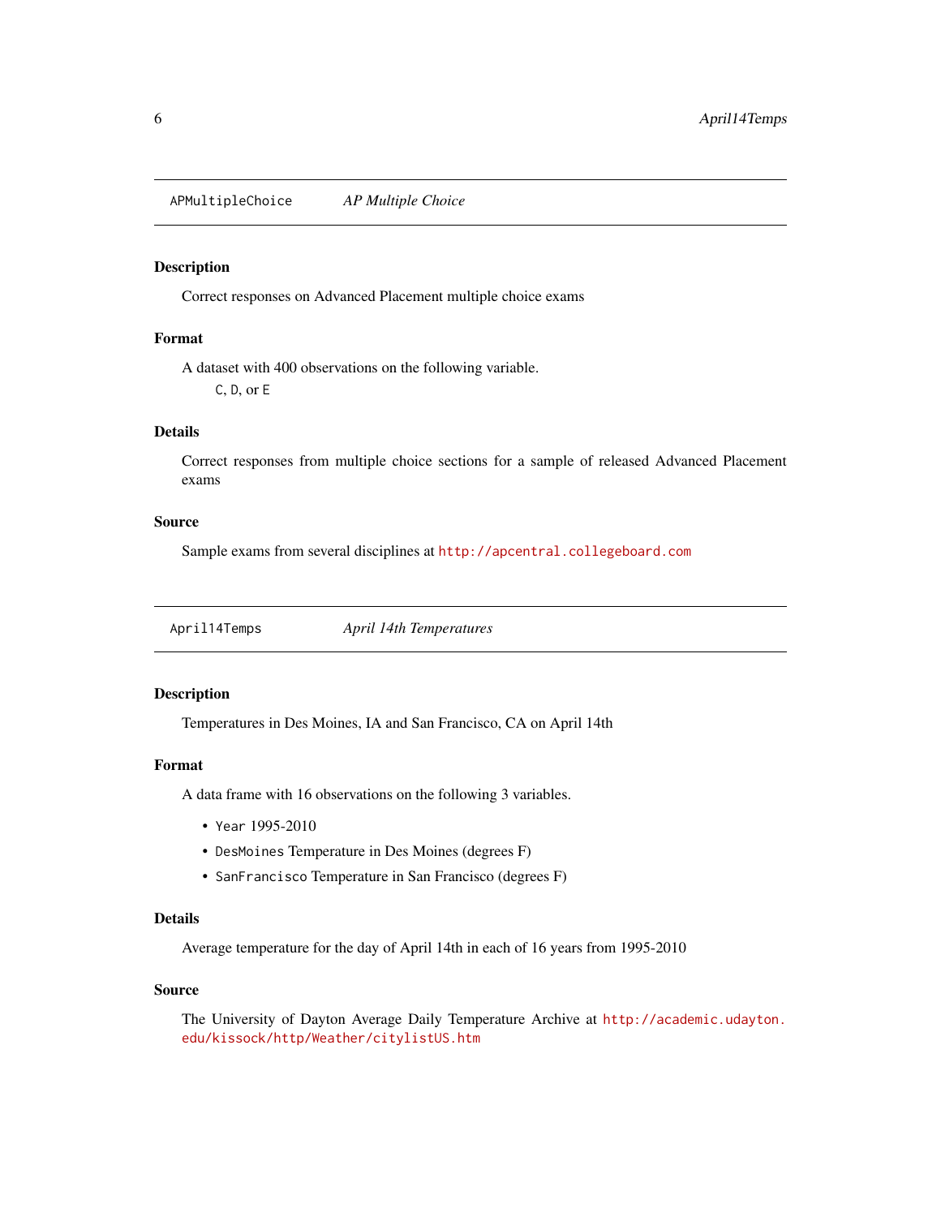## APMultipleChoice *AP Multiple Choice*

### Description

Correct responses on Advanced Placement multiple choice exams

### Format

A dataset with 400 observations on the following variable.

`C`, `D`, or `E`

### Details

Correct responses from multiple choice sections for a sample of released Advanced Placement exams

### Source

Sample exams from several disciplines at http://apcentral.collegeboard.com

## April14Temps *April 14th Temperatures*

### Description

Temperatures in Des Moines, IA and San Francisco, CA on April 14th

### Format

A data frame with 16 observations on the following 3 variables.

- `Year` 1995-2010
- `DesMoines` Temperature in Des Moines (degrees F)
- `SanFrancisco` Temperature in San Francisco (degrees F)

### Details

Average temperature for the day of April 14th in each of 16 years from 1995-2010

### Source

The University of Dayton Average Daily Temperature Archive at http://academic.udayton.edu/kissock/http/Weather/citylistUS.htm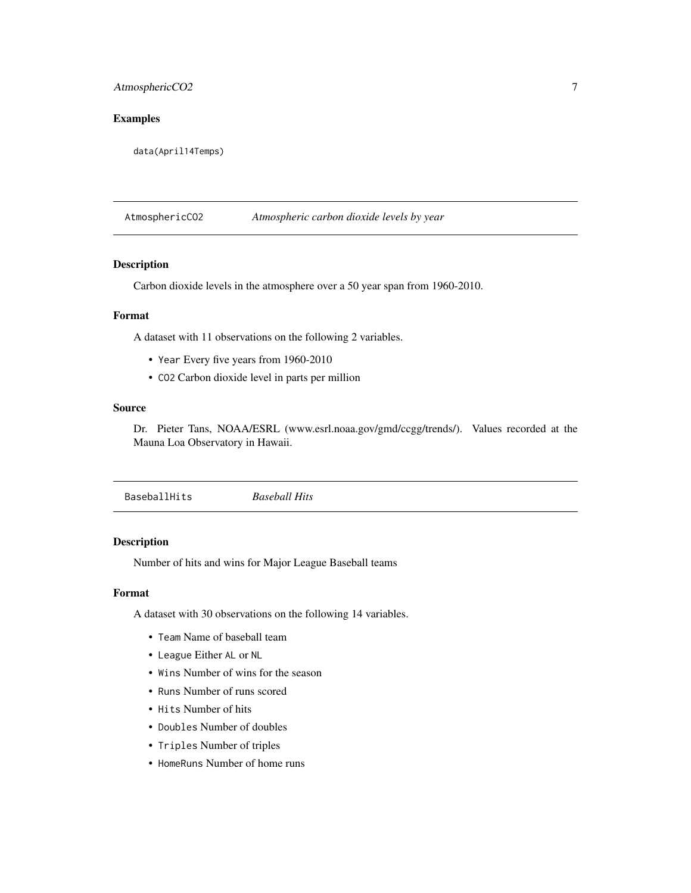### Examples

```
data(April14Temps)
```

---

## AtmosphericCO2 *Atmospheric carbon dioxide levels by year*

### Description

Carbon dioxide levels in the atmosphere over a 50 year span from 1960-2010.

### Format

A dataset with 11 observations on the following 2 variables.

- `Year` Every five years from 1960-2010
- `CO2` Carbon dioxide level in parts per million

### Source

Dr. Pieter Tans, NOAA/ESRL (www.esrl.noaa.gov/gmd/ccgg/trends/). Values recorded at the Mauna Loa Observatory in Hawaii.

---

## BaseballHits *Baseball Hits*

### Description

Number of hits and wins for Major League Baseball teams

### Format

A dataset with 30 observations on the following 14 variables.

- `Team` Name of baseball team
- `League` Either `AL` or `NL`
- `Wins` Number of wins for the season
- `Runs` Number of runs scored
- `Hits` Number of hits
- `Doubles` Number of doubles
- `Triples` Number of triples
- `HomeRuns` Number of home runs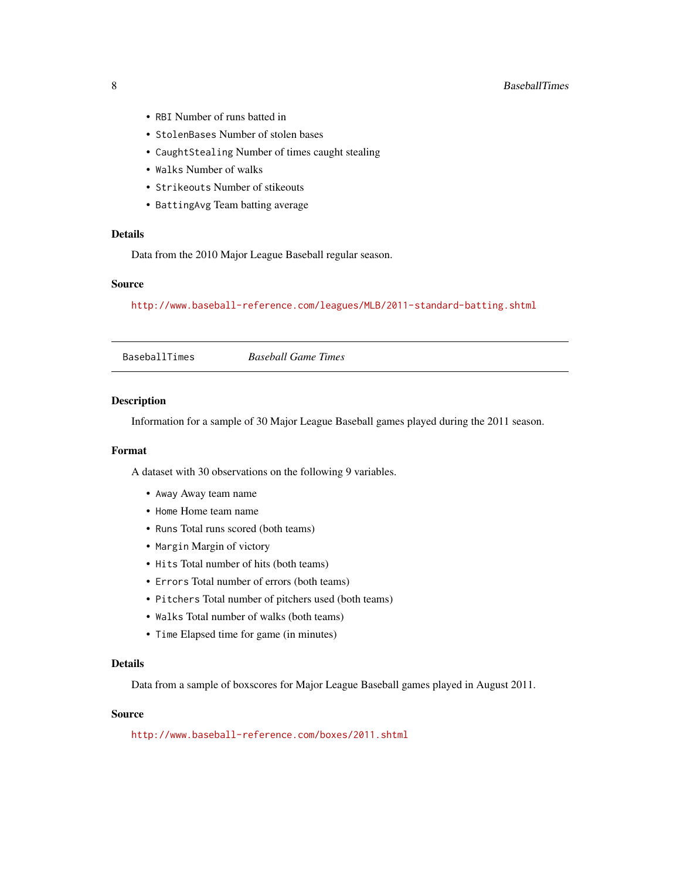- `RBI` Number of runs batted in
- `StolenBases` Number of stolen bases
- `CaughtStealing` Number of times caught stealing
- `Walks` Number of walks
- `Strikeouts` Number of stikeouts
- `BattingAvg` Team batting average

### Details

Data from the 2010 Major League Baseball regular season.

### Source

http://www.baseball-reference.com/leagues/MLB/2011-standard-batting.shtml

---

## BaseballTimes — *Baseball Game Times*

### Description

Information for a sample of 30 Major League Baseball games played during the 2011 season.

### Format

A dataset with 30 observations on the following 9 variables.

- `Away` Away team name
- `Home` Home team name
- `Runs` Total runs scored (both teams)
- `Margin` Margin of victory
- `Hits` Total number of hits (both teams)
- `Errors` Total number of errors (both teams)
- `Pitchers` Total number of pitchers used (both teams)
- `Walks` Total number of walks (both teams)
- `Time` Elapsed time for game (in minutes)

### Details

Data from a sample of boxscores for Major League Baseball games played in August 2011.

### Source

http://www.baseball-reference.com/boxes/2011.shtml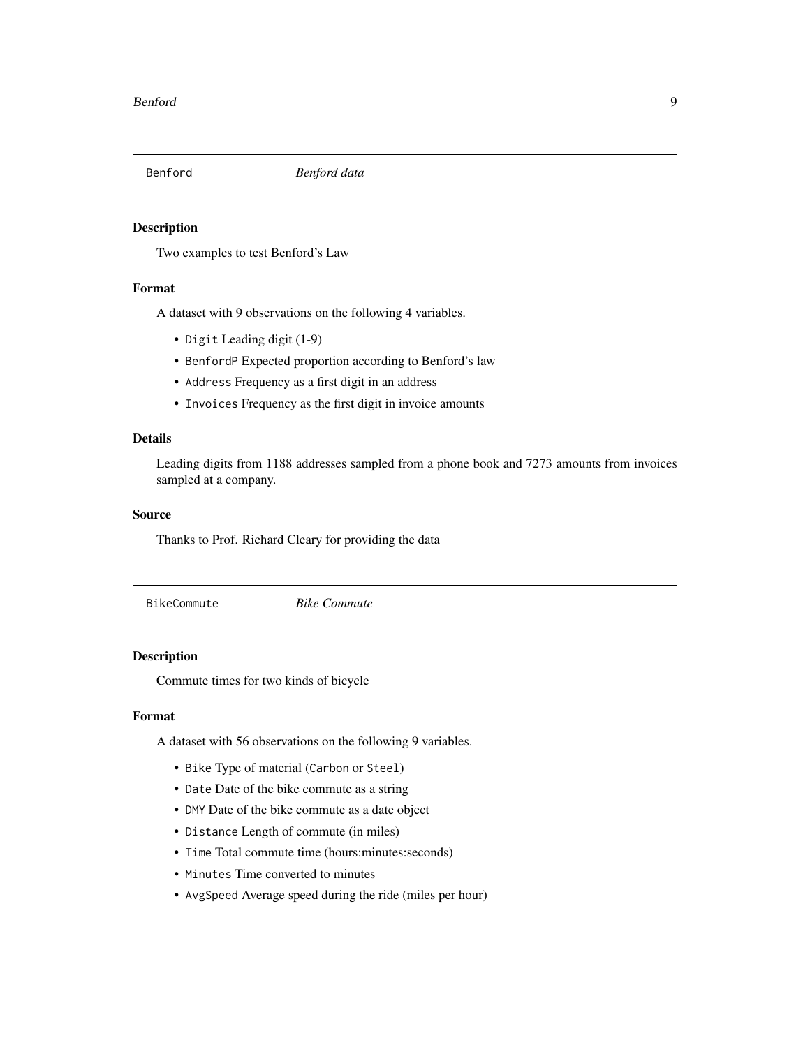## Benford — *Benford data*

### Description

Two examples to test Benford's Law

### Format

A dataset with 9 observations on the following 4 variables.

- `Digit` Leading digit (1-9)
- `BenfordP` Expected proportion according to Benford's law
- `Address` Frequency as a first digit in an address
- `Invoices` Frequency as the first digit in invoice amounts

### Details

Leading digits from 1188 addresses sampled from a phone book and 7273 amounts from invoices sampled at a company.

### Source

Thanks to Prof. Richard Cleary for providing the data

## BikeCommute — *Bike Commute*

### Description

Commute times for two kinds of bicycle

### Format

A dataset with 56 observations on the following 9 variables.

- `Bike` Type of material (`Carbon` or `Steel`)
- `Date` Date of the bike commute as a string
- `DMY` Date of the bike commute as a date object
- `Distance` Length of commute (in miles)
- `Time` Total commute time (hours:minutes:seconds)
- `Minutes` Time converted to minutes
- `AvgSpeed` Average speed during the ride (miles per hour)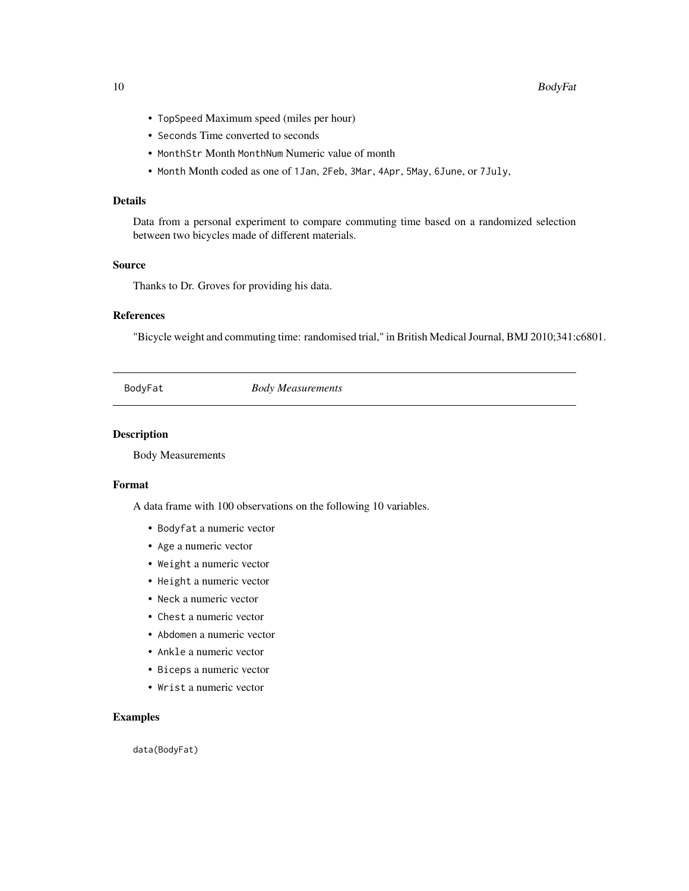- `TopSpeed` Maximum speed (miles per hour)
- `Seconds` Time converted to seconds
- `MonthStr` Month `MonthNum` Numeric value of month
- `Month` Month coded as one of `1Jan`, `2Feb`, `3Mar`, `4Apr`, `5May`, `6June`, or `7July`,

### Details

Data from a personal experiment to compare commuting time based on a randomized selection between two bicycles made of different materials.

### Source

Thanks to Dr. Groves for providing his data.

### References

"Bicycle weight and commuting time: randomised trial," in British Medical Journal, BMJ 2010;341:c6801.

---

## BodyFat *Body Measurements*

### Description

Body Measurements

### Format

A data frame with 100 observations on the following 10 variables.

- `Bodyfat` a numeric vector
- `Age` a numeric vector
- `Weight` a numeric vector
- `Height` a numeric vector
- `Neck` a numeric vector
- `Chest` a numeric vector
- `Abdomen` a numeric vector
- `Ankle` a numeric vector
- `Biceps` a numeric vector
- `Wrist` a numeric vector

### Examples

```
data(BodyFat)
```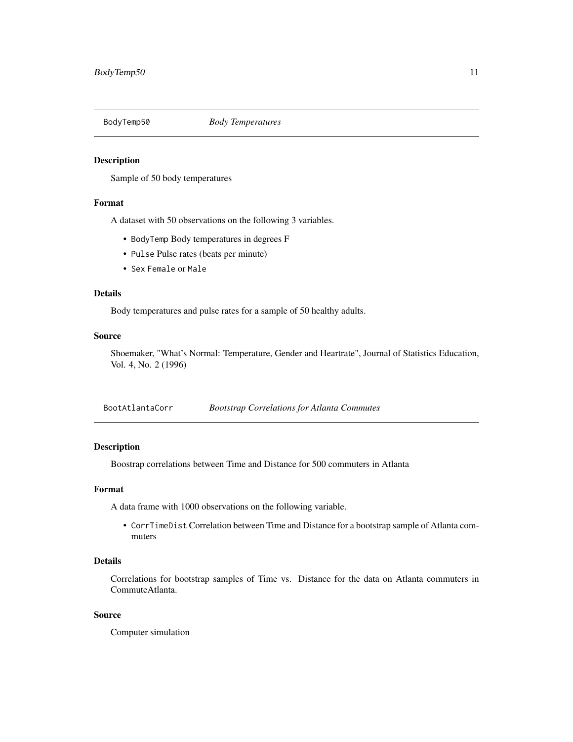## BodyTemp50 *Body Temperatures*

### Description

Sample of 50 body temperatures

### Format

A dataset with 50 observations on the following 3 variables.

- `BodyTemp` Body temperatures in degrees F
- `Pulse` Pulse rates (beats per minute)
- `Sex` `Female` or `Male`

### Details

Body temperatures and pulse rates for a sample of 50 healthy adults.

### Source

Shoemaker, "What's Normal: Temperature, Gender and Heartrate", Journal of Statistics Education, Vol. 4, No. 2 (1996)

## BootAtlantaCorr *Bootstrap Correlations for Atlanta Commutes*

### Description

Boostrap correlations between Time and Distance for 500 commuters in Atlanta

### Format

A data frame with 1000 observations on the following variable.

- `CorrTimeDist` Correlation between Time and Distance for a bootstrap sample of Atlanta commuters

### Details

Correlations for bootstrap samples of Time vs. Distance for the data on Atlanta commuters in CommuteAtlanta.

### Source

Computer simulation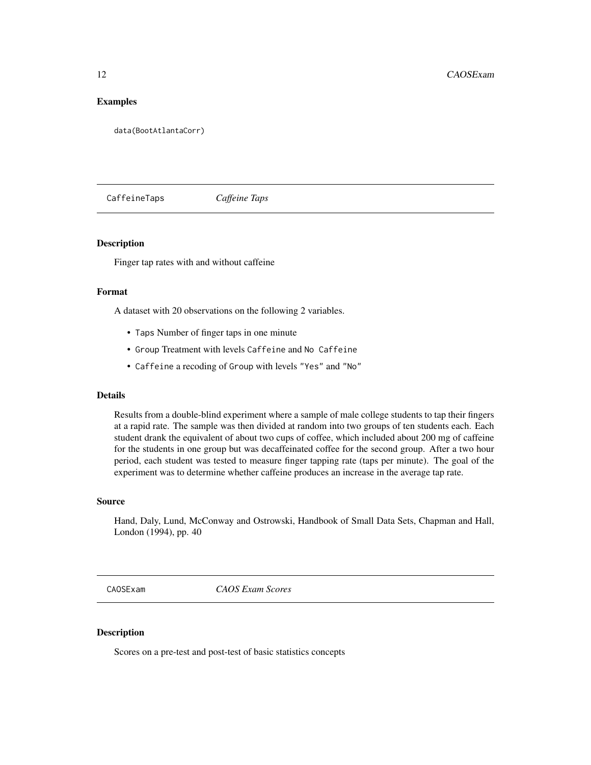## Examples

```
data(BootAtlantaCorr)
```

---

## CaffeineTaps *Caffeine Taps*

---

### Description

Finger tap rates with and without caffeine

### Format

A dataset with 20 observations on the following 2 variables.

- `Taps` Number of finger taps in one minute
- `Group` Treatment with levels `Caffeine` and `No Caffeine`
- `Caffeine` a recoding of `Group` with levels `"Yes"` and `"No"`

### Details

Results from a double-blind experiment where a sample of male college students to tap their fingers at a rapid rate. The sample was then divided at random into two groups of ten students each. Each student drank the equivalent of about two cups of coffee, which included about 200 mg of caffeine for the students in one group but was decaffeinated coffee for the second group. After a two hour period, each student was tested to measure finger tapping rate (taps per minute). The goal of the experiment was to determine whether caffeine produces an increase in the average tap rate.

### Source

Hand, Daly, Lund, McConway and Ostrowski, Handbook of Small Data Sets, Chapman and Hall, London (1994), pp. 40

---

## CAOSExam *CAOS Exam Scores*

---

### Description

Scores on a pre-test and post-test of basic statistics concepts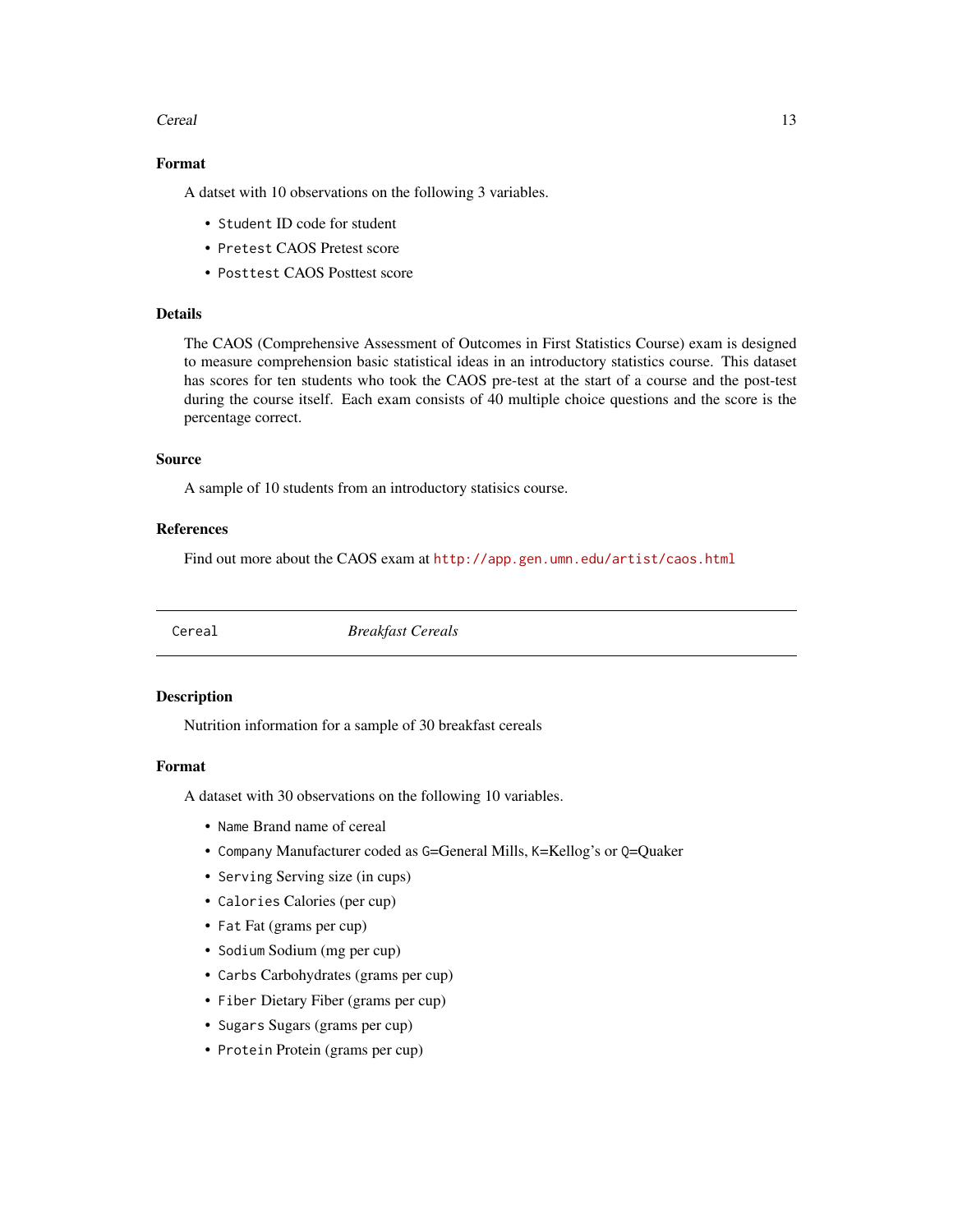### Format

A dataset with 10 observations on the following 3 variables.

- `Student` ID code for student
- `Pretest` CAOS Pretest score
- `Posttest` CAOS Posttest score

### Details

The CAOS (Comprehensive Assessment of Outcomes in First Statistics Course) exam is designed to measure comprehension basic statistical ideas in an introductory statistics course. This dataset has scores for ten students who took the CAOS pre-test at the start of a course and the post-test during the course itself. Each exam consists of 40 multiple choice questions and the score is the percentage correct.

### Source

A sample of 10 students from an introductory statisics course.

### References

Find out more about the CAOS exam at http://app.gen.umn.edu/artist/caos.html

---

## `Cereal` *Breakfast Cereals*

---

### Description

Nutrition information for a sample of 30 breakfast cereals

### Format

A dataset with 30 observations on the following 10 variables.

- `Name` Brand name of cereal
- `Company` Manufacturer coded as `G`=General Mills, `K`=Kellog's or `Q`=Quaker
- `Serving` Serving size (in cups)
- `Calories` Calories (per cup)
- `Fat` Fat (grams per cup)
- `Sodium` Sodium (mg per cup)
- `Carbs` Carbohydrates (grams per cup)
- `Fiber` Dietary Fiber (grams per cup)
- `Sugars` Sugars (grams per cup)
- `Protein` Protein (grams per cup)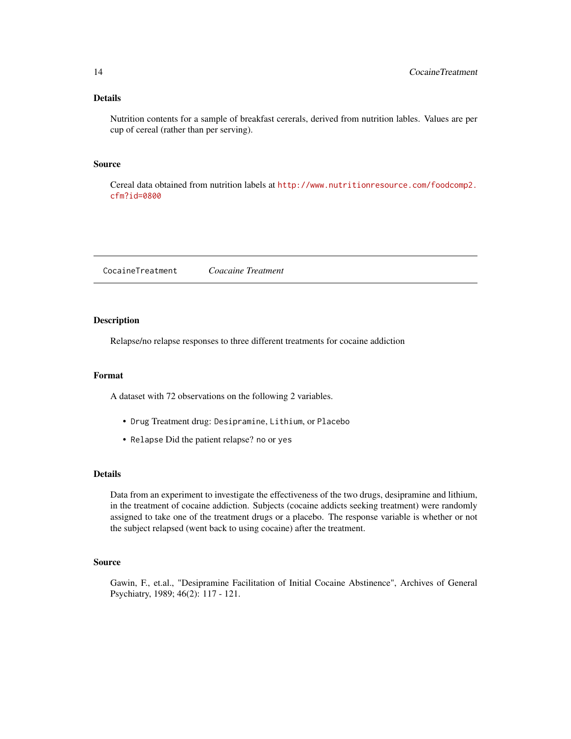## Details

Nutrition contents for a sample of breakfast cererals, derived from nutrition lables. Values are per cup of cereal (rather than per serving).

## Source

Cereal data obtained from nutrition labels at http://www.nutritionresource.com/foodcomp2.cfm?id=0800

---

# CocaineTreatment *Coacaine Treatment*

## Description

Relapse/no relapse responses to three different treatments for cocaine addiction

## Format

A dataset with 72 observations on the following 2 variables.

- `Drug` Treatment drug: `Desipramine`, `Lithium`, or `Placebo`
- `Relapse` Did the patient relapse? `no` or `yes`

## Details

Data from an experiment to investigate the effectiveness of the two drugs, desipramine and lithium, in the treatment of cocaine addiction. Subjects (cocaine addicts seeking treatment) were randomly assigned to take one of the treatment drugs or a placebo. The response variable is whether or not the subject relapsed (went back to using cocaine) after the treatment.

## Source

Gawin, F., et.al., "Desipramine Facilitation of Initial Cocaine Abstinence", Archives of General Psychiatry, 1989; 46(2): 117 - 121.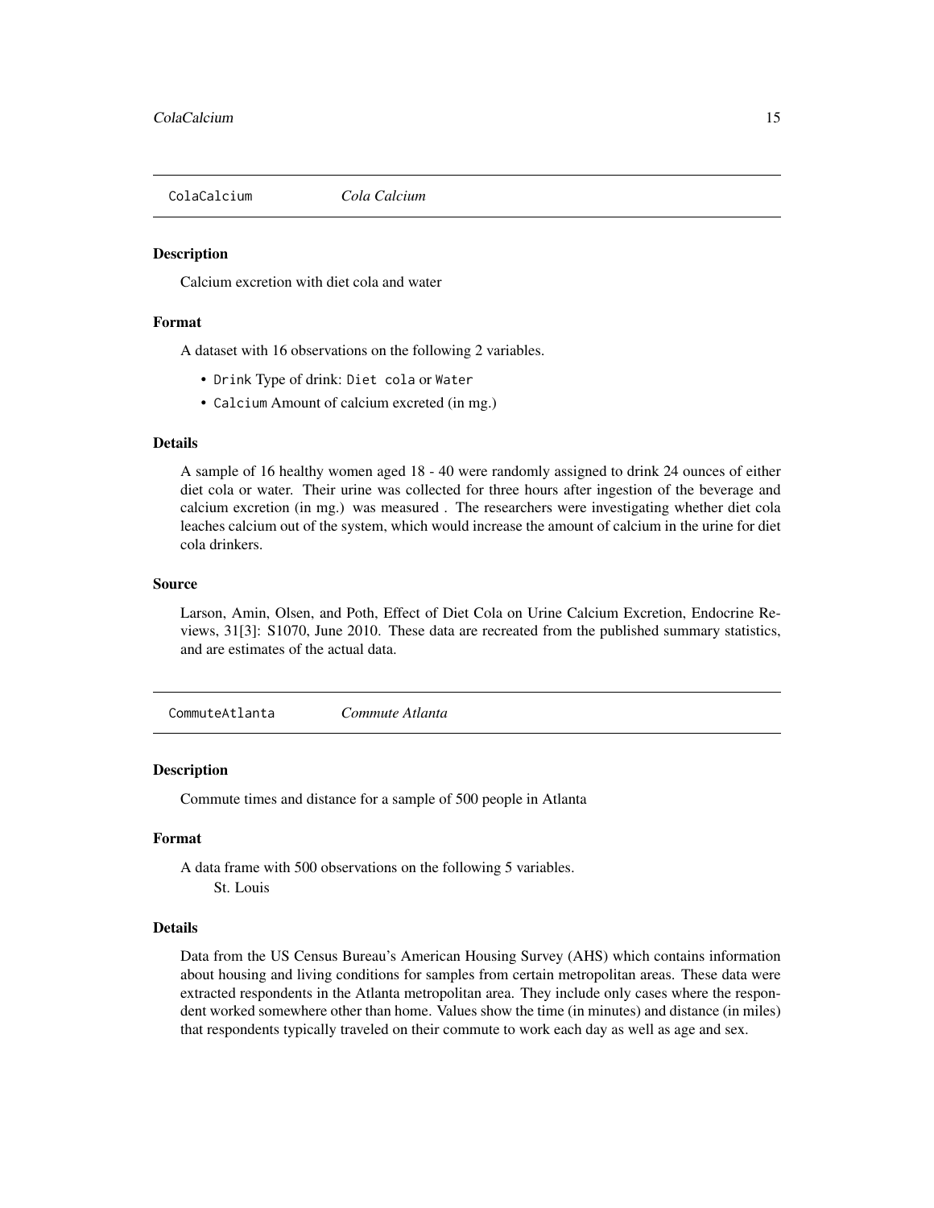## ColaCalcium *Cola Calcium*

### Description

Calcium excretion with diet cola and water

### Format

A dataset with 16 observations on the following 2 variables.

- `Drink` Type of drink: `Diet cola` or `Water`
- `Calcium` Amount of calcium excreted (in mg.)

### Details

A sample of 16 healthy women aged 18 - 40 were randomly assigned to drink 24 ounces of either diet cola or water. Their urine was collected for three hours after ingestion of the beverage and calcium excretion (in mg.) was measured . The researchers were investigating whether diet cola leaches calcium out of the system, which would increase the amount of calcium in the urine for diet cola drinkers.

### Source

Larson, Amin, Olsen, and Poth, Effect of Diet Cola on Urine Calcium Excretion, Endocrine Reviews, 31[3]: S1070, June 2010. These data are recreated from the published summary statistics, and are estimates of the actual data.

## CommuteAtlanta *Commute Atlanta*

### Description

Commute times and distance for a sample of 500 people in Atlanta

### Format

A data frame with 500 observations on the following 5 variables.
St. Louis

### Details

Data from the US Census Bureau's American Housing Survey (AHS) which contains information about housing and living conditions for samples from certain metropolitan areas. These data were extracted respondents in the Atlanta metropolitan area. They include only cases where the respondent worked somewhere other than home. Values show the time (in minutes) and distance (in miles) that respondents typically traveled on their commute to work each day as well as age and sex.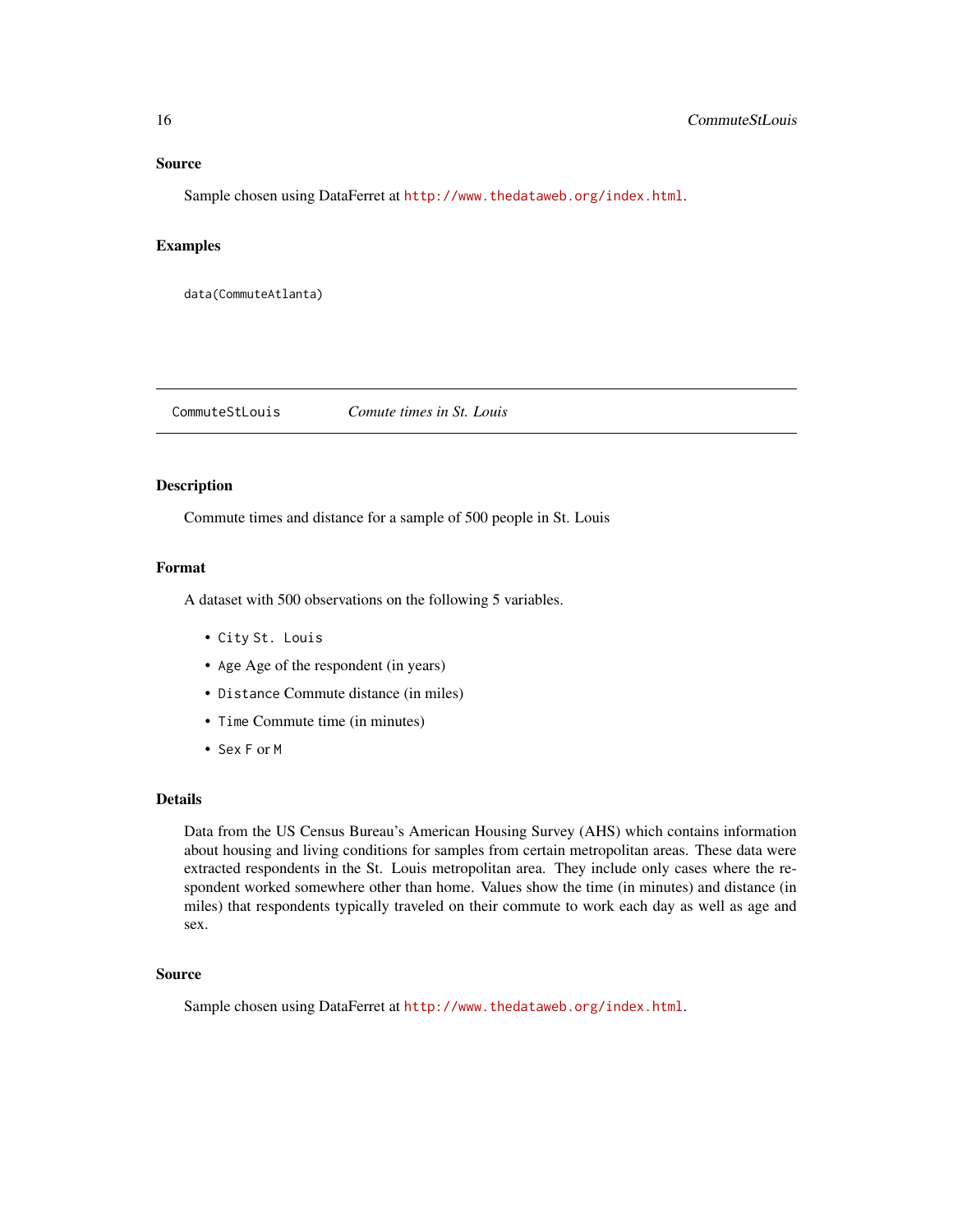## Source

Sample chosen using DataFerret at http://www.thedataweb.org/index.html.

## Examples

```
data(CommuteAtlanta)
```

---

# CommuteStLouis    *Comute times in St. Louis*

---

## Description

Commute times and distance for a sample of 500 people in St. Louis

## Format

A dataset with 500 observations on the following 5 variables.

- `City` `St. Louis`
- `Age` Age of the respondent (in years)
- `Distance` Commute distance (in miles)
- `Time` Commute time (in minutes)
- `Sex` `F` or `M`

## Details

Data from the US Census Bureau's American Housing Survey (AHS) which contains information about housing and living conditions for samples from certain metropolitan areas. These data were extracted respondents in the St. Louis metropolitan area. They include only cases where the respondent worked somewhere other than home. Values show the time (in minutes) and distance (in miles) that respondents typically traveled on their commute to work each day as well as age and sex.

## Source

Sample chosen using DataFerret at http://www.thedataweb.org/index.html.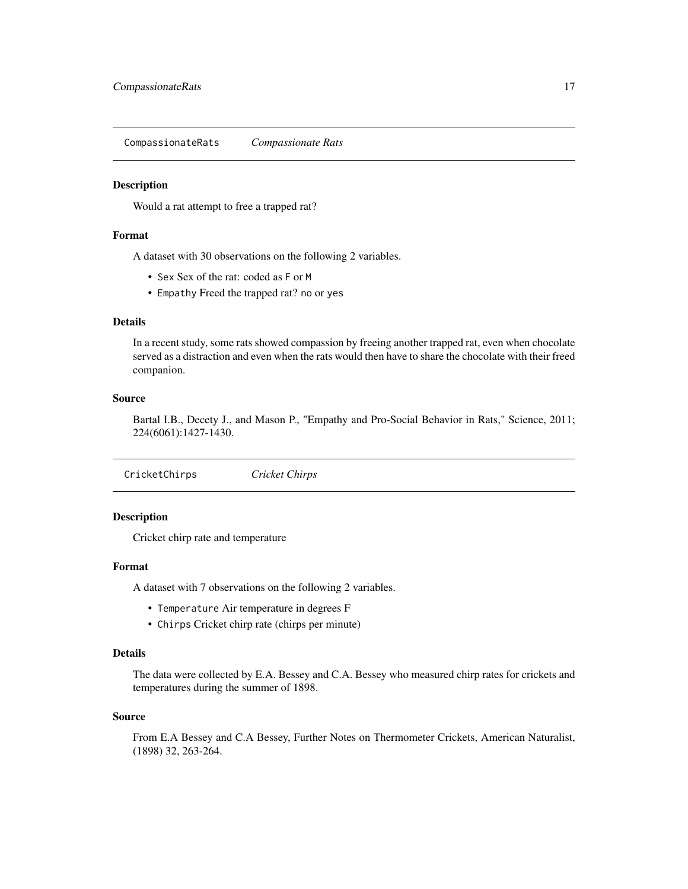## CompassionateRats *Compassionate Rats*

### Description

Would a rat attempt to free a trapped rat?

### Format

A dataset with 30 observations on the following 2 variables.

- `Sex` Sex of the rat: coded as `F` or `M`
- `Empathy` Freed the trapped rat? `no` or `yes`

### Details

In a recent study, some rats showed compassion by freeing another trapped rat, even when chocolate served as a distraction and even when the rats would then have to share the chocolate with their freed companion.

### Source

Bartal I.B., Decety J., and Mason P., "Empathy and Pro-Social Behavior in Rats," Science, 2011; 224(6061):1427-1430.

## CricketChirps *Cricket Chirps*

### Description

Cricket chirp rate and temperature

### Format

A dataset with 7 observations on the following 2 variables.

- `Temperature` Air temperature in degrees F
- `Chirps` Cricket chirp rate (chirps per minute)

### Details

The data were collected by E.A. Bessey and C.A. Bessey who measured chirp rates for crickets and temperatures during the summer of 1898.

### Source

From E.A Bessey and C.A Bessey, Further Notes on Thermometer Crickets, American Naturalist, (1898) 32, 263-264.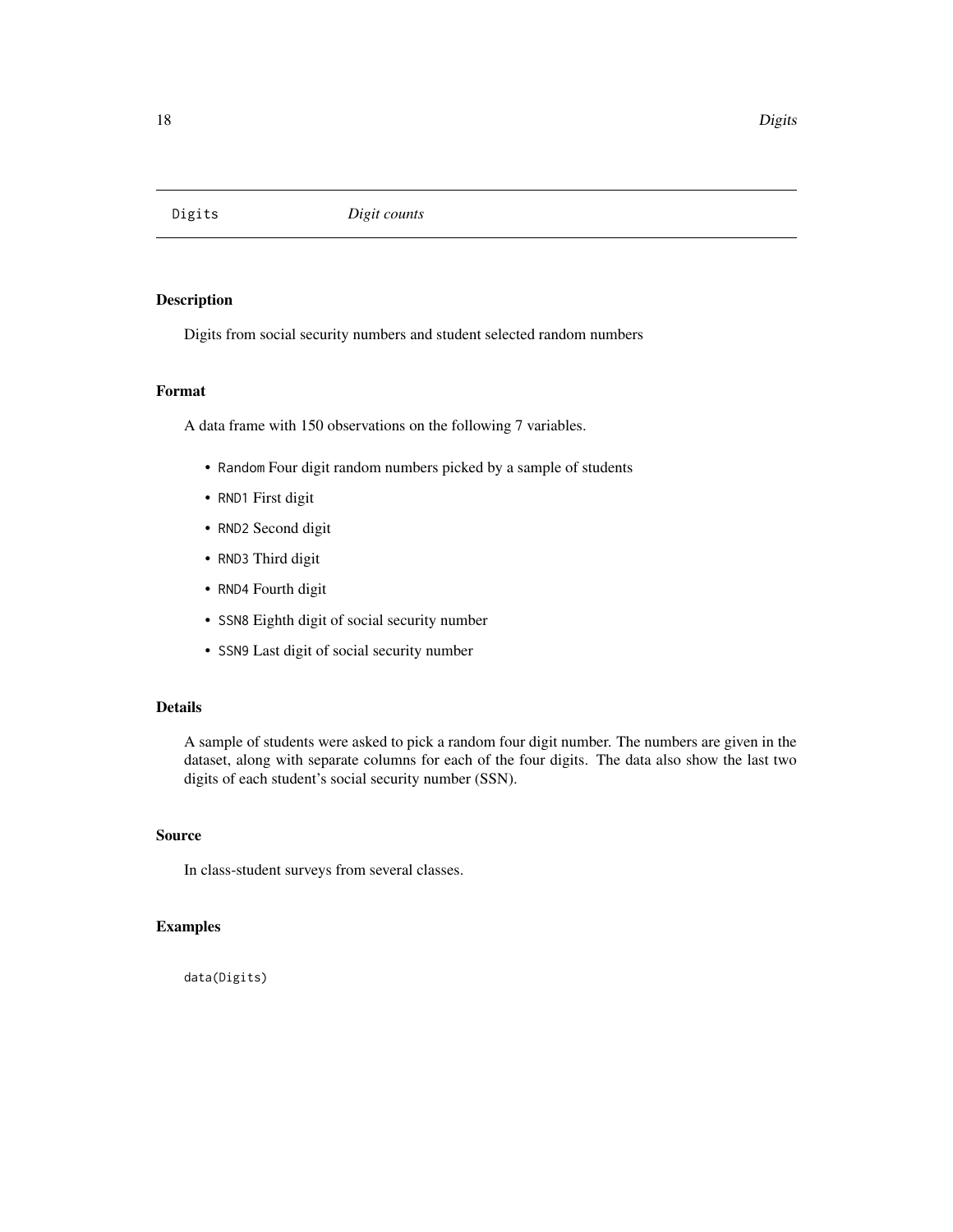# Digits *Digit counts*

## Description

Digits from social security numbers and student selected random numbers

## Format

A data frame with 150 observations on the following 7 variables.

- `Random` Four digit random numbers picked by a sample of students
- `RND1` First digit
- `RND2` Second digit
- `RND3` Third digit
- `RND4` Fourth digit
- `SSN8` Eighth digit of social security number
- `SSN9` Last digit of social security number

## Details

A sample of students were asked to pick a random four digit number. The numbers are given in the dataset, along with separate columns for each of the four digits. The data also show the last two digits of each student's social security number (SSN).

## Source

In class-student surveys from several classes.

## Examples

```
data(Digits)
```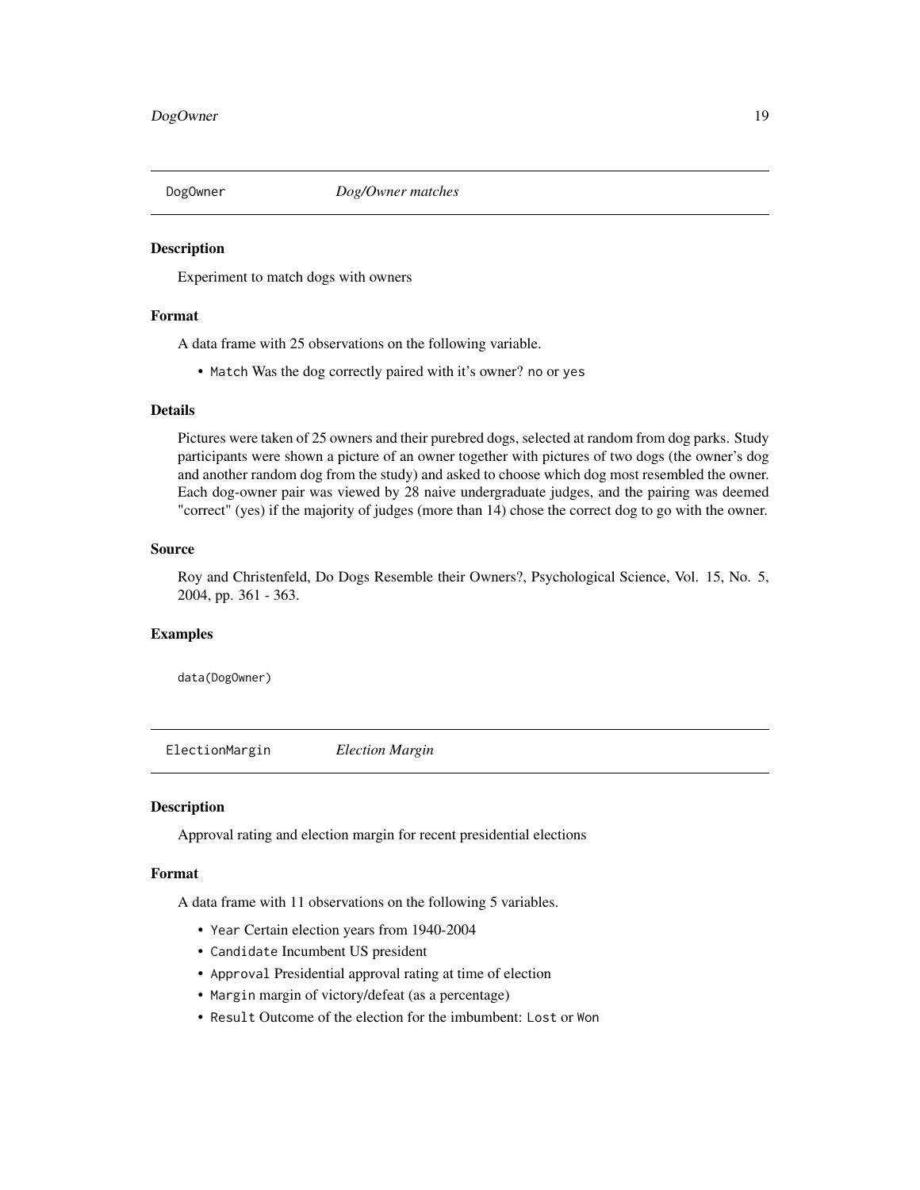## DogOwner *Dog/Owner matches*

### Description

Experiment to match dogs with owners

### Format

A data frame with 25 observations on the following variable.

- `Match` Was the dog correctly paired with it's owner? `no` or `yes`

### Details

Pictures were taken of 25 owners and their purebred dogs, selected at random from dog parks. Study participants were shown a picture of an owner together with pictures of two dogs (the owner's dog and another random dog from the study) and asked to choose which dog most resembled the owner. Each dog-owner pair was viewed by 28 naive undergraduate judges, and the pairing was deemed "correct" (yes) if the majority of judges (more than 14) chose the correct dog to go with the owner.

### Source

Roy and Christenfeld, Do Dogs Resemble their Owners?, Psychological Science, Vol. 15, No. 5, 2004, pp. 361 - 363.

### Examples

```
data(DogOwner)
```

## ElectionMargin *Election Margin*

### Description

Approval rating and election margin for recent presidential elections

### Format

A data frame with 11 observations on the following 5 variables.

- `Year` Certain election years from 1940-2004
- `Candidate` Incumbent US president
- `Approval` Presidential approval rating at time of election
- `Margin` margin of victory/defeat (as a percentage)
- `Result` Outcome of the election for the imbumbent: `Lost` or `Won`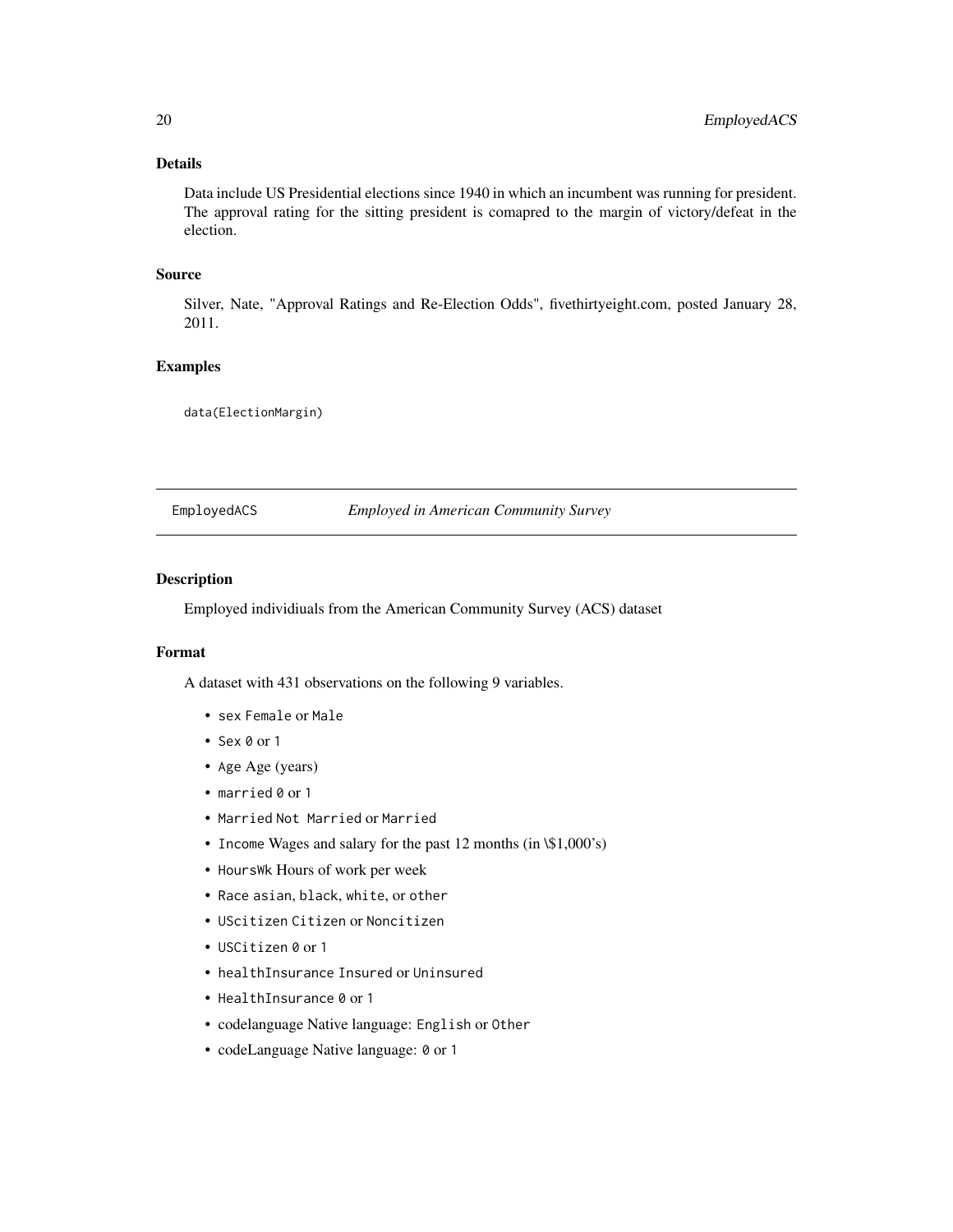### Details

Data include US Presidential elections since 1940 in which an incumbent was running for president. The approval rating for the sitting president is comapred to the margin of victory/defeat in the election.

### Source

Silver, Nate, "Approval Ratings and Re-Election Odds", fivethirtyeight.com, posted January 28, 2011.

### Examples

```
data(ElectionMargin)
```

---

## EmployedACS — *Employed in American Community Survey*

### Description

Employed individiuals from the American Community Survey (ACS) dataset

### Format

A dataset with 431 observations on the following 9 variables.

- `sex` `Female` or `Male`
- `Sex` `0` or `1`
- `Age` Age (years)
- `married` `0` or `1`
- `Married` `Not Married` or `Married`
- `Income` Wages and salary for the past 12 months (in \$1,000's)
- `HoursWk` Hours of work per week
- `Race` `asian`, `black`, `white`, or `other`
- `UScitizen` `Citizen` or `Noncitizen`
- `USCitizen` `0` or `1`
- `healthInsurance` `Insured` or `Uninsured`
- `HealthInsurance` `0` or `1`
- codelanguage Native language: `English` or `Other`
- codeLanguage Native language: `0` or `1`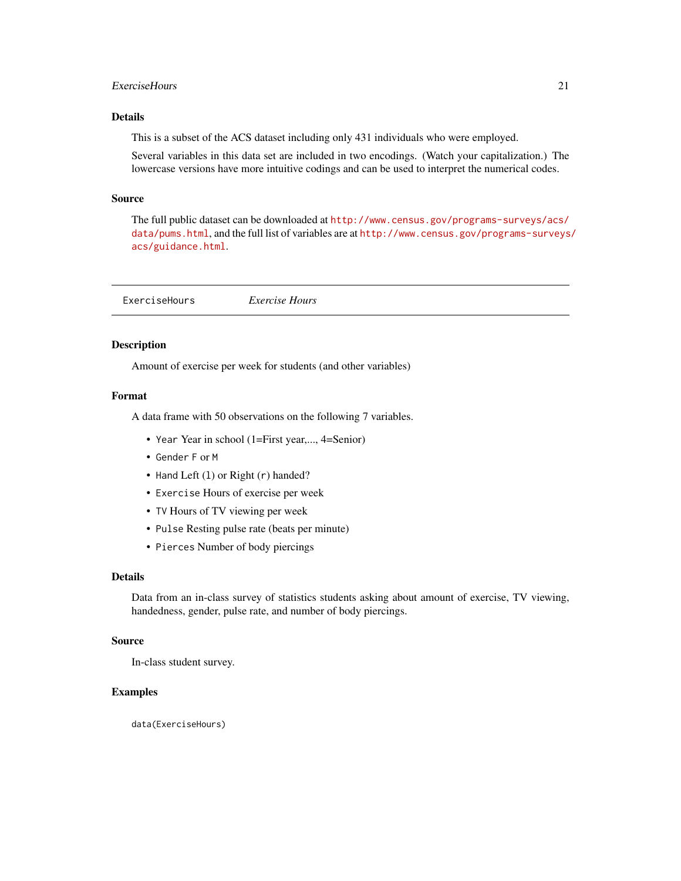### Details

This is a subset of the ACS dataset including only 431 individuals who were employed.

Several variables in this data set are included in two encodings. (Watch your capitalization.) The lowercase versions have more intuitive codings and can be used to interpret the numerical codes.

### Source

The full public dataset can be downloaded at http://www.census.gov/programs-surveys/acs/data/pums.html, and the full list of variables are at http://www.census.gov/programs-surveys/acs/guidance.html.

---

## ExerciseHours *Exercise Hours*

---

### Description

Amount of exercise per week for students (and other variables)

### Format

A data frame with 50 observations on the following 7 variables.

- `Year` Year in school (1=First year,..., 4=Senior)
- `Gender` `F` or `M`
- `Hand` Left (`l`) or Right (`r`) handed?
- `Exercise` Hours of exercise per week
- `TV` Hours of TV viewing per week
- `Pulse` Resting pulse rate (beats per minute)
- `Pierces` Number of body piercings

### Details

Data from an in-class survey of statistics students asking about amount of exercise, TV viewing, handedness, gender, pulse rate, and number of body piercings.

### Source

In-class student survey.

### Examples

```
data(ExerciseHours)
```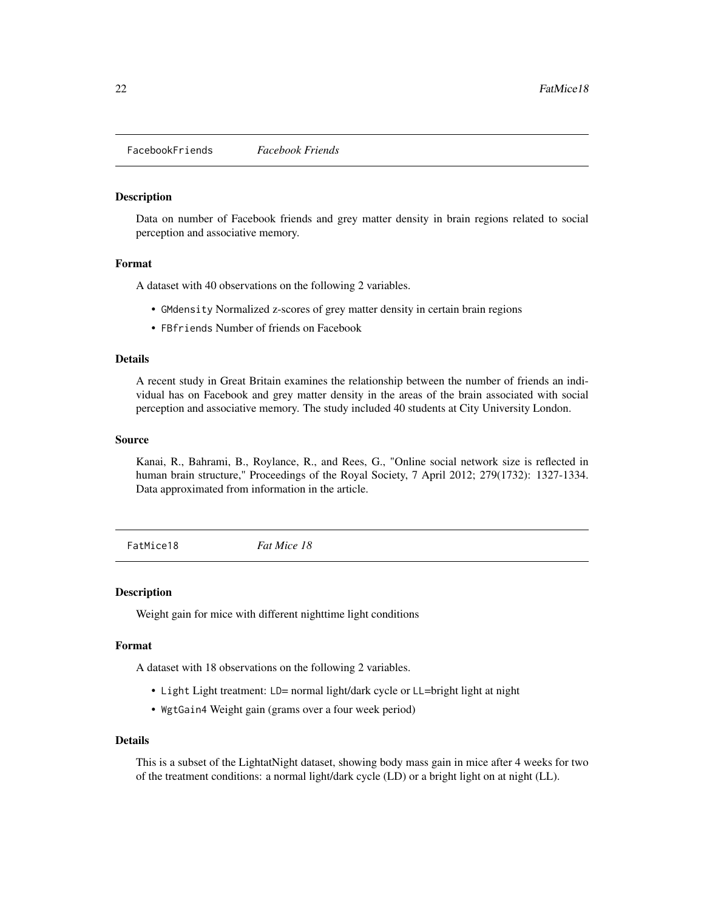## FacebookFriends *Facebook Friends*

### Description

Data on number of Facebook friends and grey matter density in brain regions related to social perception and associative memory.

### Format

A dataset with 40 observations on the following 2 variables.

- `GMdensity` Normalized z-scores of grey matter density in certain brain regions
- `FBfriends` Number of friends on Facebook

### Details

A recent study in Great Britain examines the relationship between the number of friends an individual has on Facebook and grey matter density in the areas of the brain associated with social perception and associative memory. The study included 40 students at City University London.

### Source

Kanai, R., Bahrami, B., Roylance, R., and Rees, G., "Online social network size is reflected in human brain structure," Proceedings of the Royal Society, 7 April 2012; 279(1732): 1327-1334. Data approximated from information in the article.

## FatMice18 *Fat Mice 18*

### Description

Weight gain for mice with different nighttime light conditions

### Format

A dataset with 18 observations on the following 2 variables.

- `Light` Light treatment: `LD`= normal light/dark cycle or `LL`=bright light at night
- `WgtGain4` Weight gain (grams over a four week period)

### Details

This is a subset of the LightatNight dataset, showing body mass gain in mice after 4 weeks for two of the treatment conditions: a normal light/dark cycle (LD) or a bright light on at night (LL).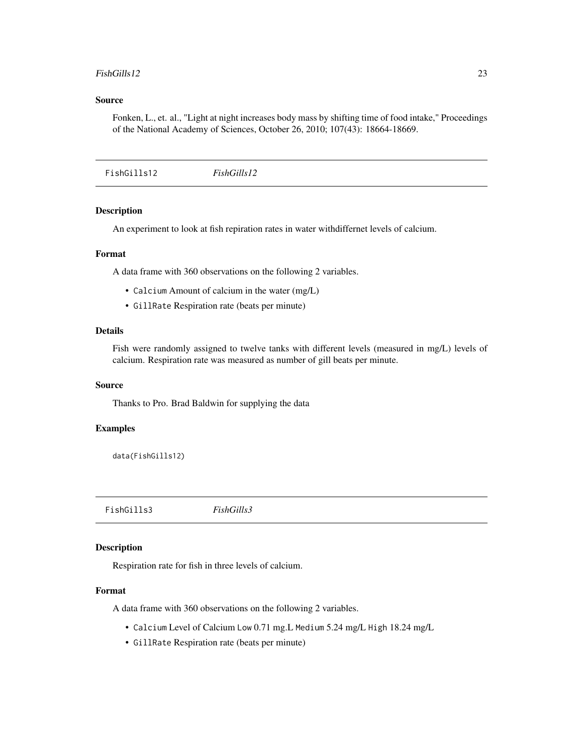## Source

Fonken, L., et. al., "Light at night increases body mass by shifting time of food intake," Proceedings of the National Academy of Sciences, October 26, 2010; 107(43): 18664-18669.

---

# FishGills12 *FishGills12*

## Description

An experiment to look at fish repiration rates in water withdiffernet levels of calcium.

## Format

A data frame with 360 observations on the following 2 variables.

- `Calcium` Amount of calcium in the water (mg/L)
- `GillRate` Respiration rate (beats per minute)

## Details

Fish were randomly assigned to twelve tanks with different levels (measured in mg/L) levels of calcium. Respiration rate was measured as number of gill beats per minute.

## Source

Thanks to Pro. Brad Baldwin for supplying the data

## Examples

```
data(FishGills12)
```

---

# FishGills3 *FishGills3*

## Description

Respiration rate for fish in three levels of calcium.

## Format

A data frame with 360 observations on the following 2 variables.

- `Calcium` Level of Calcium `Low` 0.71 mg.L `Medium` 5.24 mg/L `High` 18.24 mg/L
- `GillRate` Respiration rate (beats per minute)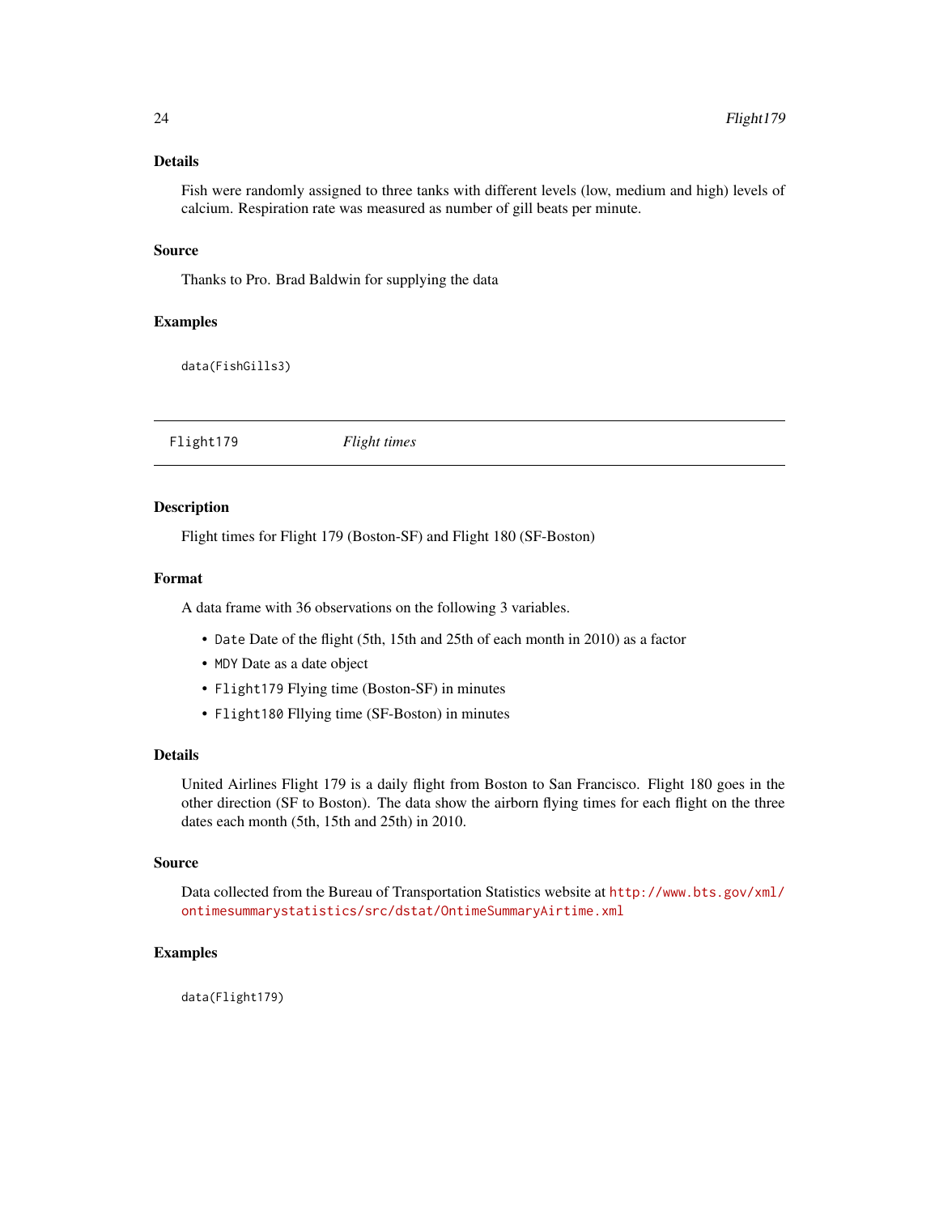### Details

Fish were randomly assigned to three tanks with different levels (low, medium and high) levels of calcium. Respiration rate was measured as number of gill beats per minute.

### Source

Thanks to Pro. Brad Baldwin for supplying the data

### Examples

```
data(FishGills3)
```

---

## Flight179 &nbsp;&nbsp;&nbsp;&nbsp; *Flight times*

---

### Description

Flight times for Flight 179 (Boston-SF) and Flight 180 (SF-Boston)

### Format

A data frame with 36 observations on the following 3 variables.

- `Date` Date of the flight (5th, 15th and 25th of each month in 2010) as a factor
- `MDY` Date as a date object
- `Flight179` Flying time (Boston-SF) in minutes
- `Flight180` Fllying time (SF-Boston) in minutes

### Details

United Airlines Flight 179 is a daily flight from Boston to San Francisco. Flight 180 goes in the other direction (SF to Boston). The data show the airborn flying times for each flight on the three dates each month (5th, 15th and 25th) in 2010.

### Source

Data collected from the Bureau of Transportation Statistics website at http://www.bts.gov/xml/ontimesummarystatistics/src/dstat/OntimeSummaryAirtime.xml

### Examples

```
data(Flight179)
```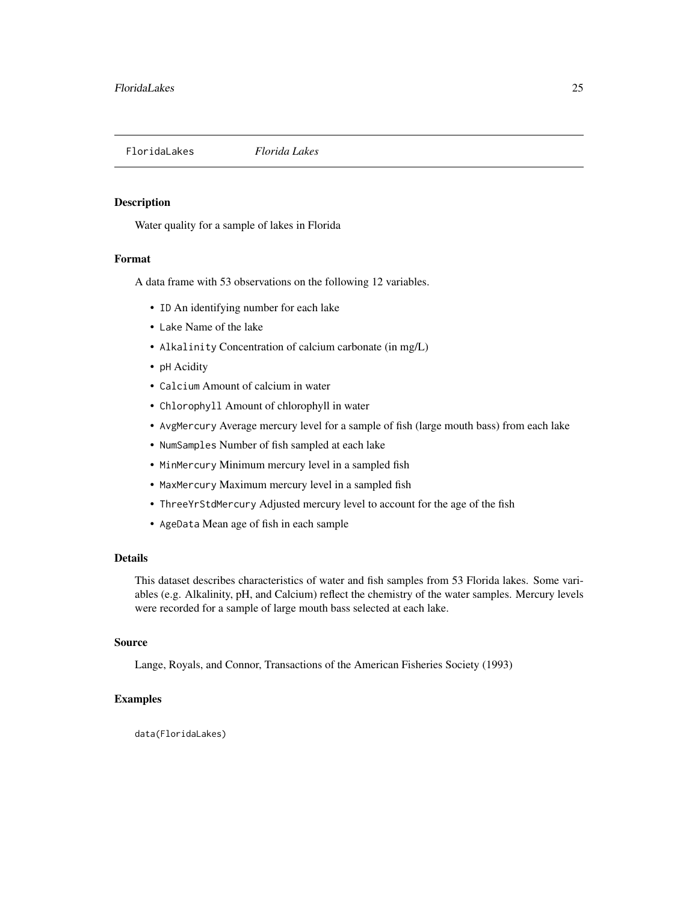# FloridaLakes *Florida Lakes*

## Description

Water quality for a sample of lakes in Florida

## Format

A data frame with 53 observations on the following 12 variables.

- `ID` An identifying number for each lake
- `Lake` Name of the lake
- `Alkalinity` Concentration of calcium carbonate (in mg/L)
- `pH` Acidity
- `Calcium` Amount of calcium in water
- `Chlorophyll` Amount of chlorophyll in water
- `AvgMercury` Average mercury level for a sample of fish (large mouth bass) from each lake
- `NumSamples` Number of fish sampled at each lake
- `MinMercury` Minimum mercury level in a sampled fish
- `MaxMercury` Maximum mercury level in a sampled fish
- `ThreeYrStdMercury` Adjusted mercury level to account for the age of the fish
- `AgeData` Mean age of fish in each sample

## Details

This dataset describes characteristics of water and fish samples from 53 Florida lakes. Some variables (e.g. Alkalinity, pH, and Calcium) reflect the chemistry of the water samples. Mercury levels were recorded for a sample of large mouth bass selected at each lake.

## Source

Lange, Royals, and Connor, Transactions of the American Fisheries Society (1993)

## Examples

```
data(FloridaLakes)
```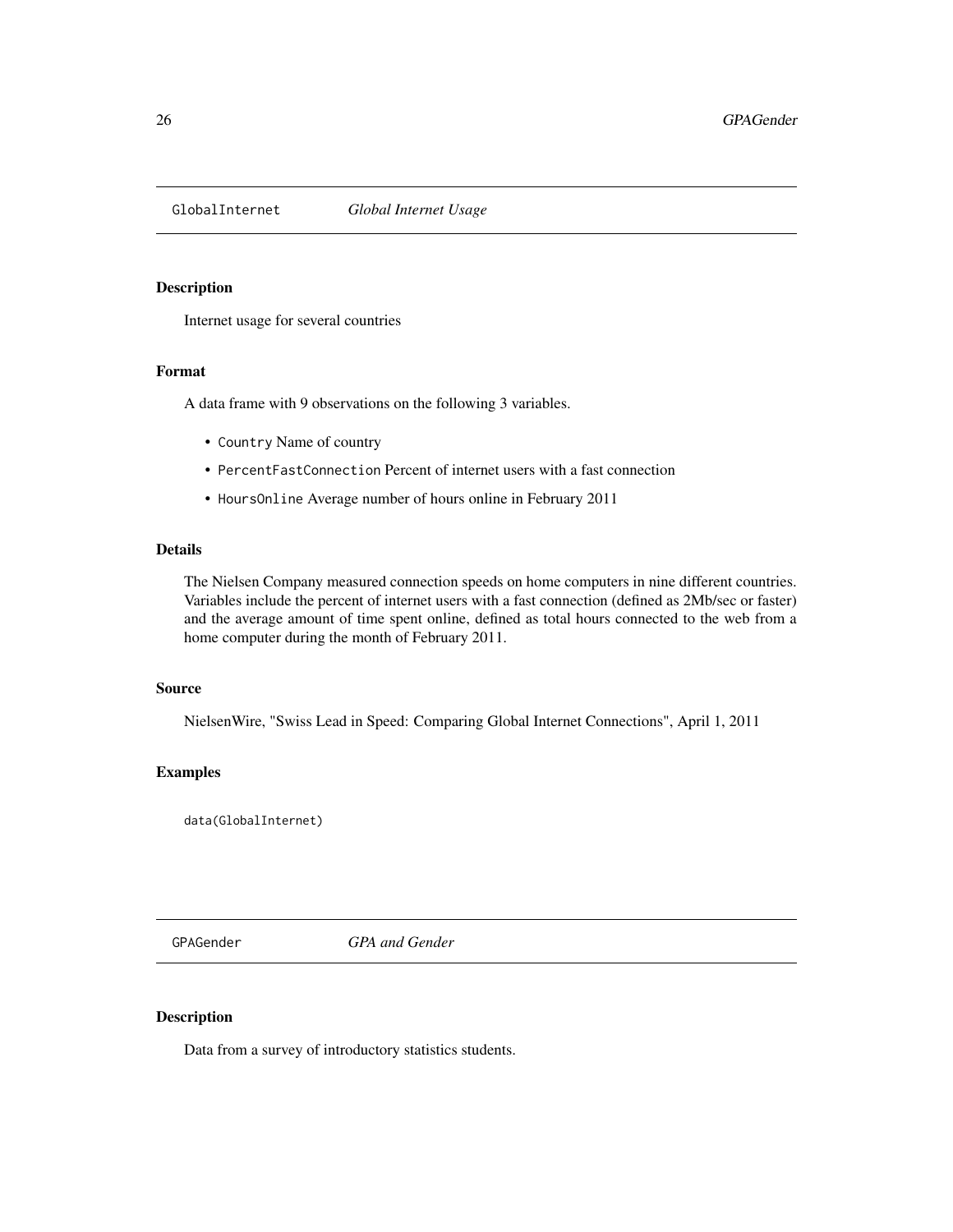## GlobalInternet — *Global Internet Usage*

### Description

Internet usage for several countries

### Format

A data frame with 9 observations on the following 3 variables.

- `Country` Name of country
- `PercentFastConnection` Percent of internet users with a fast connection
- `HoursOnline` Average number of hours online in February 2011

### Details

The Nielsen Company measured connection speeds on home computers in nine different countries. Variables include the percent of internet users with a fast connection (defined as 2Mb/sec or faster) and the average amount of time spent online, defined as total hours connected to the web from a home computer during the month of February 2011.

### Source

NielsenWire, "Swiss Lead in Speed: Comparing Global Internet Connections", April 1, 2011

### Examples

```
data(GlobalInternet)
```

## GPAGender — *GPA and Gender*

### Description

Data from a survey of introductory statistics students.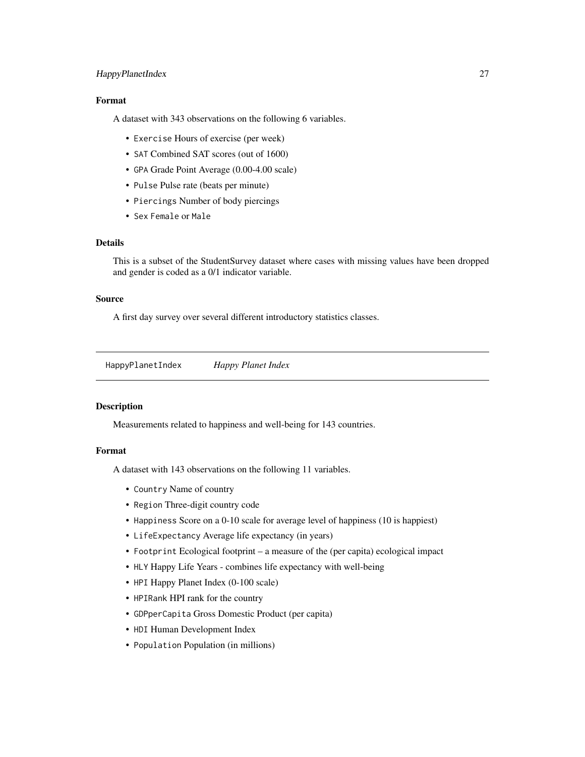### Format

A dataset with 343 observations on the following 6 variables.

- `Exercise` Hours of exercise (per week)
- `SAT` Combined SAT scores (out of 1600)
- `GPA` Grade Point Average (0.00-4.00 scale)
- `Pulse` Pulse rate (beats per minute)
- `Piercings` Number of body piercings
- `Sex` `Female` or `Male`

### Details

This is a subset of the StudentSurvey dataset where cases with missing values have been dropped and gender is coded as a 0/1 indicator variable.

### Source

A first day survey over several different introductory statistics classes.

---

## `HappyPlanetIndex` *Happy Planet Index*

---

### Description

Measurements related to happiness and well-being for 143 countries.

### Format

A dataset with 143 observations on the following 11 variables.

- `Country` Name of country
- `Region` Three-digit country code
- `Happiness` Score on a 0-10 scale for average level of happiness (10 is happiest)
- `LifeExpectancy` Average life expectancy (in years)
- `Footprint` Ecological footprint – a measure of the (per capita) ecological impact
- `HLY` Happy Life Years - combines life expectancy with well-being
- `HPI` Happy Planet Index (0-100 scale)
- `HPIRank` HPI rank for the country
- `GDPperCapita` Gross Domestic Product (per capita)
- `HDI` Human Development Index
- `Population` Population (in millions)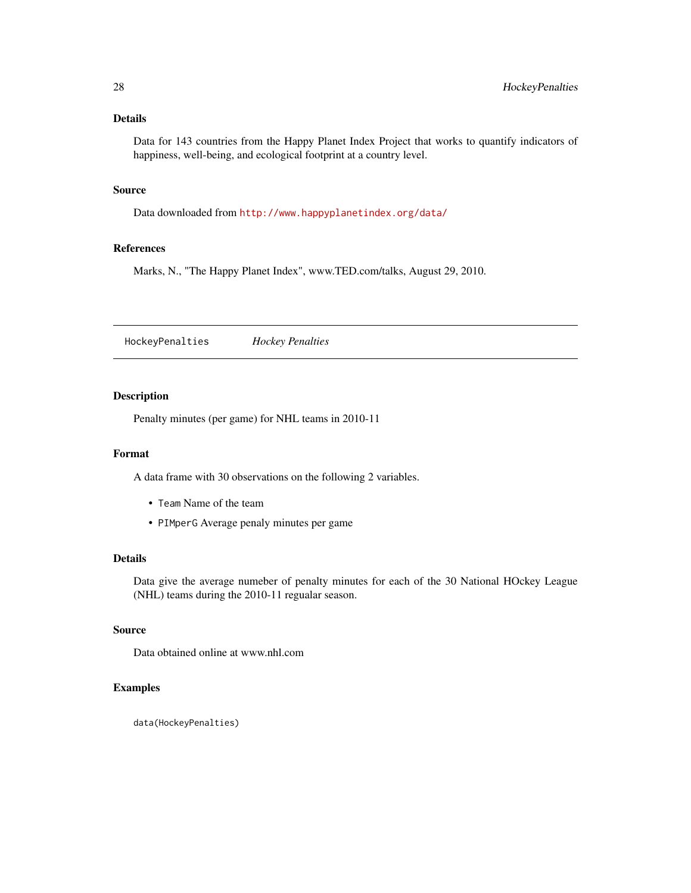### Details

Data for 143 countries from the Happy Planet Index Project that works to quantify indicators of happiness, well-being, and ecological footprint at a country level.

### Source

Data downloaded from http://www.happyplanetindex.org/data/

### References

Marks, N., "The Happy Planet Index", www.TED.com/talks, August 29, 2010.

---

## HockeyPenalties *Hockey Penalties*

---

### Description

Penalty minutes (per game) for NHL teams in 2010-11

### Format

A data frame with 30 observations on the following 2 variables.

- `Team` Name of the team
- `PIMperG` Average penaly minutes per game

### Details

Data give the average numeber of penalty minutes for each of the 30 National HOckey League (NHL) teams during the 2010-11 regualar season.

### Source

Data obtained online at www.nhl.com

### Examples

```
data(HockeyPenalties)
```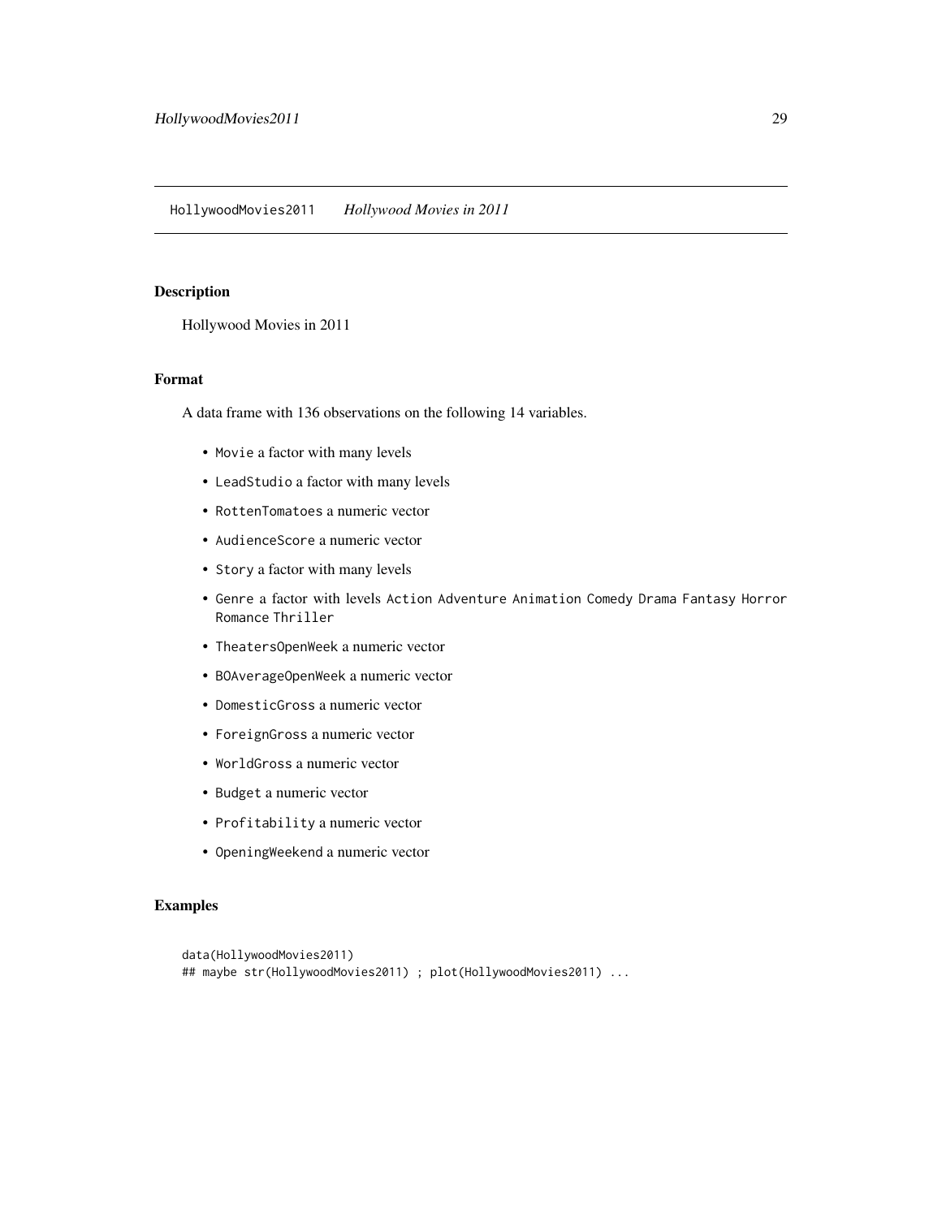## HollywoodMovies2011 *Hollywood Movies in 2011*

### Description

Hollywood Movies in 2011

### Format

A data frame with 136 observations on the following 14 variables.

- `Movie` a factor with many levels
- `LeadStudio` a factor with many levels
- `RottenTomatoes` a numeric vector
- `AudienceScore` a numeric vector
- `Story` a factor with many levels
- `Genre` a factor with levels `Action` `Adventure` `Animation` `Comedy` `Drama` `Fantasy` `Horror` `Romance` `Thriller`
- `TheatersOpenWeek` a numeric vector
- `BOAverageOpenWeek` a numeric vector
- `DomesticGross` a numeric vector
- `ForeignGross` a numeric vector
- `WorldGross` a numeric vector
- `Budget` a numeric vector
- `Profitability` a numeric vector
- `OpeningWeekend` a numeric vector

### Examples

```
data(HollywoodMovies2011)
## maybe str(HollywoodMovies2011) ; plot(HollywoodMovies2011) ...
```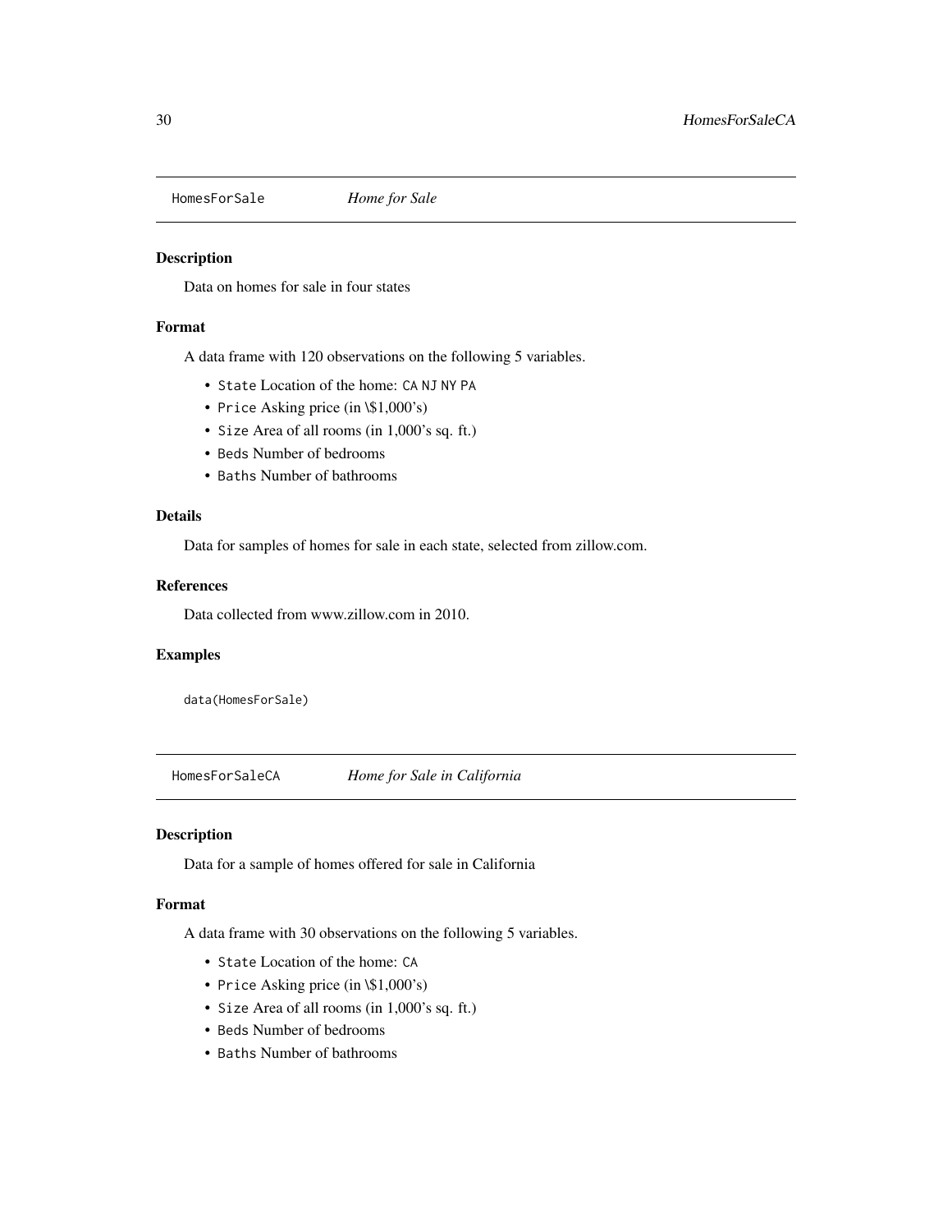## HomesForSale *Home for Sale*

### Description

Data on homes for sale in four states

### Format

A data frame with 120 observations on the following 5 variables.

- `State` Location of the home: `CA` `NJ` `NY` `PA`
- `Price` Asking price (in \$1,000's)
- `Size` Area of all rooms (in 1,000's sq. ft.)
- `Beds` Number of bedrooms
- `Baths` Number of bathrooms

### Details

Data for samples of homes for sale in each state, selected from zillow.com.

### References

Data collected from www.zillow.com in 2010.

### Examples

```
data(HomesForSale)
```

## HomesForSaleCA *Home for Sale in California*

### Description

Data for a sample of homes offered for sale in California

### Format

A data frame with 30 observations on the following 5 variables.

- `State` Location of the home: `CA`
- `Price` Asking price (in \$1,000's)
- `Size` Area of all rooms (in 1,000's sq. ft.)
- `Beds` Number of bedrooms
- `Baths` Number of bathrooms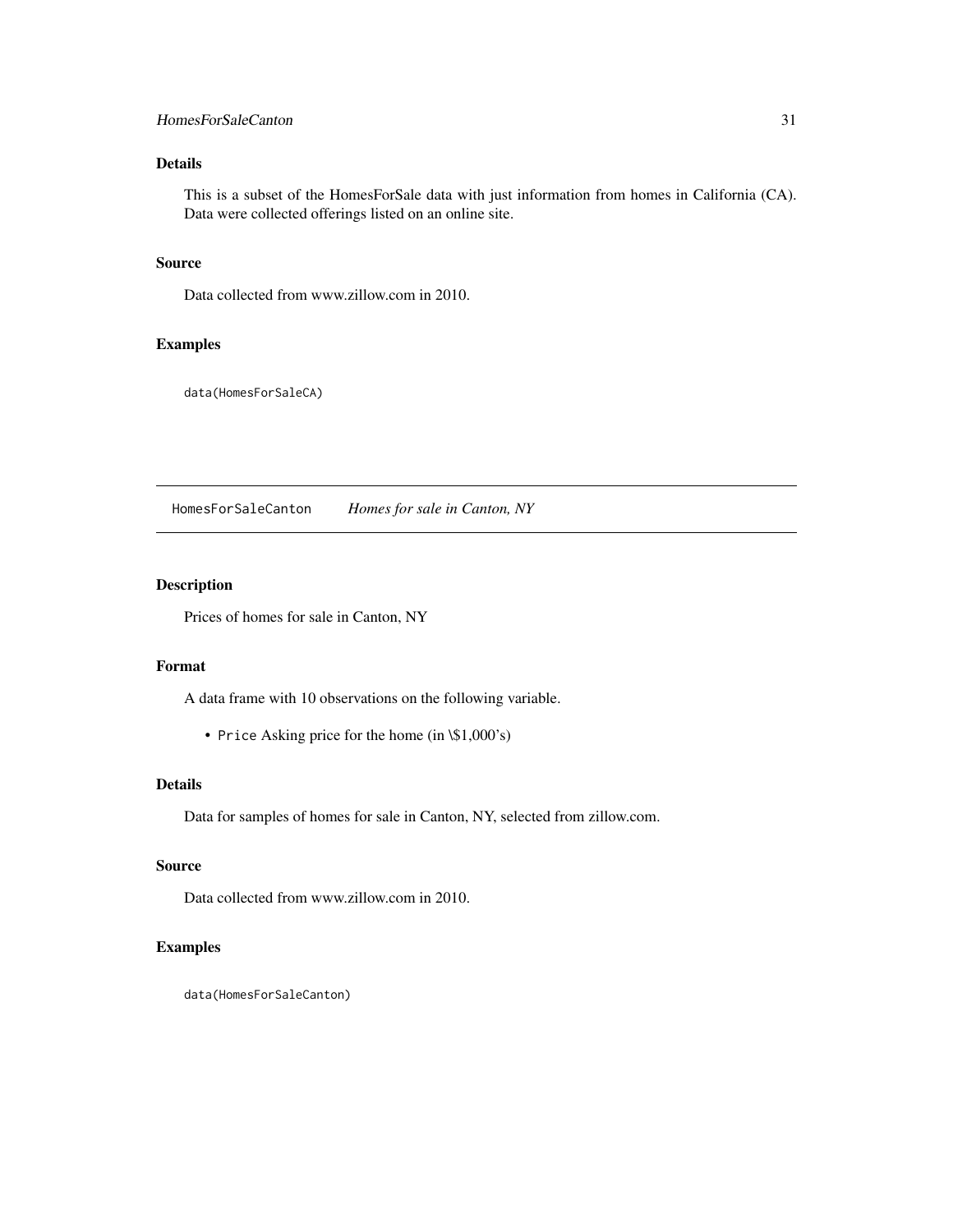## Details

This is a subset of the HomesForSale data with just information from homes in California (CA). Data were collected offerings listed on an online site.

## Source

Data collected from www.zillow.com in 2010.

## Examples

```
data(HomesForSaleCA)
```

---

# HomesForSaleCanton *Homes for sale in Canton, NY*

## Description

Prices of homes for sale in Canton, NY

## Format

A data frame with 10 observations on the following variable.

- `Price` Asking price for the home (in \$1,000's)

## Details

Data for samples of homes for sale in Canton, NY, selected from zillow.com.

## Source

Data collected from www.zillow.com in 2010.

## Examples

```
data(HomesForSaleCanton)
```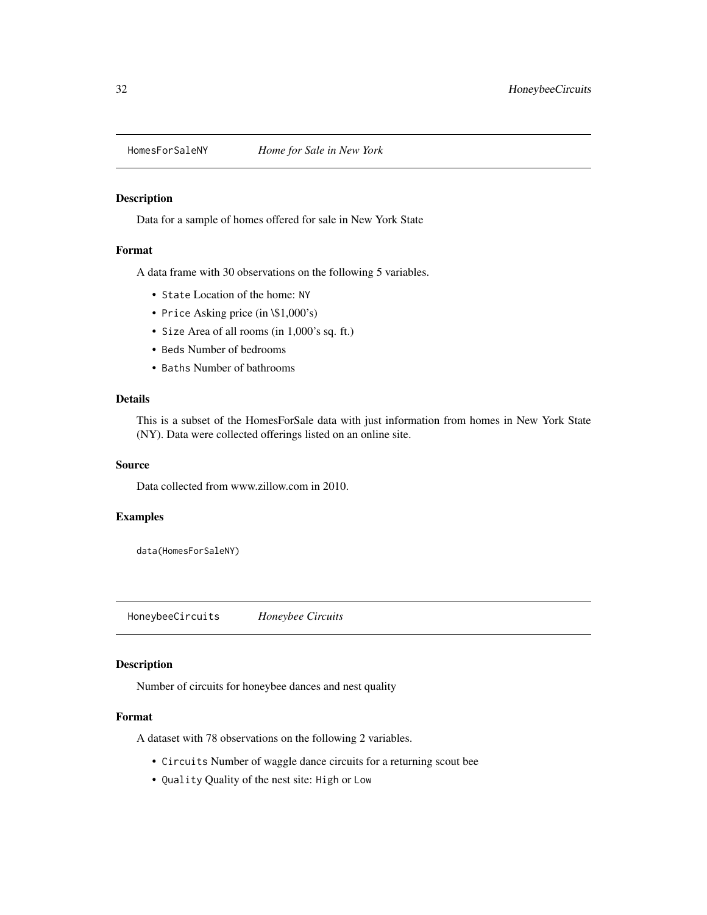## HomesForSaleNY *Home for Sale in New York*

### Description

Data for a sample of homes offered for sale in New York State

### Format

A data frame with 30 observations on the following 5 variables.

- `State` Location of the home: `NY`
- `Price` Asking price (in \$1,000's)
- `Size` Area of all rooms (in 1,000's sq. ft.)
- `Beds` Number of bedrooms
- `Baths` Number of bathrooms

### Details

This is a subset of the HomesForSale data with just information from homes in New York State (NY). Data were collected offerings listed on an online site.

### Source

Data collected from www.zillow.com in 2010.

### Examples

```
data(HomesForSaleNY)
```

## HoneybeeCircuits *Honeybee Circuits*

### Description

Number of circuits for honeybee dances and nest quality

### Format

A dataset with 78 observations on the following 2 variables.

- `Circuits` Number of waggle dance circuits for a returning scout bee
- `Quality` Quality of the nest site: `High` or `Low`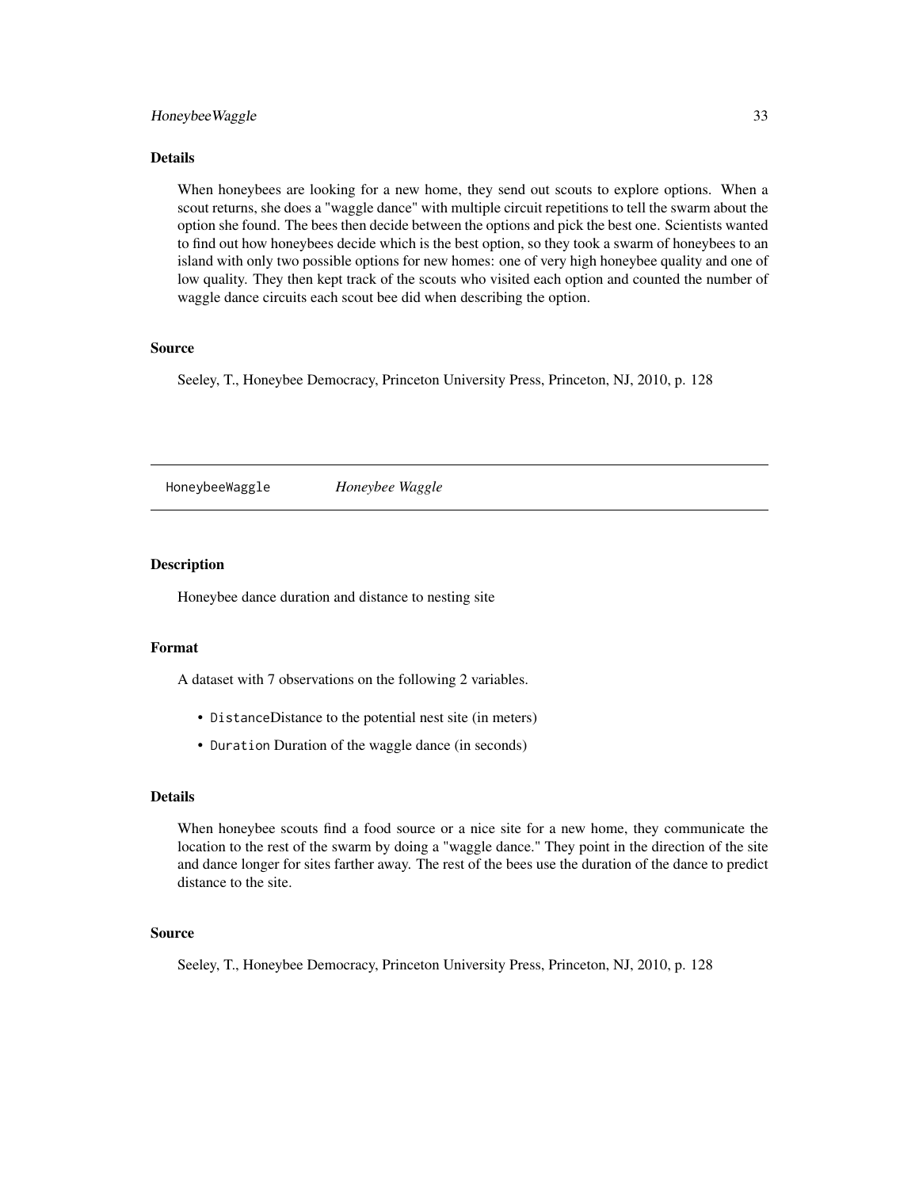### Details

When honeybees are looking for a new home, they send out scouts to explore options. When a scout returns, she does a "waggle dance" with multiple circuit repetitions to tell the swarm about the option she found. The bees then decide between the options and pick the best one. Scientists wanted to find out how honeybees decide which is the best option, so they took a swarm of honeybees to an island with only two possible options for new homes: one of very high honeybee quality and one of low quality. They then kept track of the scouts who visited each option and counted the number of waggle dance circuits each scout bee did when describing the option.

### Source

Seeley, T., Honeybee Democracy, Princeton University Press, Princeton, NJ, 2010, p. 128

---

## HoneybeeWaggle &nbsp;&nbsp;&nbsp;&nbsp; *Honeybee Waggle*

---

### Description

Honeybee dance duration and distance to nesting site

### Format

A dataset with 7 observations on the following 2 variables.

- `Distance`Distance to the potential nest site (in meters)
- `Duration` Duration of the waggle dance (in seconds)

### Details

When honeybee scouts find a food source or a nice site for a new home, they communicate the location to the rest of the swarm by doing a "waggle dance." They point in the direction of the site and dance longer for sites farther away. The rest of the bees use the duration of the dance to predict distance to the site.

### Source

Seeley, T., Honeybee Democracy, Princeton University Press, Princeton, NJ, 2010, p. 128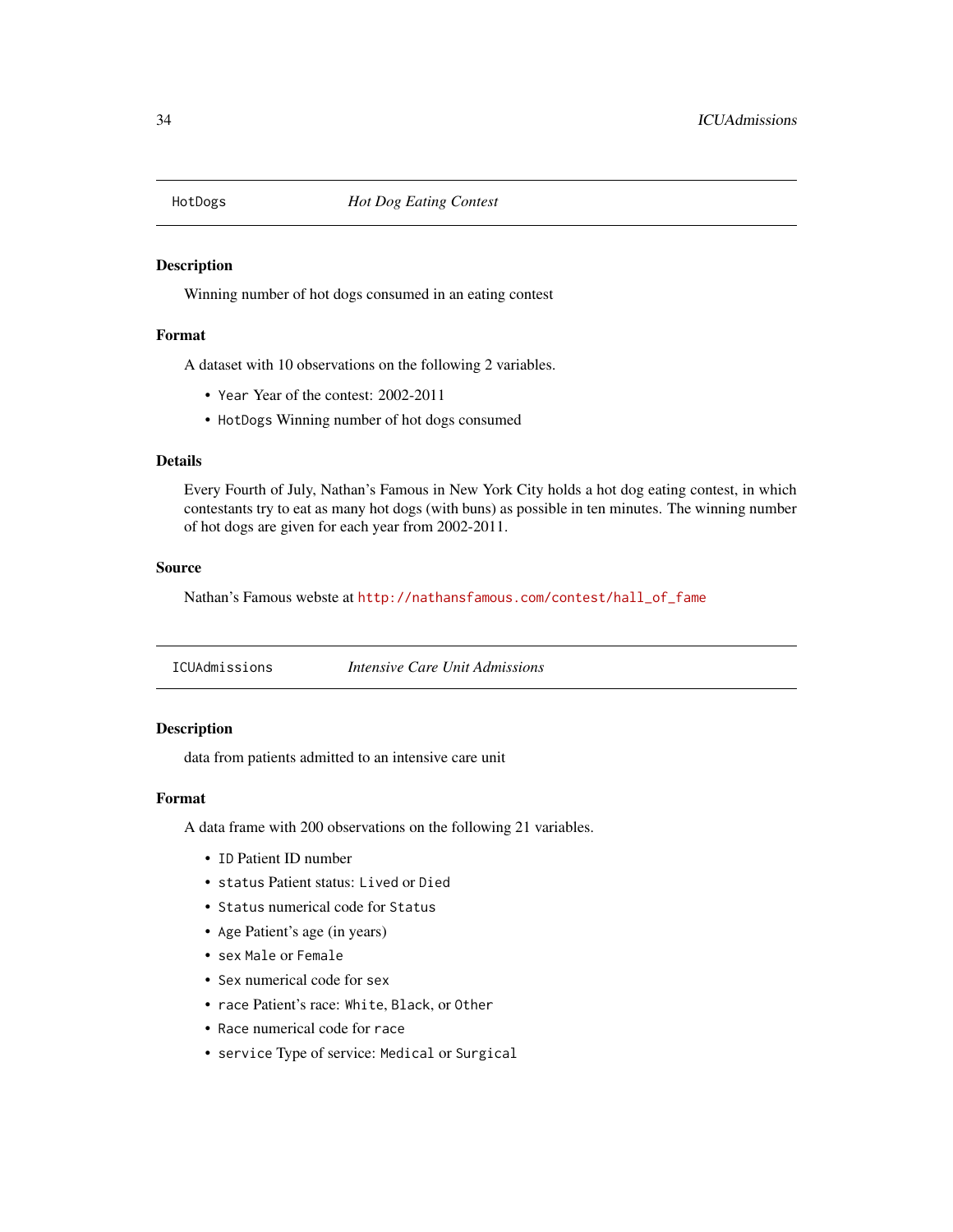## HotDogs — *Hot Dog Eating Contest*

### Description

Winning number of hot dogs consumed in an eating contest

### Format

A dataset with 10 observations on the following 2 variables.

- `Year` Year of the contest: 2002-2011
- `HotDogs` Winning number of hot dogs consumed

### Details

Every Fourth of July, Nathan's Famous in New York City holds a hot dog eating contest, in which contestants try to eat as many hot dogs (with buns) as possible in ten minutes. The winning number of hot dogs are given for each year from 2002-2011.

### Source

Nathan's Famous webste at http://nathansfamous.com/contest/hall_of_fame

## ICUAdmissions — *Intensive Care Unit Admissions*

### Description

data from patients admitted to an intensive care unit

### Format

A data frame with 200 observations on the following 21 variables.

- `ID` Patient ID number
- `status` Patient status: `Lived` or `Died`
- `Status` numerical code for `Status`
- `Age` Patient's age (in years)
- `sex` `Male` or `Female`
- `Sex` numerical code for `sex`
- `race` Patient's race: `White`, `Black`, or `Other`
- `Race` numerical code for `race`
- `service` Type of service: `Medical` or `Surgical`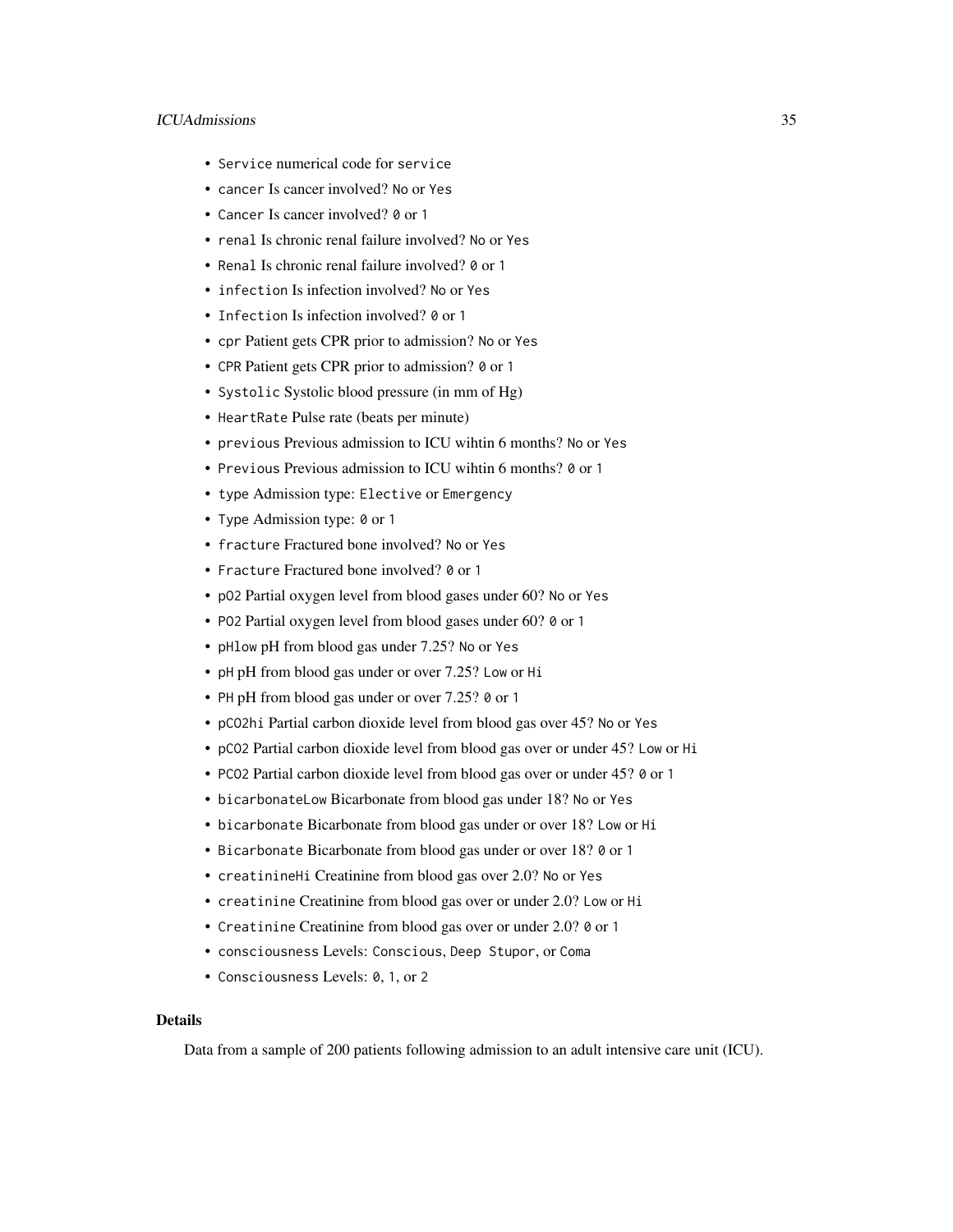- `Service` numerical code for `service`
- `cancer` Is cancer involved? `No` or `Yes`
- `Cancer` Is cancer involved? `0` or `1`
- `renal` Is chronic renal failure involved? `No` or `Yes`
- `Renal` Is chronic renal failure involved? `0` or `1`
- `infection` Is infection involved? `No` or `Yes`
- `Infection` Is infection involved? `0` or `1`
- `cpr` Patient gets CPR prior to admission? `No` or `Yes`
- `CPR` Patient gets CPR prior to admission? `0` or `1`
- `Systolic` Systolic blood pressure (in mm of Hg)
- `HeartRate` Pulse rate (beats per minute)
- `previous` Previous admission to ICU wihtin 6 months? `No` or `Yes`
- `Previous` Previous admission to ICU wihtin 6 months? `0` or `1`
- `type` Admission type: `Elective` or `Emergency`
- `Type` Admission type: `0` or `1`
- `fracture` Fractured bone involved? `No` or `Yes`
- `Fracture` Fractured bone involved? `0` or `1`
- `pO2` Partial oxygen level from blood gases under 60? `No` or `Yes`
- `PO2` Partial oxygen level from blood gases under 60? `0` or `1`
- `pHlow` pH from blood gas under 7.25? `No` or `Yes`
- `pH` pH from blood gas under or over 7.25? `Low` or `Hi`
- `PH` pH from blood gas under or over 7.25? `0` or `1`
- `pCO2hi` Partial carbon dioxide level from blood gas over 45? `No` or `Yes`
- `pCO2` Partial carbon dioxide level from blood gas over or under 45? `Low` or `Hi`
- `PCO2` Partial carbon dioxide level from blood gas over or under 45? `0` or `1`
- `bicarbonateLow` Bicarbonate from blood gas under 18? `No` or `Yes`
- `bicarbonate` Bicarbonate from blood gas under or over 18? `Low` or `Hi`
- `Bicarbonate` Bicarbonate from blood gas under or over 18? `0` or `1`
- `creatinineHi` Creatinine from blood gas over 2.0? `No` or `Yes`
- `creatinine` Creatinine from blood gas over or under 2.0? `Low` or `Hi`
- `Creatinine` Creatinine from blood gas over or under 2.0? `0` or `1`
- `consciousness` Levels: `Conscious`, `Deep Stupor`, or `Coma`
- `Consciousness` Levels: `0`, `1`, or `2`

## Details

Data from a sample of 200 patients following admission to an adult intensive care unit (ICU).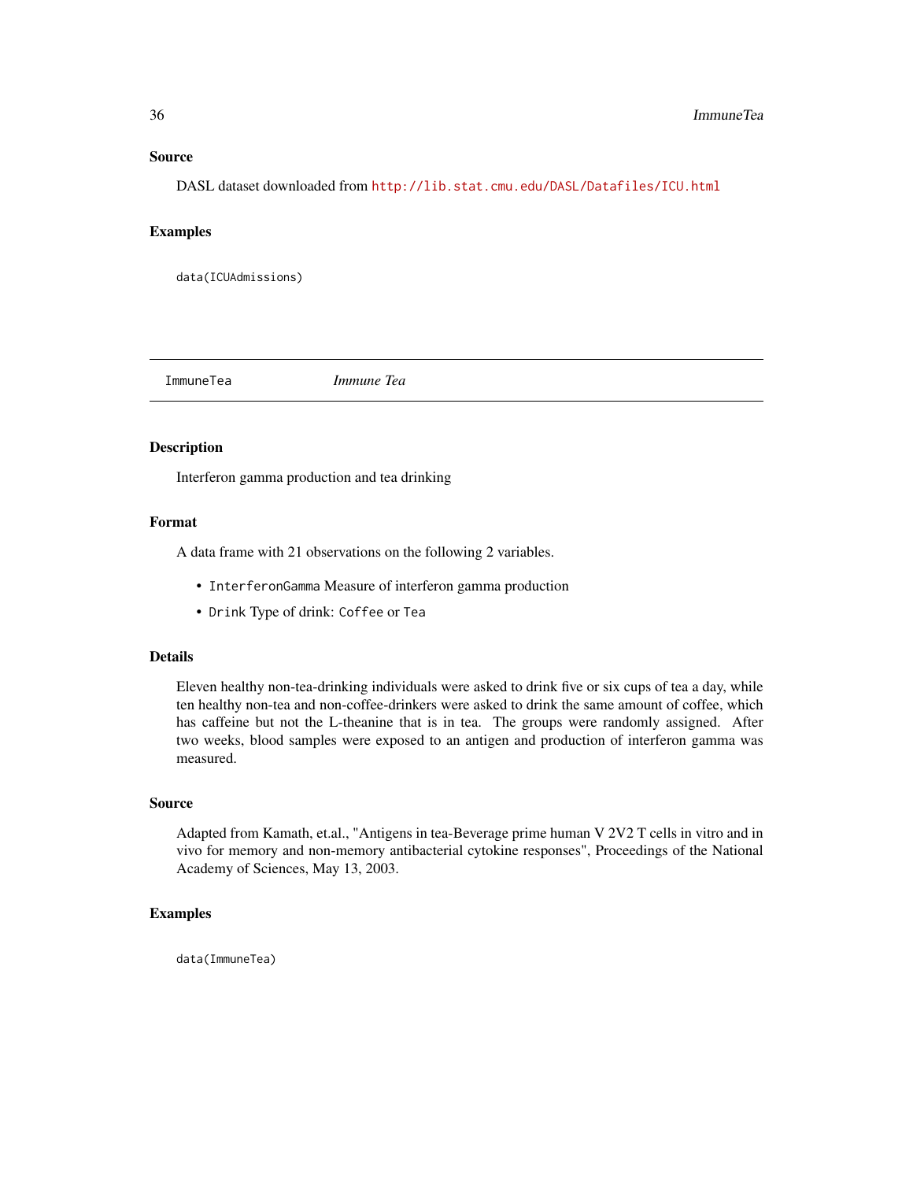### Source

DASL dataset downloaded from http://lib.stat.cmu.edu/DASL/Datafiles/ICU.html

### Examples

```
data(ICUAdmissions)
```

---

## ImmuneTea *Immune Tea*

---

### Description

Interferon gamma production and tea drinking

### Format

A data frame with 21 observations on the following 2 variables.

- `InterferonGamma` Measure of interferon gamma production
- `Drink` Type of drink: `Coffee` or `Tea`

### Details

Eleven healthy non-tea-drinking individuals were asked to drink five or six cups of tea a day, while ten healthy non-tea and non-coffee-drinkers were asked to drink the same amount of coffee, which has caffeine but not the L-theanine that is in tea. The groups were randomly assigned. After two weeks, blood samples were exposed to an antigen and production of interferon gamma was measured.

### Source

Adapted from Kamath, et.al., "Antigens in tea-Beverage prime human V 2V2 T cells in vitro and in vivo for memory and non-memory antibacterial cytokine responses", Proceedings of the National Academy of Sciences, May 13, 2003.

### Examples

```
data(ImmuneTea)
```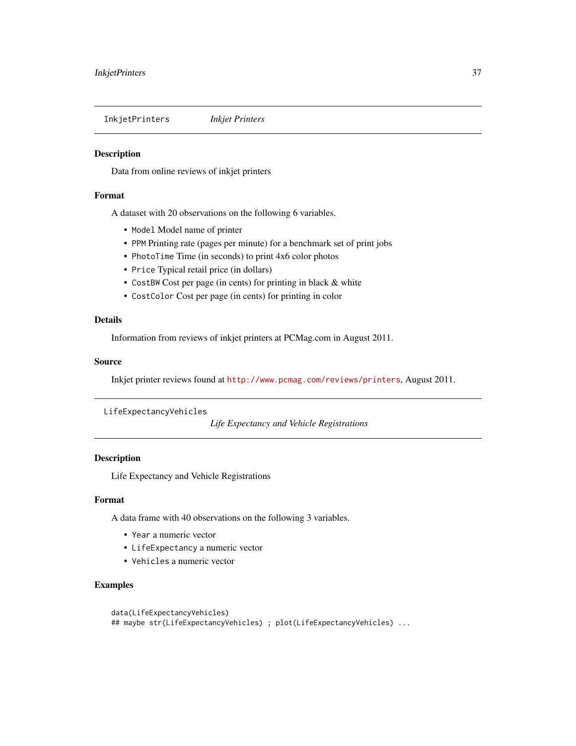## InkjetPrinters *Inkjet Printers*

### Description

Data from online reviews of inkjet printers

### Format

A dataset with 20 observations on the following 6 variables.

- `Model` Model name of printer
- `PPM` Printing rate (pages per minute) for a benchmark set of print jobs
- `PhotoTime` Time (in seconds) to print 4x6 color photos
- `Price` Typical retail price (in dollars)
- `CostBW` Cost per page (in cents) for printing in black & white
- `CostColor` Cost per page (in cents) for printing in color

### Details

Information from reviews of inkjet printers at PCMag.com in August 2011.

### Source

Inkjet printer reviews found at http://www.pcmag.com/reviews/printers, August 2011.

## LifeExpectancyVehicles *Life Expectancy and Vehicle Registrations*

### Description

Life Expectancy and Vehicle Registrations

### Format

A data frame with 40 observations on the following 3 variables.

- `Year` a numeric vector
- `LifeExpectancy` a numeric vector
- `Vehicles` a numeric vector

### Examples

```
data(LifeExpectancyVehicles)
## maybe str(LifeExpectancyVehicles) ; plot(LifeExpectancyVehicles) ...
```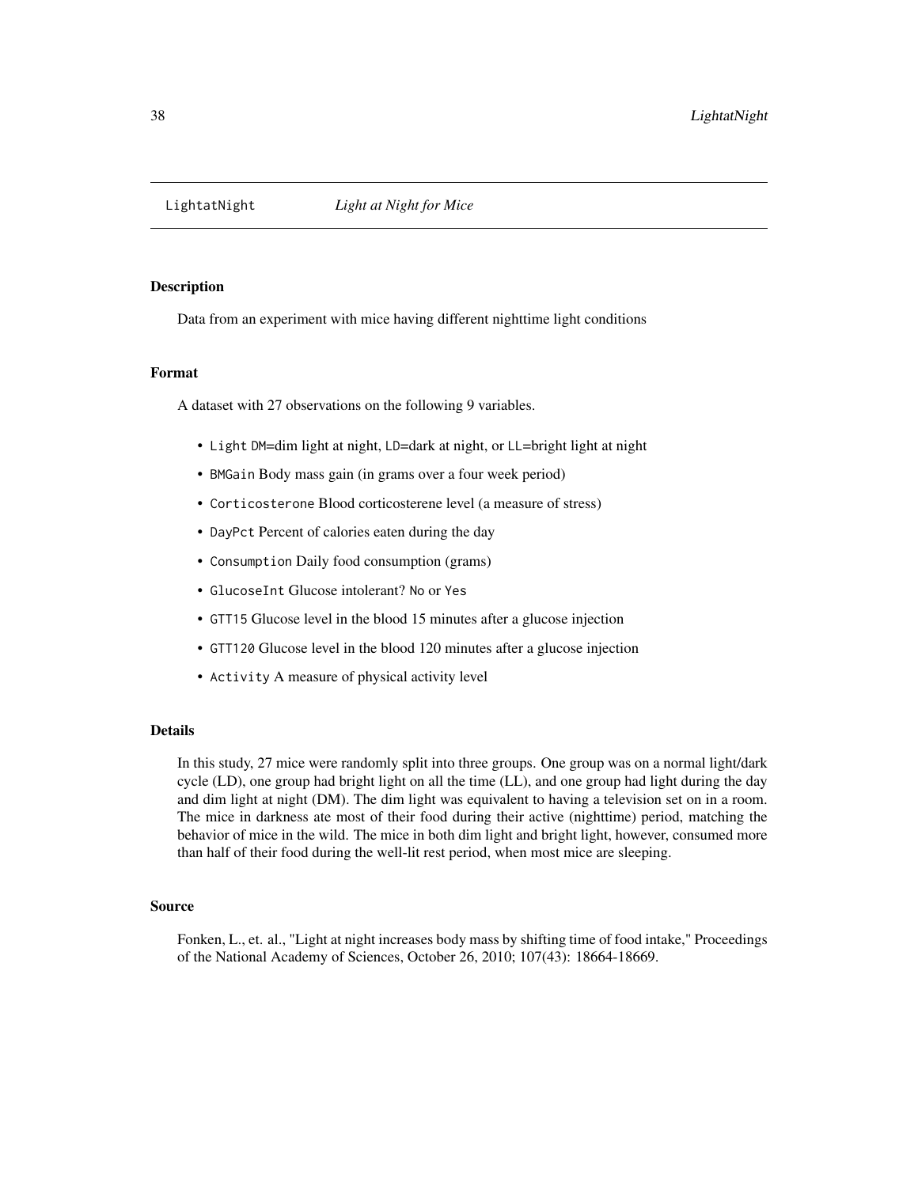LightatNight *Light at Night for Mice*

## Description

Data from an experiment with mice having different nighttime light conditions

## Format

A dataset with 27 observations on the following 9 variables.

- `Light` `DM`=dim light at night, `LD`=dark at night, or `LL`=bright light at night
- `BMGain` Body mass gain (in grams over a four week period)
- `Corticosterone` Blood corticosterene level (a measure of stress)
- `DayPct` Percent of calories eaten during the day
- `Consumption` Daily food consumption (grams)
- `GlucoseInt` Glucose intolerant? `No` or `Yes`
- `GTT15` Glucose level in the blood 15 minutes after a glucose injection
- `GTT120` Glucose level in the blood 120 minutes after a glucose injection
- `Activity` A measure of physical activity level

## Details

In this study, 27 mice were randomly split into three groups. One group was on a normal light/dark cycle (LD), one group had bright light on all the time (LL), and one group had light during the day and dim light at night (DM). The dim light was equivalent to having a television set on in a room. The mice in darkness ate most of their food during their active (nighttime) period, matching the behavior of mice in the wild. The mice in both dim light and bright light, however, consumed more than half of their food during the well-lit rest period, when most mice are sleeping.

## Source

Fonken, L., et. al., "Light at night increases body mass by shifting time of food intake," Proceedings of the National Academy of Sciences, October 26, 2010; 107(43): 18664-18669.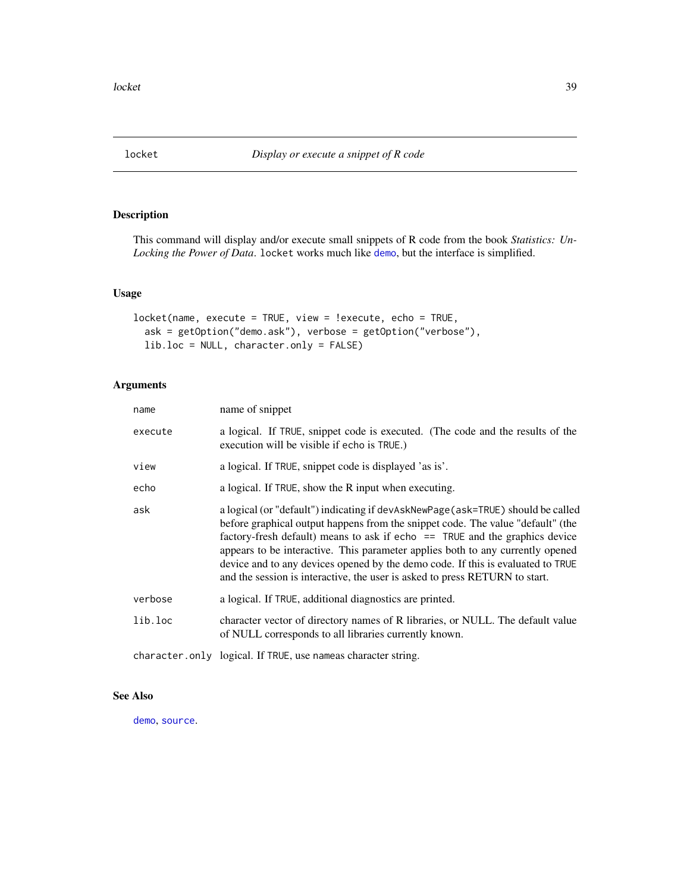# locket &emsp; *Display or execute a snippet of R code*

## Description

This command will display and/or execute small snippets of R code from the book *Statistics: Un-Locking the Power of Data*. `locket` works much like `demo`, but the interface is simplified.

## Usage

```
locket(name, execute = TRUE, view = !execute, echo = TRUE,
  ask = getOption("demo.ask"), verbose = getOption("verbose"),
  lib.loc = NULL, character.only = FALSE)
```

## Arguments

| | |
|---|---|
| `name` | name of snippet |
| `execute` | a logical. If `TRUE`, snippet code is executed. (The code and the results of the execution will be visible if `echo` is `TRUE`.) |
| `view` | a logical. If `TRUE`, snippet code is displayed 'as is'. |
| `echo` | a logical. If `TRUE`, show the R input when executing. |
| `ask` | a logical (or "default") indicating if `devAskNewPage(ask=TRUE)` should be called before graphical output happens from the snippet code. The value "default" (the factory-fresh default) means to ask if `echo == TRUE` and the graphics device appears to be interactive. This parameter applies both to any currently opened device and to any devices opened by the demo code. If this is evaluated to `TRUE` and the session is interactive, the user is asked to press RETURN to start. |
| `verbose` | a logical. If `TRUE`, additional diagnostics are printed. |
| `lib.loc` | character vector of directory names of R libraries, or NULL. The default value of NULL corresponds to all libraries currently known. |
| `character.only` | logical. If `TRUE`, use `name`as character string. |

## See Also

`demo`, `source`.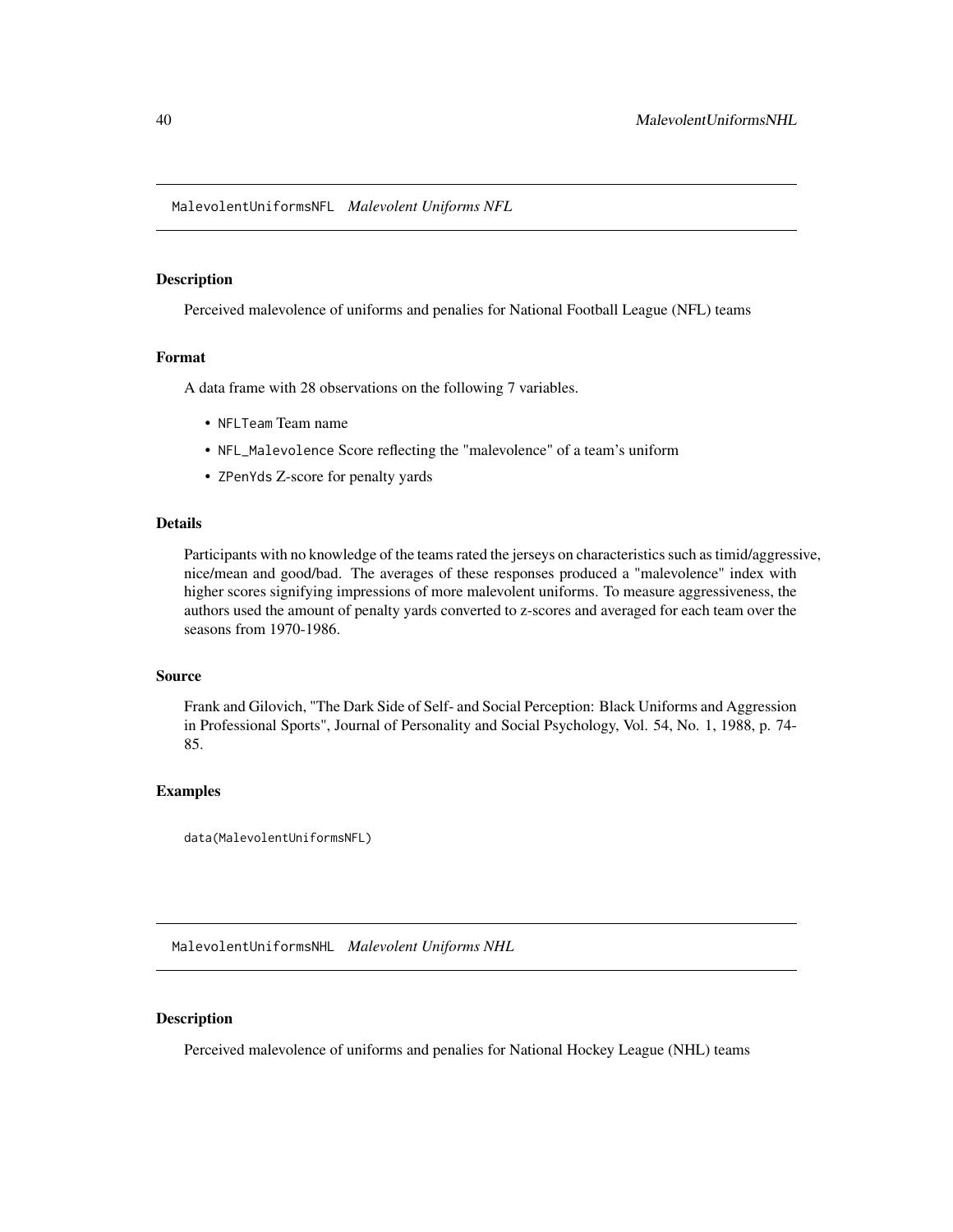## MalevolentUniformsNFL *Malevolent Uniforms NFL*

### Description

Perceived malevolence of uniforms and penalies for National Football League (NFL) teams

### Format

A data frame with 28 observations on the following 7 variables.

- `NFLTeam` Team name
- `NFL_Malevolence` Score reflecting the "malevolence" of a team's uniform
- `ZPenYds` Z-score for penalty yards

### Details

Participants with no knowledge of the teams rated the jerseys on characteristics such as timid/aggressive, nice/mean and good/bad. The averages of these responses produced a "malevolence" index with higher scores signifying impressions of more malevolent uniforms. To measure aggressiveness, the authors used the amount of penalty yards converted to z-scores and averaged for each team over the seasons from 1970-1986.

### Source

Frank and Gilovich, "The Dark Side of Self- and Social Perception: Black Uniforms and Aggression in Professional Sports", Journal of Personality and Social Psychology, Vol. 54, No. 1, 1988, p. 74-85.

### Examples

```
data(MalevolentUniformsNFL)
```

## MalevolentUniformsNHL *Malevolent Uniforms NHL*

### Description

Perceived malevolence of uniforms and penalies for National Hockey League (NHL) teams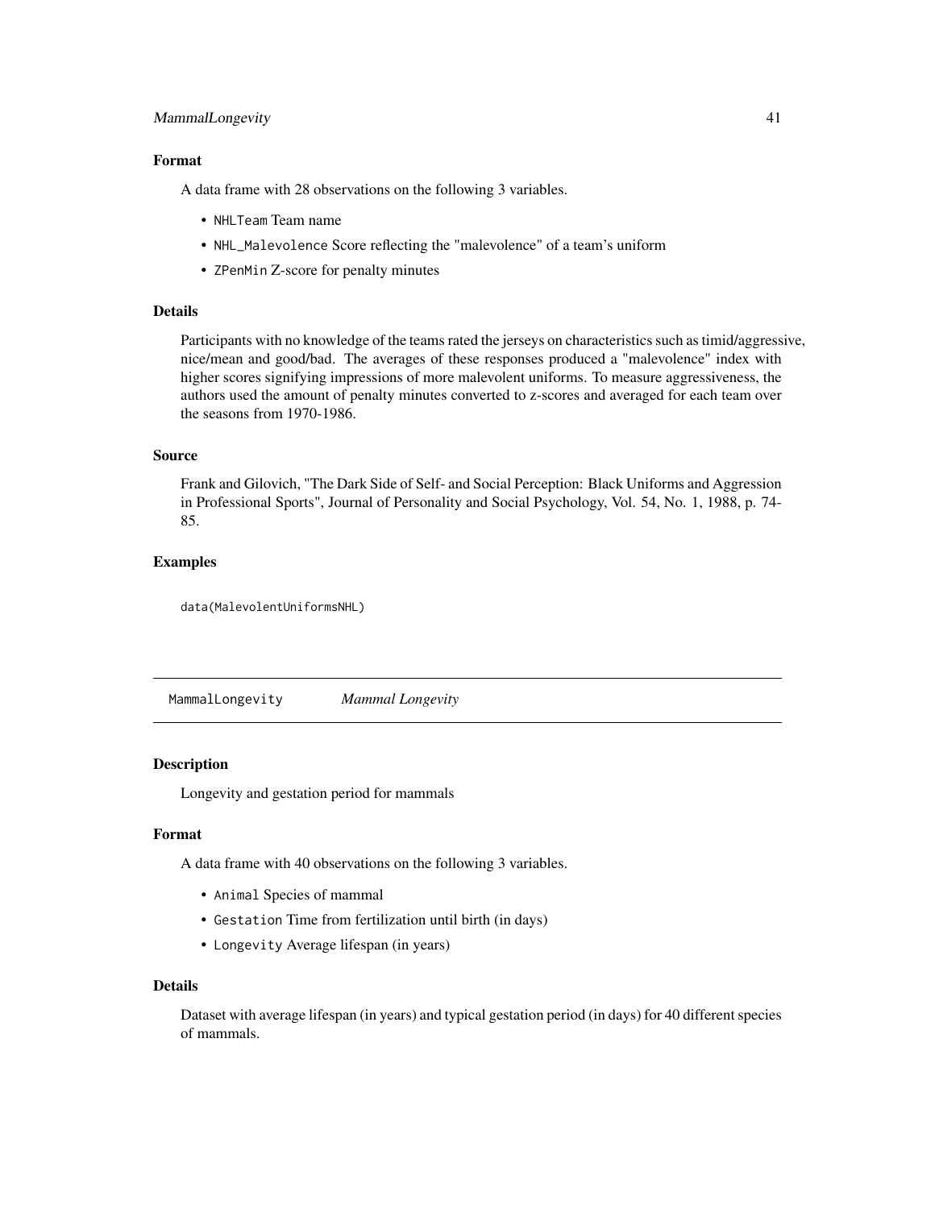### Format

A data frame with 28 observations on the following 3 variables.

- `NHLTeam` Team name
- `NHL_Malevolence` Score reflecting the "malevolence" of a team's uniform
- `ZPenMin` Z-score for penalty minutes

### Details

Participants with no knowledge of the teams rated the jerseys on characteristics such as timid/aggressive, nice/mean and good/bad. The averages of these responses produced a "malevolence" index with higher scores signifying impressions of more malevolent uniforms. To measure aggressiveness, the authors used the amount of penalty minutes converted to z-scores and averaged for each team over the seasons from 1970-1986.

### Source

Frank and Gilovich, "The Dark Side of Self- and Social Perception: Black Uniforms and Aggression in Professional Sports", Journal of Personality and Social Psychology, Vol. 54, No. 1, 1988, p. 74-85.

### Examples

```
data(MalevolentUniformsNHL)
```

---

## MammalLongevity    *Mammal Longevity*

### Description

Longevity and gestation period for mammals

### Format

A data frame with 40 observations on the following 3 variables.

- `Animal` Species of mammal
- `Gestation` Time from fertilization until birth (in days)
- `Longevity` Average lifespan (in years)

### Details

Dataset with average lifespan (in years) and typical gestation period (in days) for 40 different species of mammals.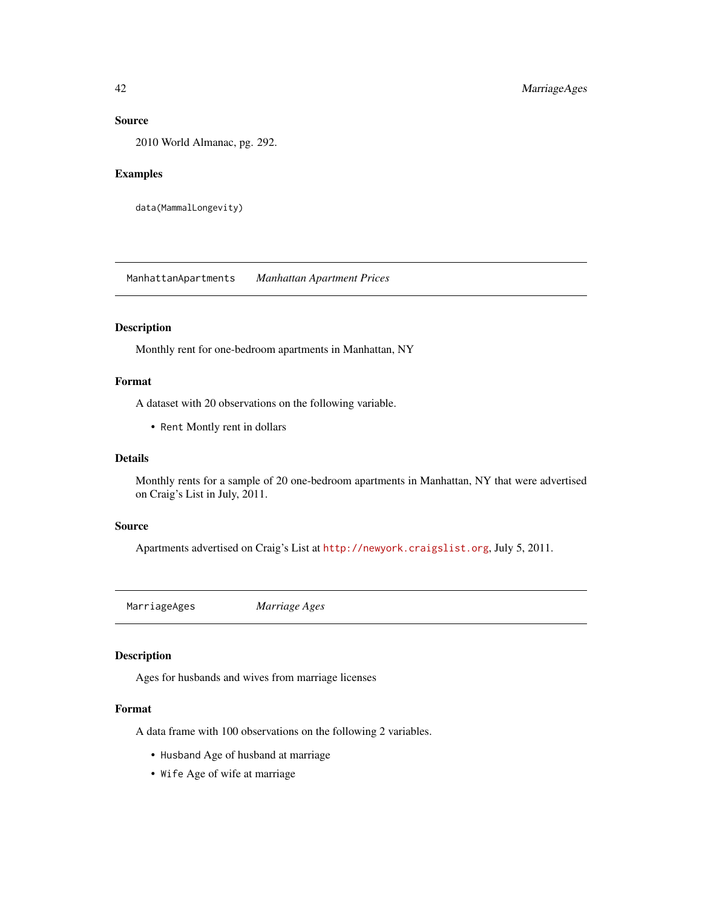### Source

2010 World Almanac, pg. 292.

### Examples

```
data(MammalLongevity)
```

---

## ManhattanApartments *Manhattan Apartment Prices*

---

### Description

Monthly rent for one-bedroom apartments in Manhattan, NY

### Format

A dataset with 20 observations on the following variable.

- `Rent` Montly rent in dollars

### Details

Monthly rents for a sample of 20 one-bedroom apartments in Manhattan, NY that were advertised on Craig's List in July, 2011.

### Source

Apartments advertised on Craig's List at http://newyork.craigslist.org, July 5, 2011.

---

## MarriageAges *Marriage Ages*

---

### Description

Ages for husbands and wives from marriage licenses

### Format

A data frame with 100 observations on the following 2 variables.

- `Husband` Age of husband at marriage
- `Wife` Age of wife at marriage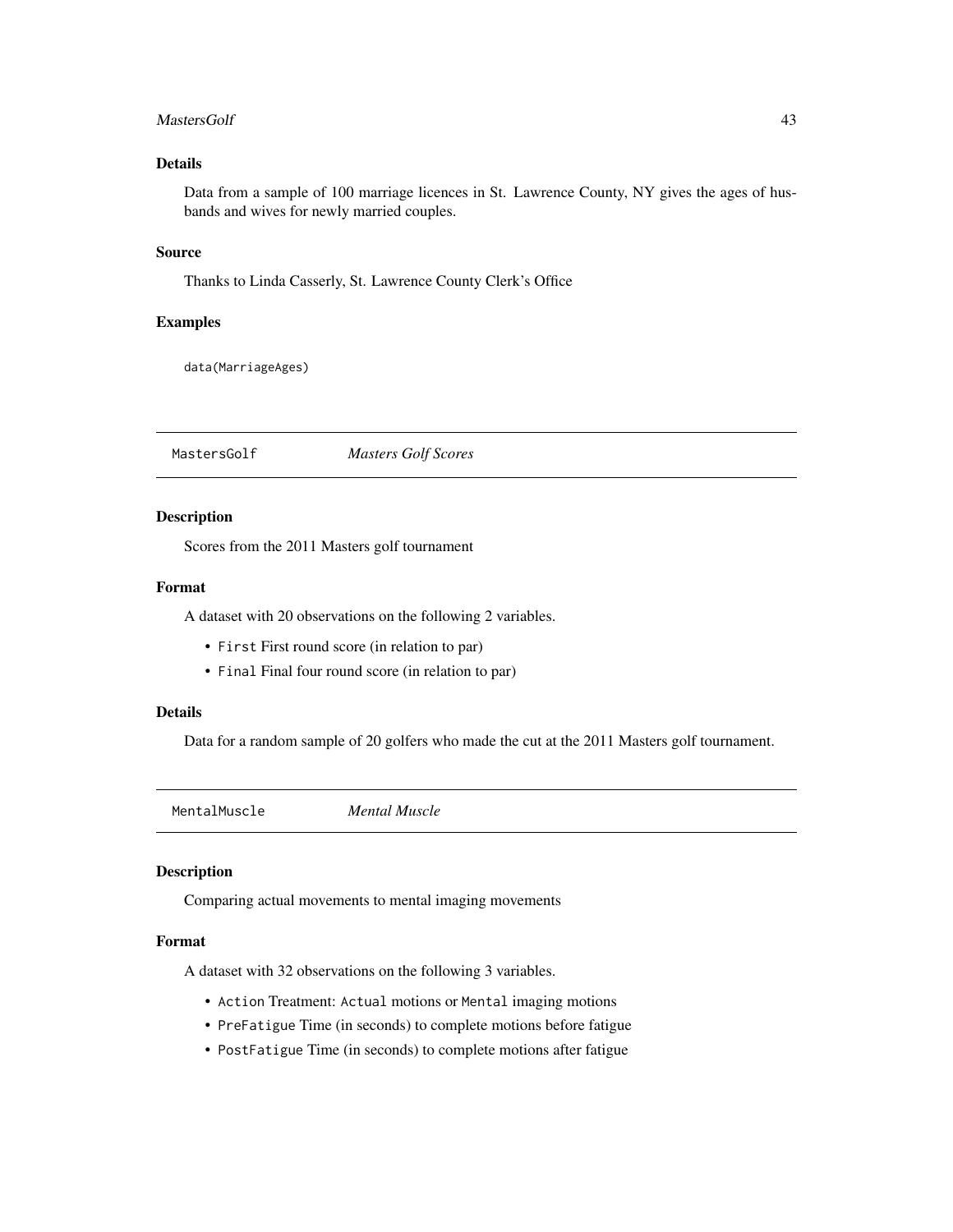### Details

Data from a sample of 100 marriage licences in St. Lawrence County, NY gives the ages of husbands and wives for newly married couples.

### Source

Thanks to Linda Casserly, St. Lawrence County Clerk's Office

### Examples

```
data(MarriageAges)
```

## MastersGolf *Masters Golf Scores*

### Description

Scores from the 2011 Masters golf tournament

### Format

A dataset with 20 observations on the following 2 variables.

- `First` First round score (in relation to par)
- `Final` Final four round score (in relation to par)

### Details

Data for a random sample of 20 golfers who made the cut at the 2011 Masters golf tournament.

## MentalMuscle *Mental Muscle*

### Description

Comparing actual movements to mental imaging movements

### Format

A dataset with 32 observations on the following 3 variables.

- `Action` Treatment: `Actual` motions or `Mental` imaging motions
- `PreFatigue` Time (in seconds) to complete motions before fatigue
- `PostFatigue` Time (in seconds) to complete motions after fatigue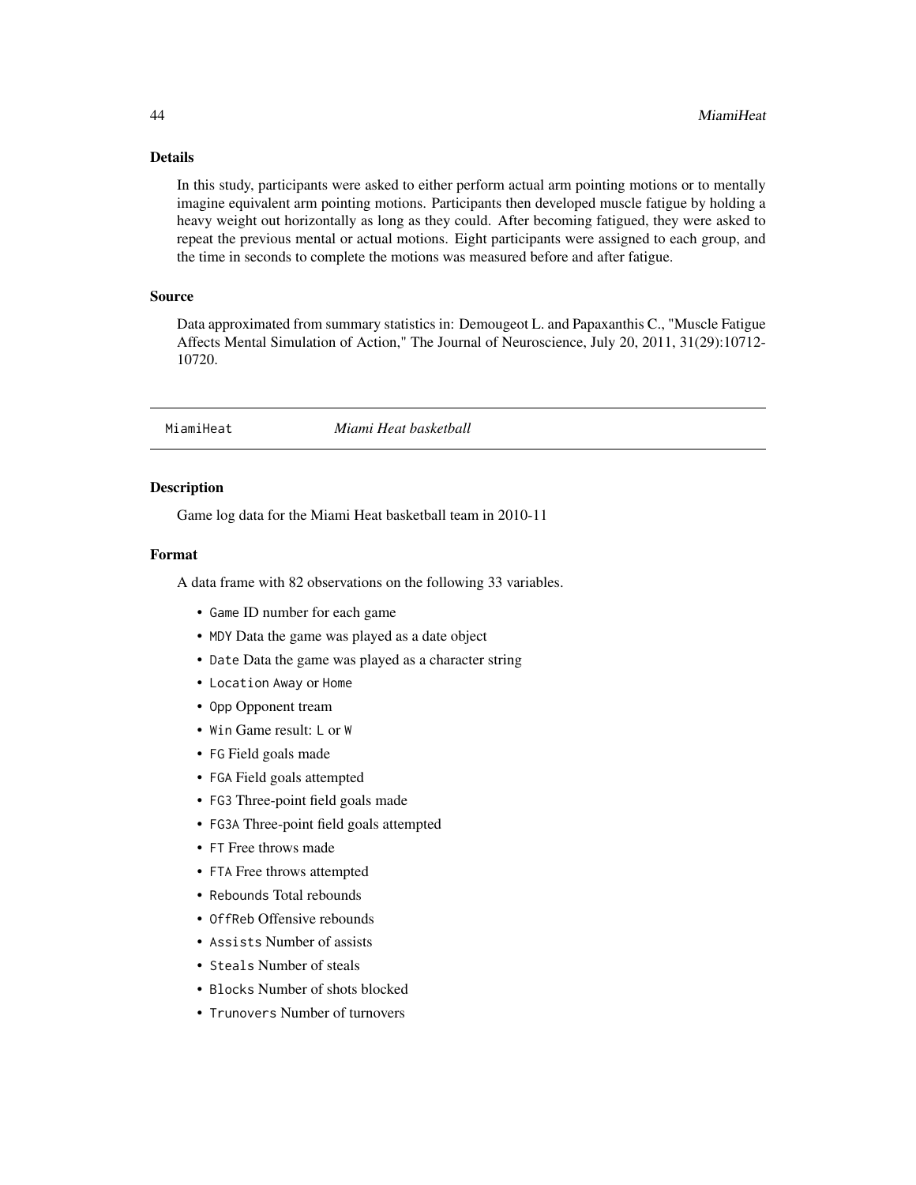### Details

In this study, participants were asked to either perform actual arm pointing motions or to mentally imagine equivalent arm pointing motions. Participants then developed muscle fatigue by holding a heavy weight out horizontally as long as they could. After becoming fatigued, they were asked to repeat the previous mental or actual motions. Eight participants were assigned to each group, and the time in seconds to complete the motions was measured before and after fatigue.

### Source

Data approximated from summary statistics in: Demougeot L. and Papaxanthis C., "Muscle Fatigue Affects Mental Simulation of Action," The Journal of Neuroscience, July 20, 2011, 31(29):10712-10720.

---

## MiamiHeat *Miami Heat basketball*

### Description

Game log data for the Miami Heat basketball team in 2010-11

### Format

A data frame with 82 observations on the following 33 variables.

- `Game` ID number for each game
- `MDY` Data the game was played as a date object
- `Date` Data the game was played as a character string
- `Location` `Away` or `Home`
- `Opp` Opponent tream
- `Win` Game result: `L` or `W`
- `FG` Field goals made
- `FGA` Field goals attempted
- `FG3` Three-point field goals made
- `FG3A` Three-point field goals attempted
- `FT` Free throws made
- `FTA` Free throws attempted
- `Rebounds` Total rebounds
- `OffReb` Offensive rebounds
- `Assists` Number of assists
- `Steals` Number of steals
- `Blocks` Number of shots blocked
- `Trunovers` Number of turnovers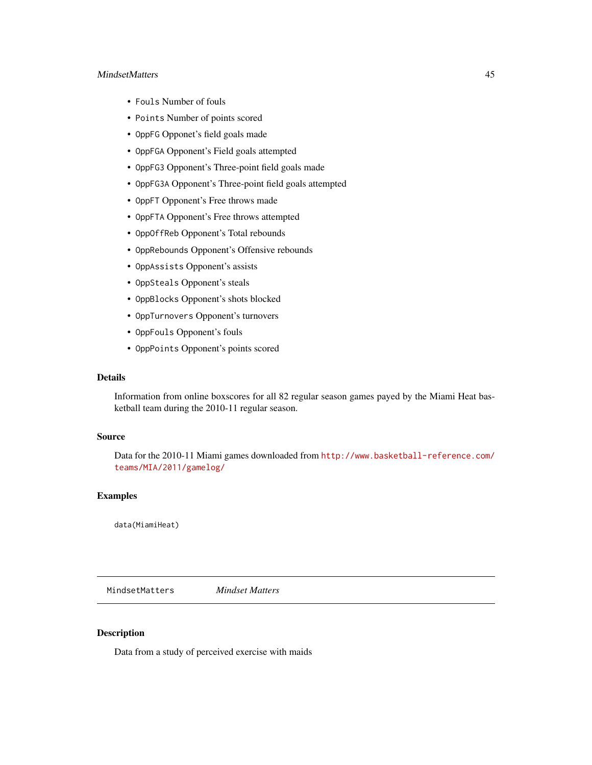- `Fouls` Number of fouls
- `Points` Number of points scored
- `OppFG` Opponet's field goals made
- `OppFGA` Opponent's Field goals attempted
- `OppFG3` Opponent's Three-point field goals made
- `OppFG3A` Opponent's Three-point field goals attempted
- `OppFT` Opponent's Free throws made
- `OppFTA` Opponent's Free throws attempted
- `OppOffReb` Opponent's Total rebounds
- `OppRebounds` Opponent's Offensive rebounds
- `OppAssists` Opponent's assists
- `OppSteals` Opponent's steals
- `OppBlocks` Opponent's shots blocked
- `OppTurnovers` Opponent's turnovers
- `OppFouls` Opponent's fouls
- `OppPoints` Opponent's points scored

### Details

Information from online boxscores for all 82 regular season games payed by the Miami Heat basketball team during the 2010-11 regular season.

### Source

Data for the 2010-11 Miami games downloaded from http://www.basketball-reference.com/teams/MIA/2011/gamelog/

### Examples

```
data(MiamiHeat)
```

---

## `MindsetMatters` *Mindset Matters*

---

### Description

Data from a study of perceived exercise with maids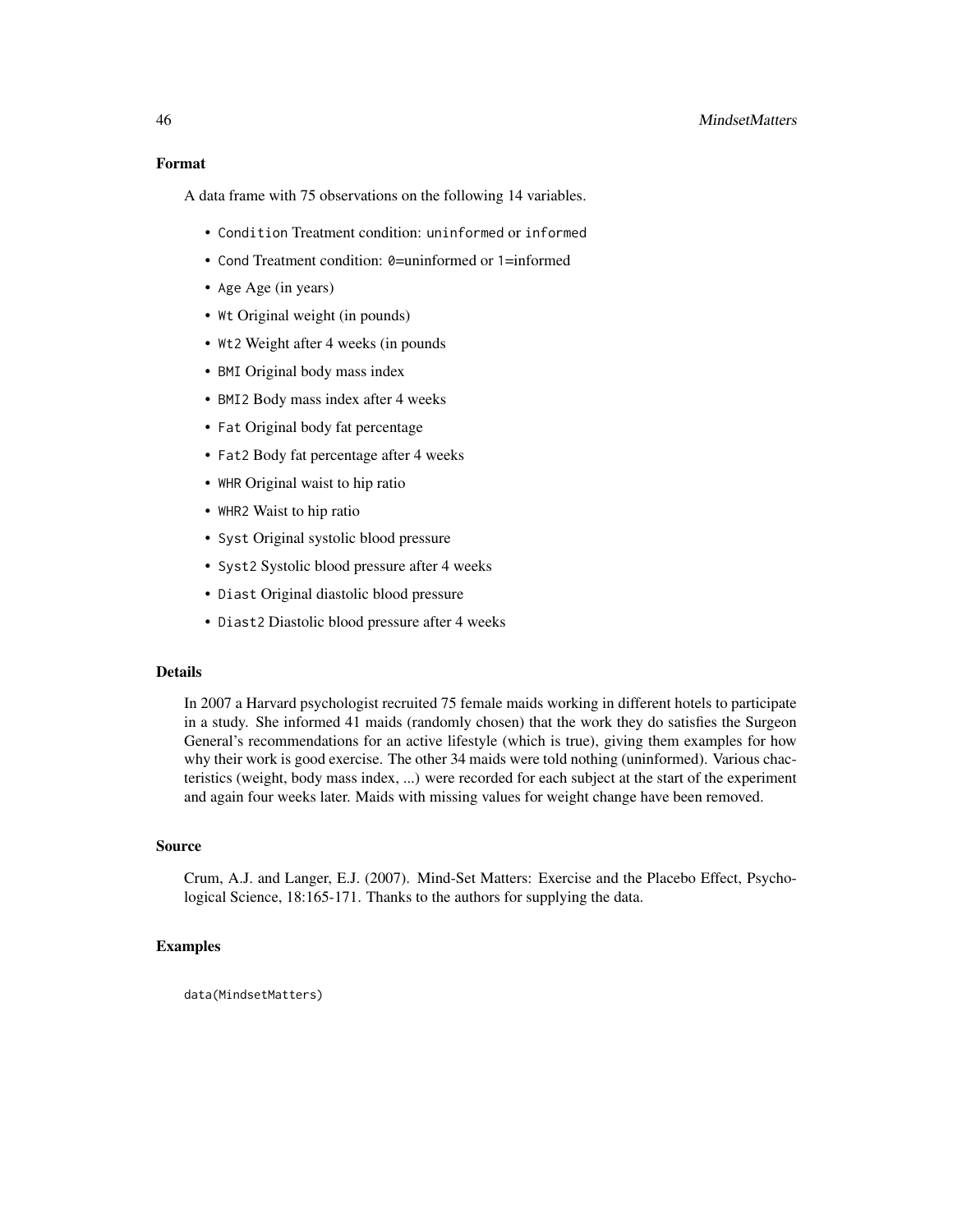### Format

A data frame with 75 observations on the following 14 variables.

- `Condition` Treatment condition: `uninformed` or `informed`
- `Cond` Treatment condition: `0`=uninformed or `1`=informed
- `Age` Age (in years)
- `Wt` Original weight (in pounds)
- `Wt2` Weight after 4 weeks (in pounds
- `BMI` Original body mass index
- `BMI2` Body mass index after 4 weeks
- `Fat` Original body fat percentage
- `Fat2` Body fat percentage after 4 weeks
- `WHR` Original waist to hip ratio
- `WHR2` Waist to hip ratio
- `Syst` Original systolic blood pressure
- `Syst2` Systolic blood pressure after 4 weeks
- `Diast` Original diastolic blood pressure
- `Diast2` Diastolic blood pressure after 4 weeks

### Details

In 2007 a Harvard psychologist recruited 75 female maids working in different hotels to participate in a study. She informed 41 maids (randomly chosen) that the work they do satisfies the Surgeon General's recommendations for an active lifestyle (which is true), giving them examples for how why their work is good exercise. The other 34 maids were told nothing (uninformed). Various chacteristics (weight, body mass index, ...) were recorded for each subject at the start of the experiment and again four weeks later. Maids with missing values for weight change have been removed.

### Source

Crum, A.J. and Langer, E.J. (2007). Mind-Set Matters: Exercise and the Placebo Effect, Psychological Science, 18:165-171. Thanks to the authors for supplying the data.

### Examples

```
data(MindsetMatters)
```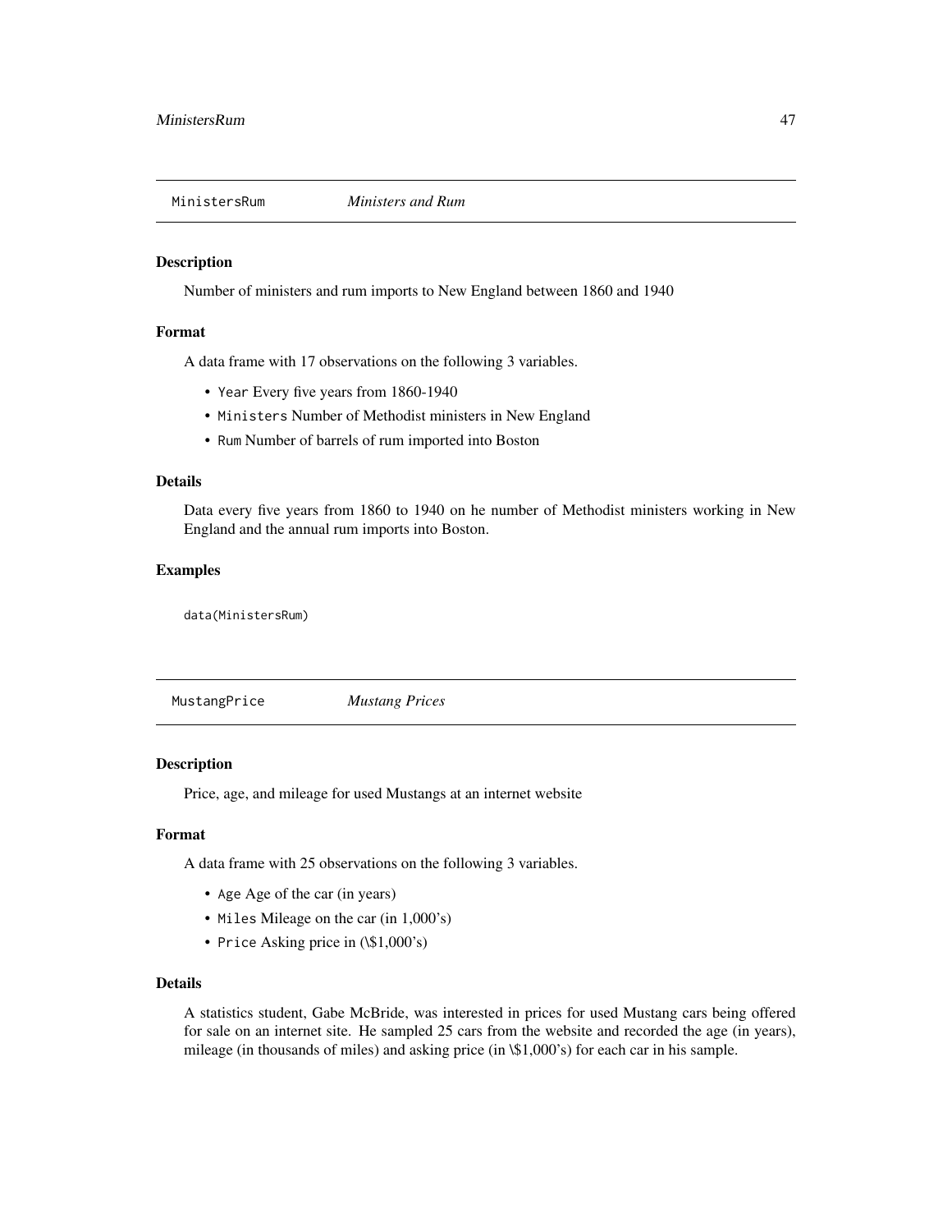## MinistersRum *Ministers and Rum*

### Description

Number of ministers and rum imports to New England between 1860 and 1940

### Format

A data frame with 17 observations on the following 3 variables.

- `Year` Every five years from 1860-1940
- `Ministers` Number of Methodist ministers in New England
- `Rum` Number of barrels of rum imported into Boston

### Details

Data every five years from 1860 to 1940 on he number of Methodist ministers working in New England and the annual rum imports into Boston.

### Examples

```
data(MinistersRum)
```

## MustangPrice *Mustang Prices*

### Description

Price, age, and mileage for used Mustangs at an internet website

### Format

A data frame with 25 observations on the following 3 variables.

- `Age` Age of the car (in years)
- `Miles` Mileage on the car (in 1,000's)
- `Price` Asking price in (\$1,000's)

### Details

A statistics student, Gabe McBride, was interested in prices for used Mustang cars being offered for sale on an internet site. He sampled 25 cars from the website and recorded the age (in years), mileage (in thousands of miles) and asking price (in \$1,000's) for each car in his sample.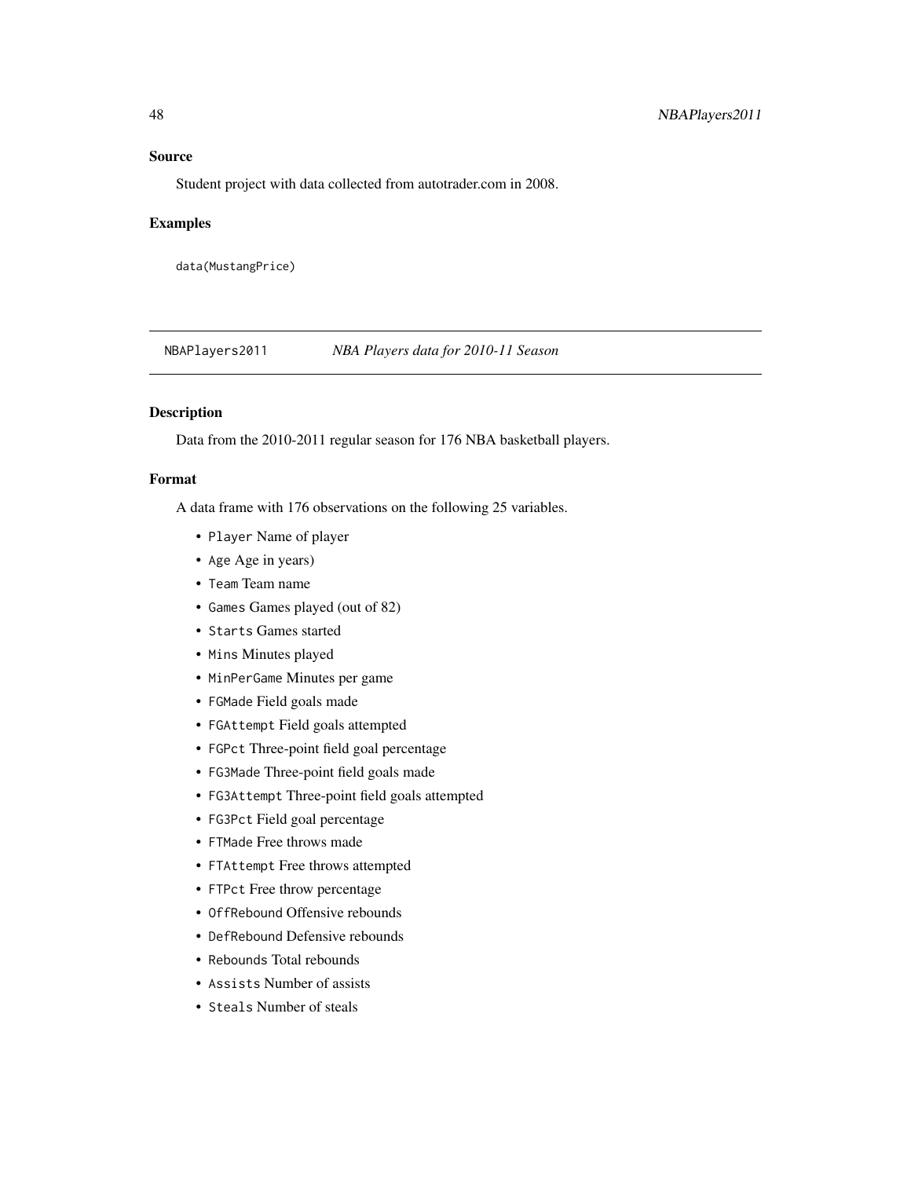### Source

Student project with data collected from autotrader.com in 2008.

### Examples

```
data(MustangPrice)
```

---

## NBAPlayers2011 &nbsp;&nbsp;&nbsp; *NBA Players data for 2010-11 Season*

---

### Description

Data from the 2010-2011 regular season for 176 NBA basketball players.

### Format

A data frame with 176 observations on the following 25 variables.

- `Player` Name of player
- `Age` Age in years)
- `Team` Team name
- `Games` Games played (out of 82)
- `Starts` Games started
- `Mins` Minutes played
- `MinPerGame` Minutes per game
- `FGMade` Field goals made
- `FGAttempt` Field goals attempted
- `FGPct` Three-point field goal percentage
- `FG3Made` Three-point field goals made
- `FG3Attempt` Three-point field goals attempted
- `FG3Pct` Field goal percentage
- `FTMade` Free throws made
- `FTAttempt` Free throws attempted
- `FTPct` Free throw percentage
- `OffRebound` Offensive rebounds
- `DefRebound` Defensive rebounds
- `Rebounds` Total rebounds
- `Assists` Number of assists
- `Steals` Number of steals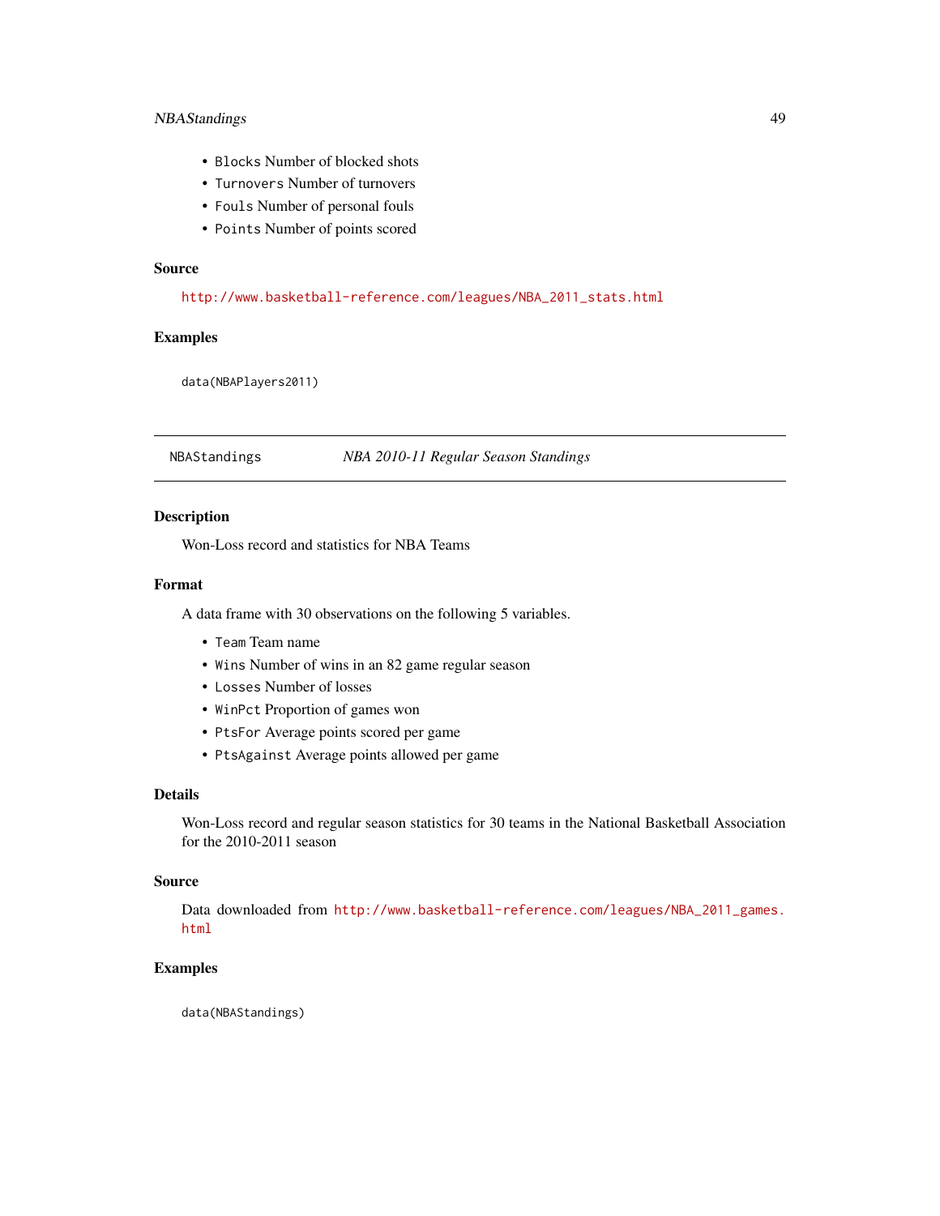- `Blocks` Number of blocked shots
- `Turnovers` Number of turnovers
- `Fouls` Number of personal fouls
- `Points` Number of points scored

### Source

http://www.basketball-reference.com/leagues/NBA_2011_stats.html

### Examples

```
data(NBAPlayers2011)
```

---

## NBAStandings *NBA 2010-11 Regular Season Standings*

---

### Description

Won-Loss record and statistics for NBA Teams

### Format

A data frame with 30 observations on the following 5 variables.

- `Team` Team name
- `Wins` Number of wins in an 82 game regular season
- `Losses` Number of losses
- `WinPct` Proportion of games won
- `PtsFor` Average points scored per game
- `PtsAgainst` Average points allowed per game

### Details

Won-Loss record and regular season statistics for 30 teams in the National Basketball Association for the 2010-2011 season

### Source

Data downloaded from http://www.basketball-reference.com/leagues/NBA_2011_games.html

### Examples

```
data(NBAStandings)
```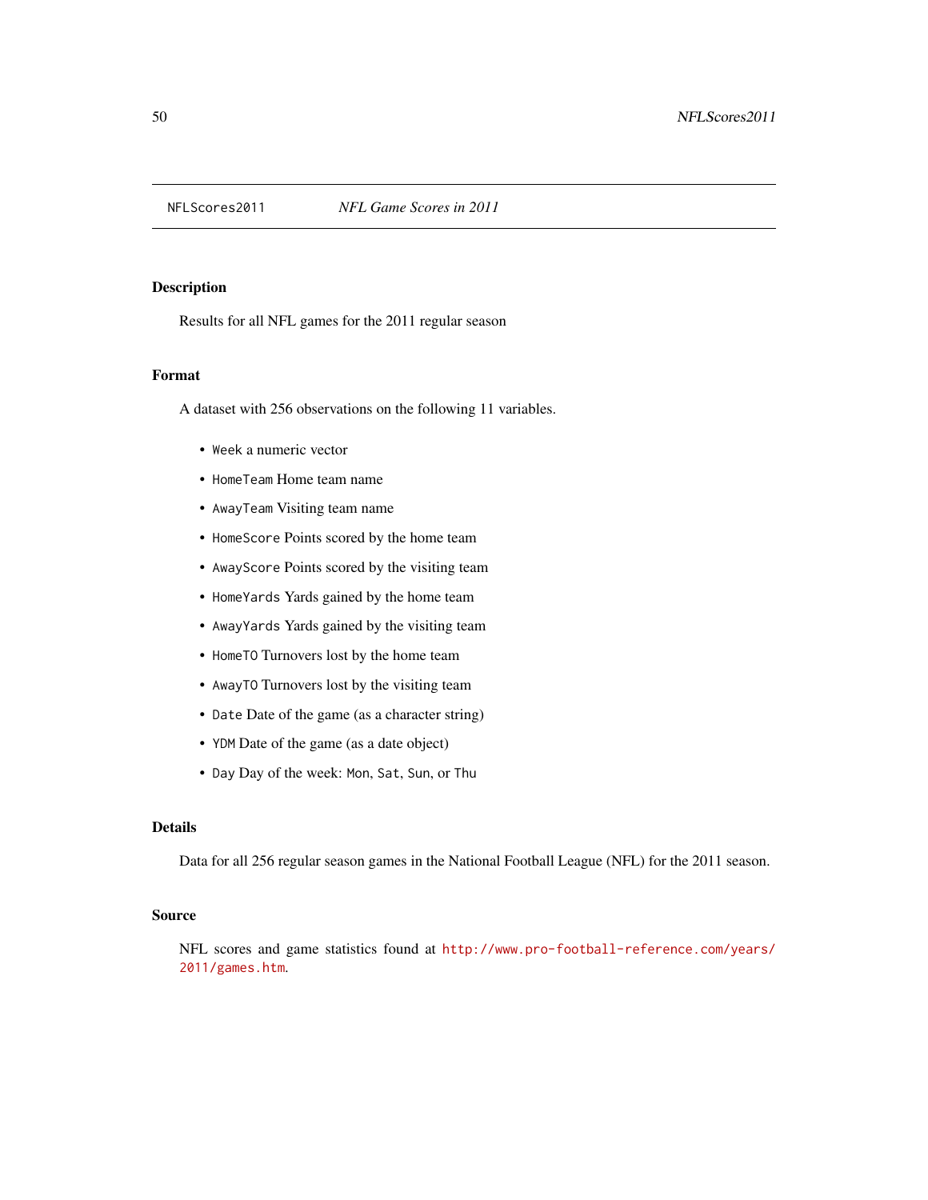NFLScores2011 *NFL Game Scores in 2011*

## Description

Results for all NFL games for the 2011 regular season

## Format

A dataset with 256 observations on the following 11 variables.

- `Week` a numeric vector
- `HomeTeam` Home team name
- `AwayTeam` Visiting team name
- `HomeScore` Points scored by the home team
- `AwayScore` Points scored by the visiting team
- `HomeYards` Yards gained by the home team
- `AwayYards` Yards gained by the visiting team
- `HomeTO` Turnovers lost by the home team
- `AwayTO` Turnovers lost by the visiting team
- `Date` Date of the game (as a character string)
- `YDM` Date of the game (as a date object)
- `Day` Day of the week: `Mon`, `Sat`, `Sun`, or `Thu`

## Details

Data for all 256 regular season games in the National Football League (NFL) for the 2011 season.

## Source

NFL scores and game statistics found at http://www.pro-football-reference.com/years/2011/games.htm.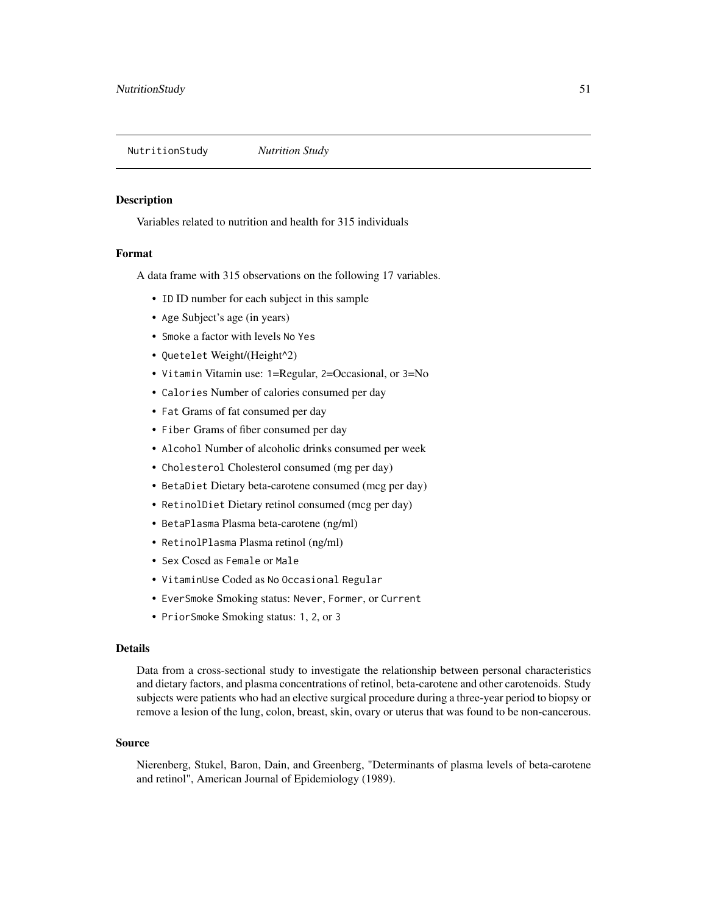NutritionStudy    *Nutrition Study*

### Description

Variables related to nutrition and health for 315 individuals

### Format

A data frame with 315 observations on the following 17 variables.

- `ID` ID number for each subject in this sample
- `Age` Subject's age (in years)
- `Smoke` a factor with levels `No` `Yes`
- `Quetelet` Weight/(Height^2)
- `Vitamin` Vitamin use: `1`=Regular, `2`=Occasional, or `3`=No
- `Calories` Number of calories consumed per day
- `Fat` Grams of fat consumed per day
- `Fiber` Grams of fiber consumed per day
- `Alcohol` Number of alcoholic drinks consumed per week
- `Cholesterol` Cholesterol consumed (mg per day)
- `BetaDiet` Dietary beta-carotene consumed (mcg per day)
- `RetinolDiet` Dietary retinol consumed (mcg per day)
- `BetaPlasma` Plasma beta-carotene (ng/ml)
- `RetinolPlasma` Plasma retinol (ng/ml)
- `Sex` Cosed as `Female` or `Male`
- `VitaminUse` Coded as `No` `Occasional` `Regular`
- `EverSmoke` Smoking status: `Never`, `Former`, or `Current`
- `PriorSmoke` Smoking status: `1`, `2`, or `3`

### Details

Data from a cross-sectional study to investigate the relationship between personal characteristics and dietary factors, and plasma concentrations of retinol, beta-carotene and other carotenoids. Study subjects were patients who had an elective surgical procedure during a three-year period to biopsy or remove a lesion of the lung, colon, breast, skin, ovary or uterus that was found to be non-cancerous.

### Source

Nierenberg, Stukel, Baron, Dain, and Greenberg, "Determinants of plasma levels of beta-carotene and retinol", American Journal of Epidemiology (1989).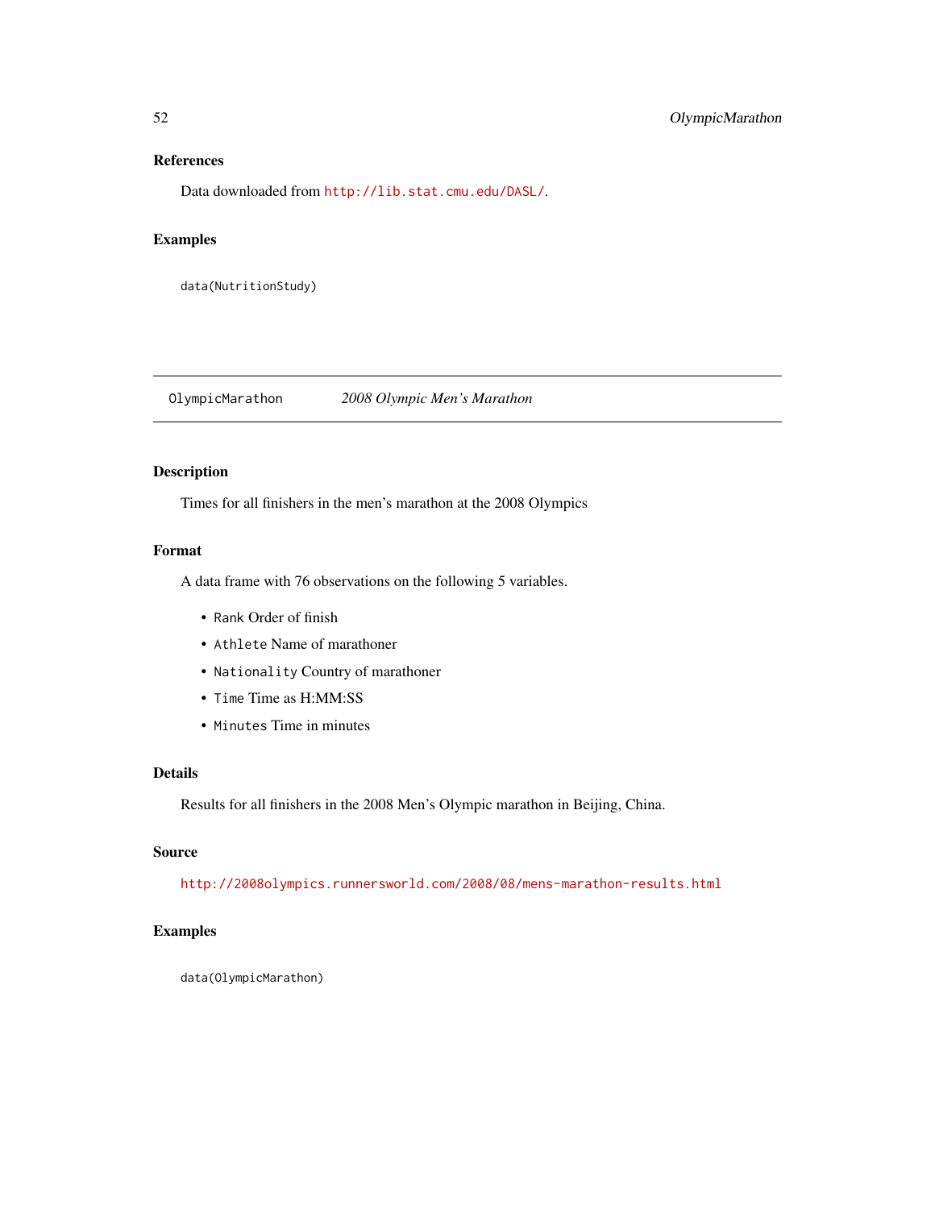### References

Data downloaded from http://lib.stat.cmu.edu/DASL/.

### Examples

```
data(NutritionStudy)
```

---

## OlympicMarathon — *2008 Olympic Men's Marathon*

---

### Description

Times for all finishers in the men's marathon at the 2008 Olympics

### Format

A data frame with 76 observations on the following 5 variables.

- `Rank` Order of finish
- `Athlete` Name of marathoner
- `Nationality` Country of marathoner
- `Time` Time as H:MM:SS
- `Minutes` Time in minutes

### Details

Results for all finishers in the 2008 Men's Olympic marathon in Beijing, China.

### Source

http://2008olympics.runnersworld.com/2008/08/mens-marathon-results.html

### Examples

```
data(OlympicMarathon)
```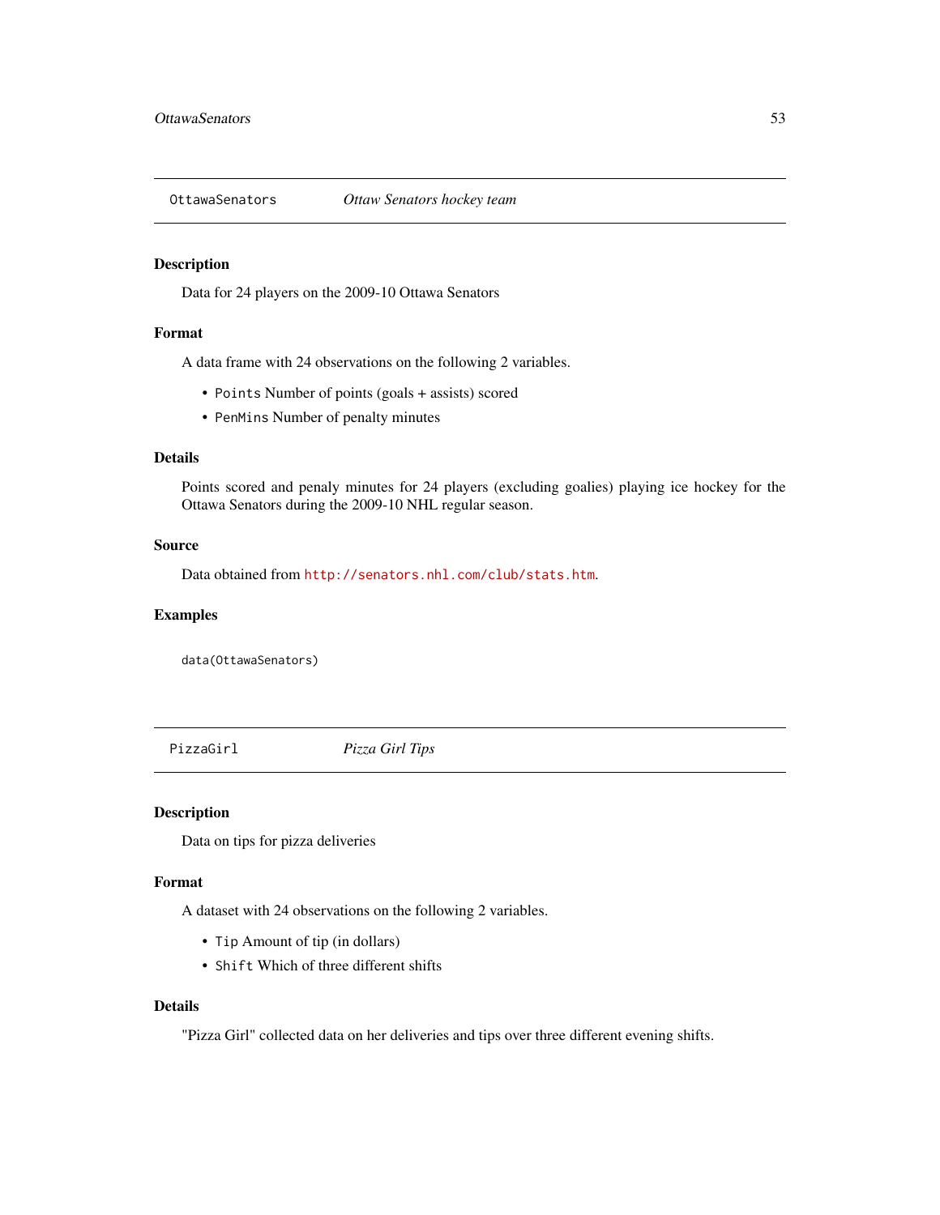## OttawaSenators — *Ottaw Senators hockey team*

### Description

Data for 24 players on the 2009-10 Ottawa Senators

### Format

A data frame with 24 observations on the following 2 variables.

- `Points` Number of points (goals + assists) scored
- `PenMins` Number of penalty minutes

### Details

Points scored and penaly minutes for 24 players (excluding goalies) playing ice hockey for the Ottawa Senators during the 2009-10 NHL regular season.

### Source

Data obtained from http://senators.nhl.com/club/stats.htm.

### Examples

```
data(OttawaSenators)
```

## PizzaGirl — *Pizza Girl Tips*

### Description

Data on tips for pizza deliveries

### Format

A dataset with 24 observations on the following 2 variables.

- `Tip` Amount of tip (in dollars)
- `Shift` Which of three different shifts

### Details

"Pizza Girl" collected data on her deliveries and tips over three different evening shifts.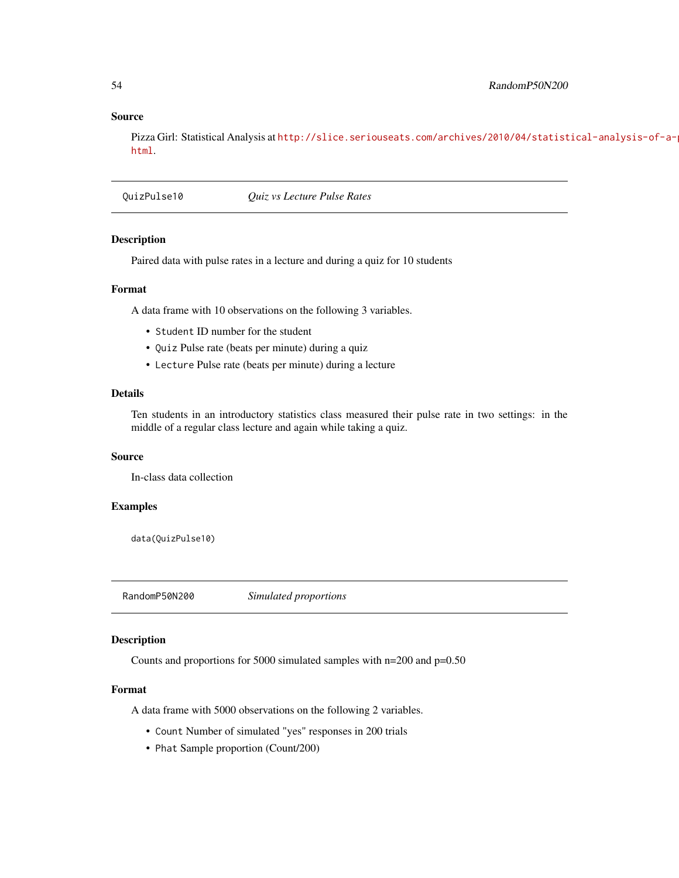### Source

Pizza Girl: Statistical Analysis at http://slice.seriouseats.com/archives/2010/04/statistical-analysis-of-a-p html.

---

## QuizPulse10 — *Quiz vs Lecture Pulse Rates*

### Description

Paired data with pulse rates in a lecture and during a quiz for 10 students

### Format

A data frame with 10 observations on the following 3 variables.

- `Student` ID number for the student
- `Quiz` Pulse rate (beats per minute) during a quiz
- `Lecture` Pulse rate (beats per minute) during a lecture

### Details

Ten students in an introductory statistics class measured their pulse rate in two settings: in the middle of a regular class lecture and again while taking a quiz.

### Source

In-class data collection

### Examples

```
data(QuizPulse10)
```

---

## RandomP50N200 — *Simulated proportions*

### Description

Counts and proportions for 5000 simulated samples with n=200 and p=0.50

### Format

A data frame with 5000 observations on the following 2 variables.

- `Count` Number of simulated "yes" responses in 200 trials
- `Phat` Sample proportion (Count/200)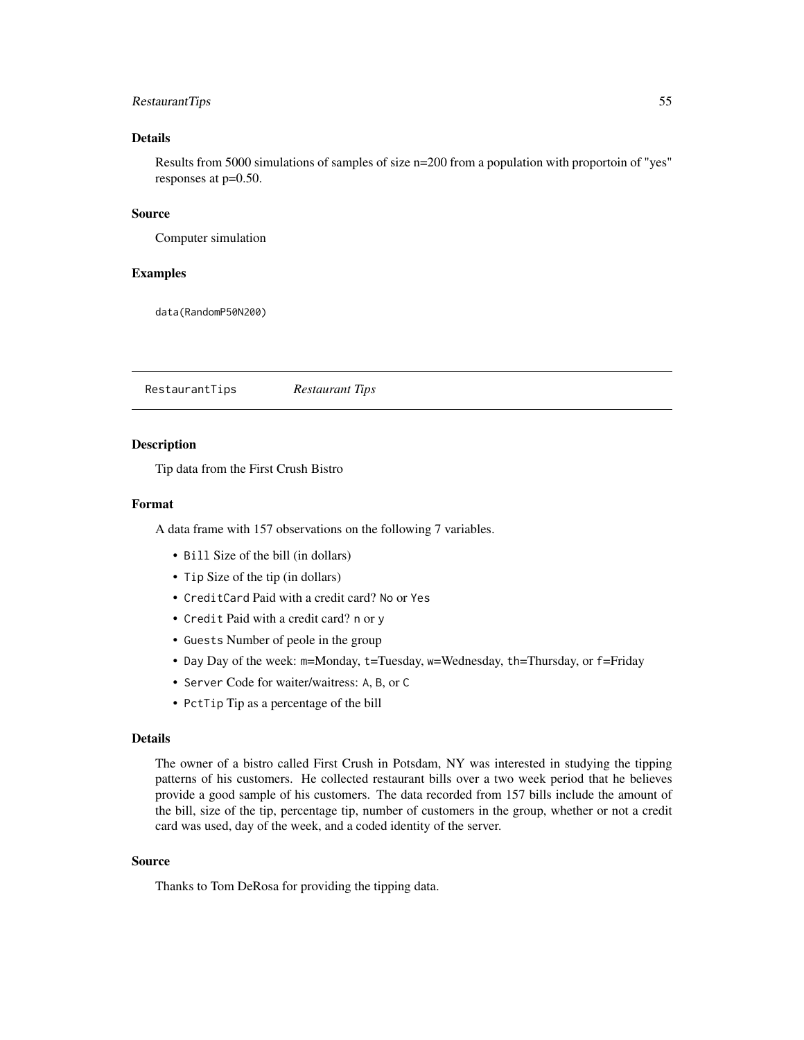### Details

Results from 5000 simulations of samples of size n=200 from a population with proportoin of "yes" responses at p=0.50.

### Source

Computer simulation

### Examples

```
data(RandomP50N200)
```

---

## RestaurantTips *Restaurant Tips*

---

### Description

Tip data from the First Crush Bistro

### Format

A data frame with 157 observations on the following 7 variables.

- `Bill` Size of the bill (in dollars)
- `Tip` Size of the tip (in dollars)
- `CreditCard` Paid with a credit card? `No` or `Yes`
- `Credit` Paid with a credit card? `n` or `y`
- `Guests` Number of peole in the group
- `Day` Day of the week: `m`=Monday, `t`=Tuesday, `w`=Wednesday, `th`=Thursday, or `f`=Friday
- `Server` Code for waiter/waitress: `A`, `B`, or `C`
- `PctTip` Tip as a percentage of the bill

### Details

The owner of a bistro called First Crush in Potsdam, NY was interested in studying the tipping patterns of his customers. He collected restaurant bills over a two week period that he believes provide a good sample of his customers. The data recorded from 157 bills include the amount of the bill, size of the tip, percentage tip, number of customers in the group, whether or not a credit card was used, day of the week, and a coded identity of the server.

### Source

Thanks to Tom DeRosa for providing the tipping data.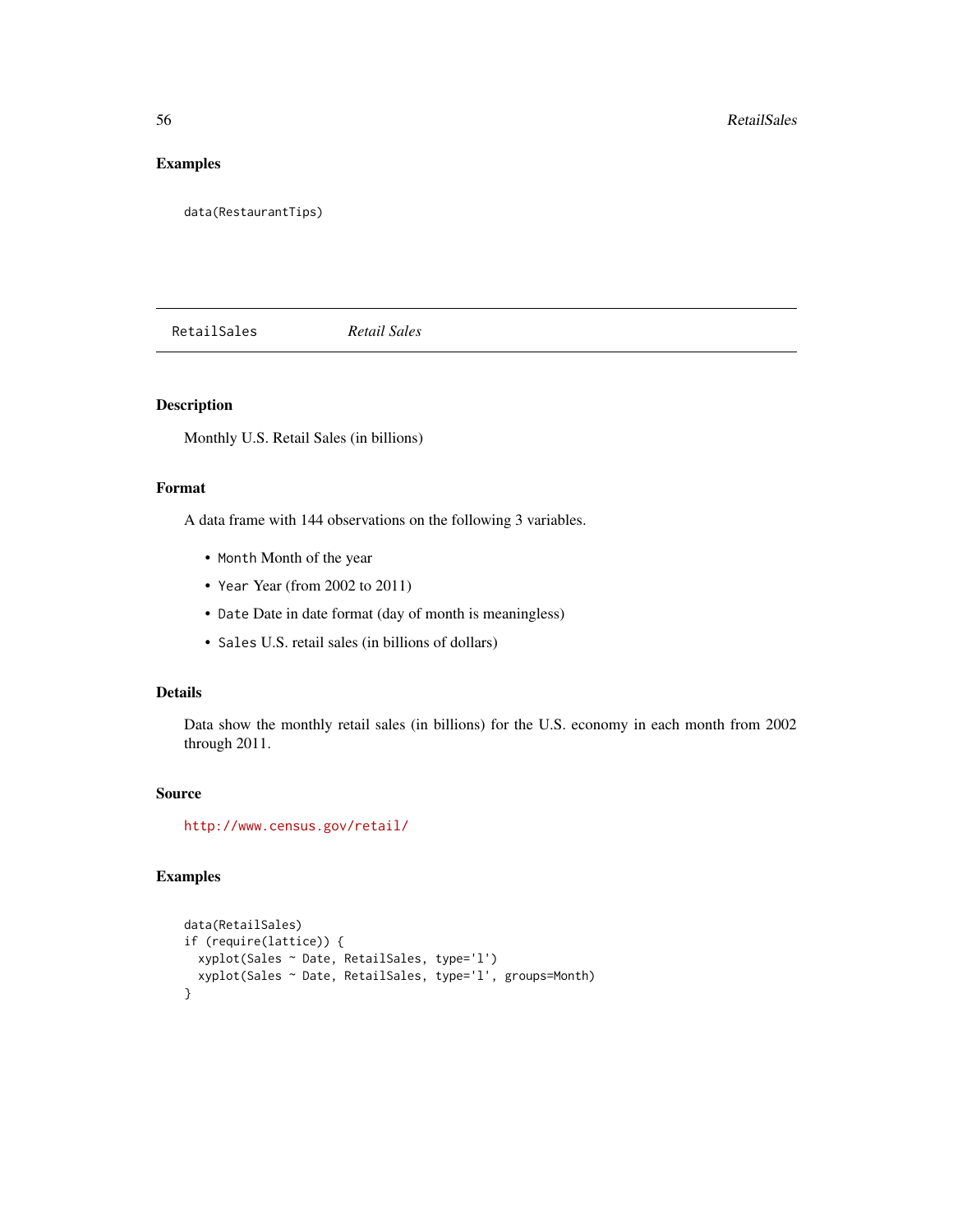## Examples

```
data(RestaurantTips)
```

---

RetailSales *Retail Sales*

---

## Description

Monthly U.S. Retail Sales (in billions)

## Format

A data frame with 144 observations on the following 3 variables.

- `Month` Month of the year
- `Year` Year (from 2002 to 2011)
- `Date` Date in date format (day of month is meaningless)
- `Sales` U.S. retail sales (in billions of dollars)

## Details

Data show the monthly retail sales (in billions) for the U.S. economy in each month from 2002 through 2011.

## Source

http://www.census.gov/retail/

## Examples

```
data(RetailSales)
if (require(lattice)) {
  xyplot(Sales ~ Date, RetailSales, type='l')
  xyplot(Sales ~ Date, RetailSales, type='l', groups=Month)
}
```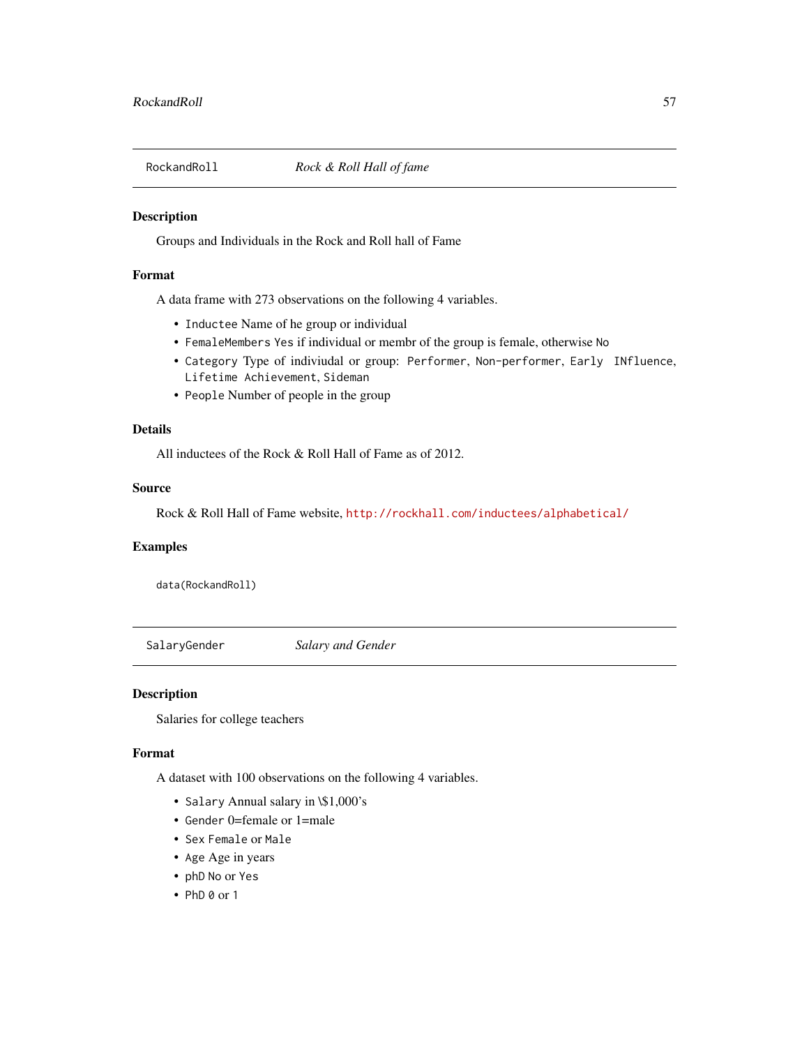## RockandRoll *Rock & Roll Hall of fame*

### Description

Groups and Individuals in the Rock and Roll hall of Fame

### Format

A data frame with 273 observations on the following 4 variables.

- `Inductee` Name of he group or individual
- `FemaleMembers` `Yes` if individual or membr of the group is female, otherwise `No`
- `Category` Type of indiviudal or group: `Performer`, `Non-performer`, `Early INfluence`, `Lifetime Achievement`, `Sideman`
- `People` Number of people in the group

### Details

All inductees of the Rock & Roll Hall of Fame as of 2012.

### Source

Rock & Roll Hall of Fame website, http://rockhall.com/inductees/alphabetical/

### Examples

```
data(RockandRoll)
```

## SalaryGender *Salary and Gender*

### Description

Salaries for college teachers

### Format

A dataset with 100 observations on the following 4 variables.

- `Salary` Annual salary in \$1,000's
- `Gender` 0=female or 1=male
- `Sex` `Female` or `Male`
- `Age` Age in years
- `phD` `No` or `Yes`
- `PhD` `0` or `1`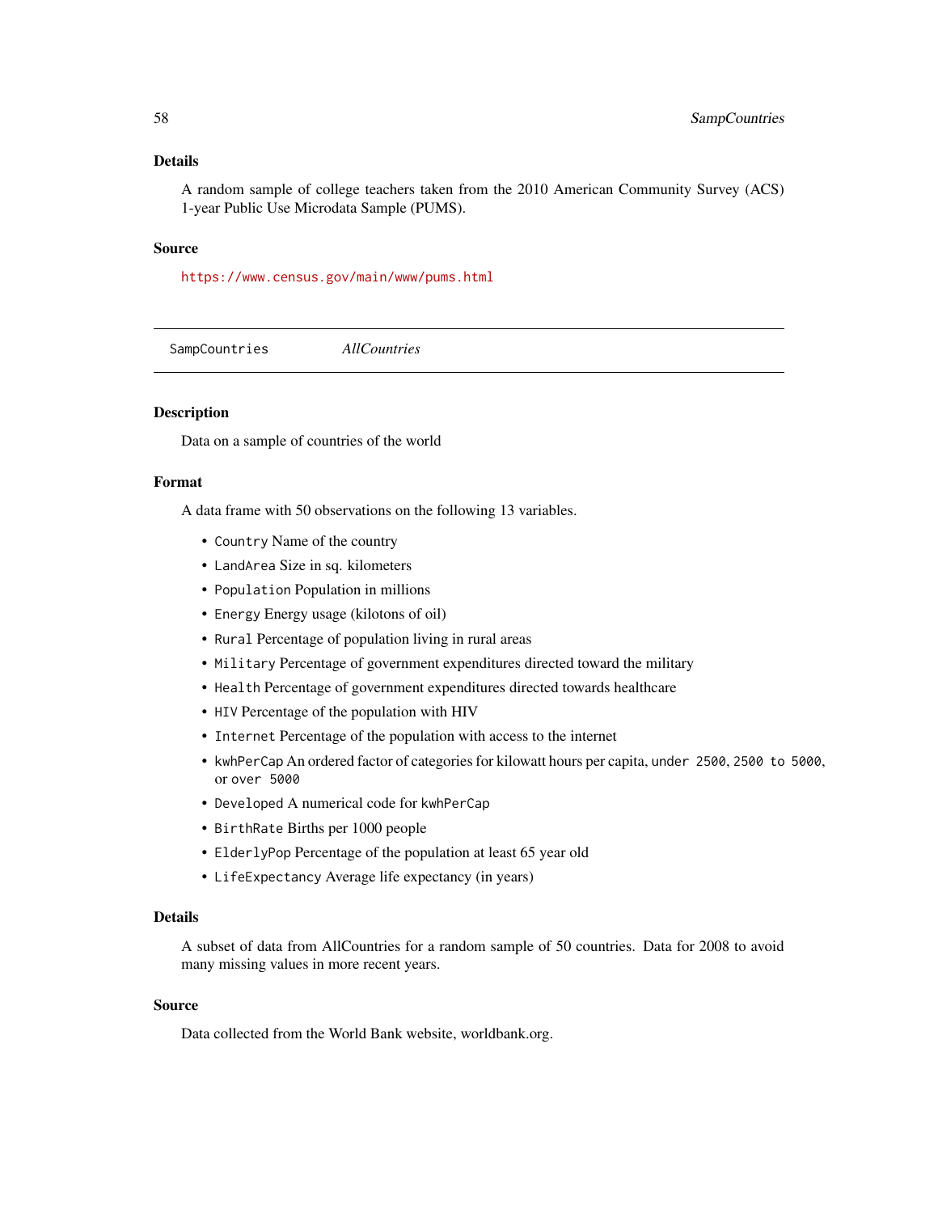### Details

A random sample of college teachers taken from the 2010 American Community Survey (ACS) 1-year Public Use Microdata Sample (PUMS).

### Source

https://www.census.gov/main/www/pums.html

---

## SampCountries *AllCountries*

---

### Description

Data on a sample of countries of the world

### Format

A data frame with 50 observations on the following 13 variables.

- `Country` Name of the country
- `LandArea` Size in sq. kilometers
- `Population` Population in millions
- `Energy` Energy usage (kilotons of oil)
- `Rural` Percentage of population living in rural areas
- `Military` Percentage of government expenditures directed toward the military
- `Health` Percentage of government expenditures directed towards healthcare
- `HIV` Percentage of the population with HIV
- `Internet` Percentage of the population with access to the internet
- `kwhPerCap` An ordered factor of categories for kilowatt hours per capita, `under 2500`, `2500 to 5000`, or `over 5000`
- `Developed` A numerical code for `kwhPerCap`
- `BirthRate` Births per 1000 people
- `ElderlyPop` Percentage of the population at least 65 year old
- `LifeExpectancy` Average life expectancy (in years)

### Details

A subset of data from AllCountries for a random sample of 50 countries. Data for 2008 to avoid many missing values in more recent years.

### Source

Data collected from the World Bank website, worldbank.org.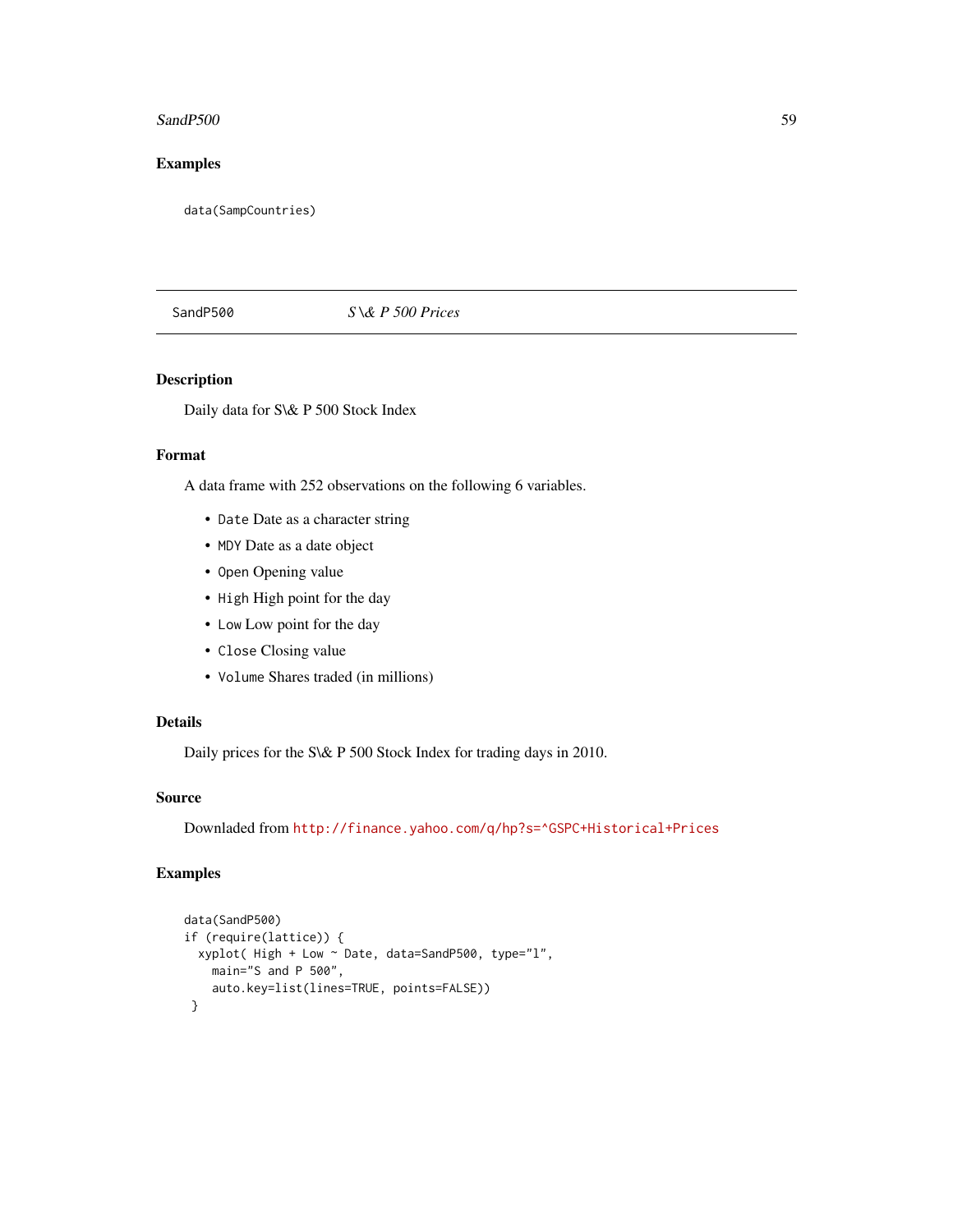## Examples

```
data(SampCountries)
```

---

SandP500 *S \& P 500 Prices*

---

## Description

Daily data for S\& P 500 Stock Index

## Format

A data frame with 252 observations on the following 6 variables.

- `Date` Date as a character string
- `MDY` Date as a date object
- `Open` Opening value
- `High` High point for the day
- `Low` Low point for the day
- `Close` Closing value
- `Volume` Shares traded (in millions)

## Details

Daily prices for the S\& P 500 Stock Index for trading days in 2010.

## Source

Downloaded from http://finance.yahoo.com/q/hp?s=^GSPC+Historical+Prices

## Examples

```
data(SandP500)
if (require(lattice)) {
  xyplot( High + Low ~ Date, data=SandP500, type="l",
    main="S and P 500",
    auto.key=list(lines=TRUE, points=FALSE))
 }
```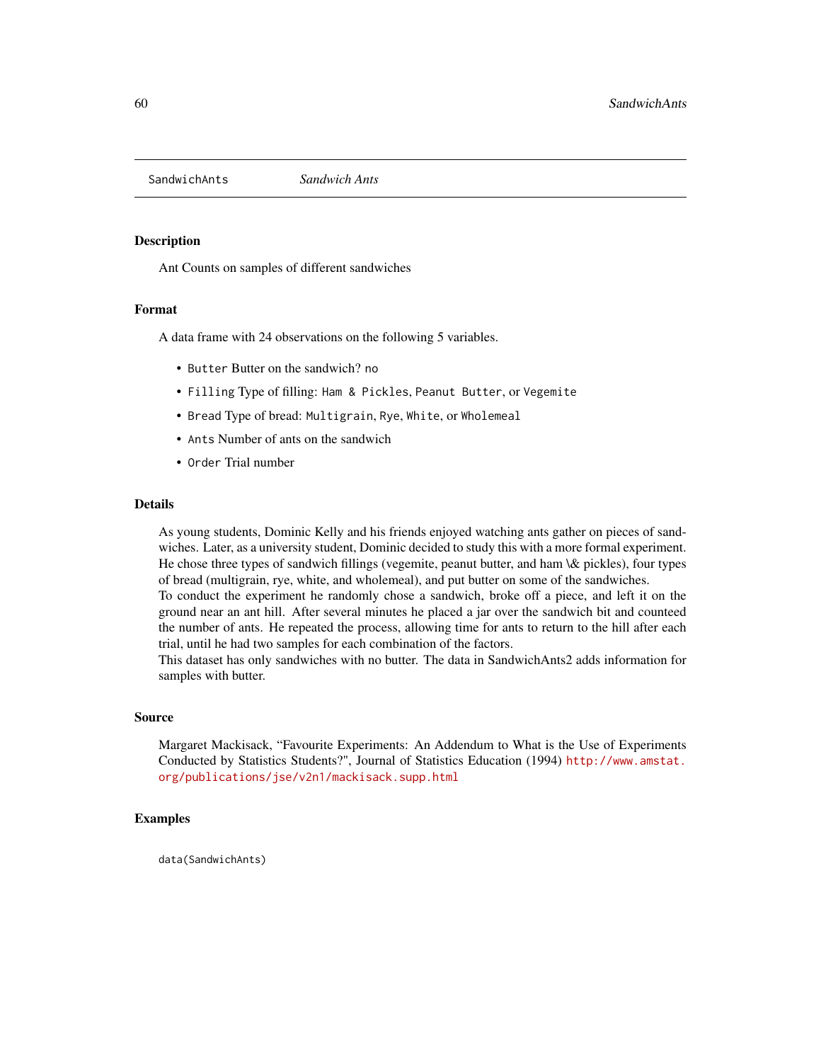SandwichAnts *Sandwich Ants*

## Description

Ant Counts on samples of different sandwiches

## Format

A data frame with 24 observations on the following 5 variables.

- `Butter` Butter on the sandwich? `no`
- `Filling` Type of filling: `Ham & Pickles`, `Peanut Butter`, or `Vegemite`
- `Bread` Type of bread: `Multigrain`, `Rye`, `White`, or `Wholemeal`
- `Ants` Number of ants on the sandwich
- `Order` Trial number

## Details

As young students, Dominic Kelly and his friends enjoyed watching ants gather on pieces of sandwiches. Later, as a university student, Dominic decided to study this with a more formal experiment. He chose three types of sandwich fillings (vegemite, peanut butter, and ham \& pickles), four types of bread (multigrain, rye, white, and wholemeal), and put butter on some of the sandwiches.
To conduct the experiment he randomly chose a sandwich, broke off a piece, and left it on the ground near an ant hill. After several minutes he placed a jar over the sandwich bit and counteed the number of ants. He repeated the process, allowing time for ants to return to the hill after each trial, until he had two samples for each combination of the factors.
This dataset has only sandwiches with no butter. The data in SandwichAnts2 adds information for samples with butter.

## Source

Margaret Mackisack, "Favourite Experiments: An Addendum to What is the Use of Experiments Conducted by Statistics Students?", Journal of Statistics Education (1994) http://www.amstat.org/publications/jse/v2n1/mackisack.supp.html

## Examples

```
data(SandwichAnts)
```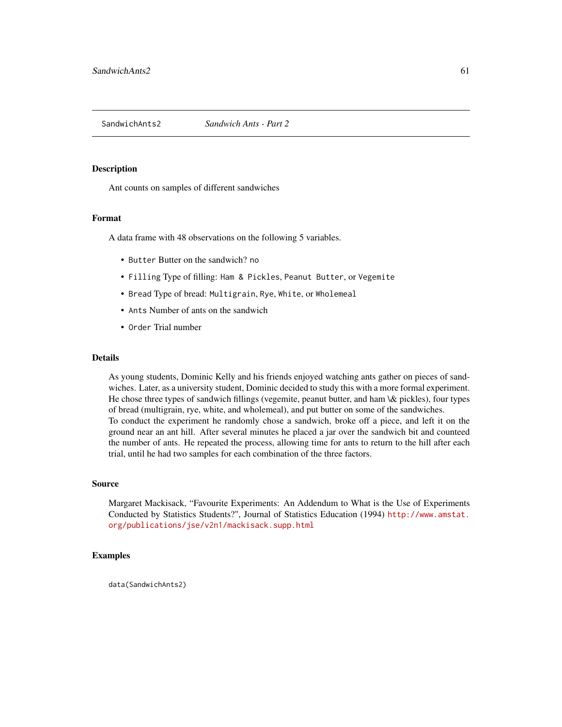SandwichAnts2 *Sandwich Ants - Part 2*

## Description

Ant counts on samples of different sandwiches

## Format

A data frame with 48 observations on the following 5 variables.

- `Butter` Butter on the sandwich? `no`
- `Filling` Type of filling: `Ham & Pickles`, `Peanut Butter`, or `Vegemite`
- `Bread` Type of bread: `Multigrain`, `Rye`, `White`, or `Wholemeal`
- `Ants` Number of ants on the sandwich
- `Order` Trial number

## Details

As young students, Dominic Kelly and his friends enjoyed watching ants gather on pieces of sandwiches. Later, as a university student, Dominic decided to study this with a more formal experiment. He chose three types of sandwich fillings (vegemite, peanut butter, and ham \& pickles), four types of bread (multigrain, rye, white, and wholemeal), and put butter on some of the sandwiches.
To conduct the experiment he randomly chose a sandwich, broke off a piece, and left it on the ground near an ant hill. After several minutes he placed a jar over the sandwich bit and counteed the number of ants. He repeated the process, allowing time for ants to return to the hill after each trial, until he had two samples for each combination of the three factors.

## Source

Margaret Mackisack, "Favourite Experiments: An Addendum to What is the Use of Experiments Conducted by Statistics Students?", Journal of Statistics Education (1994) http://www.amstat.org/publications/jse/v2n1/mackisack.supp.html

## Examples

```
data(SandwichAnts2)
```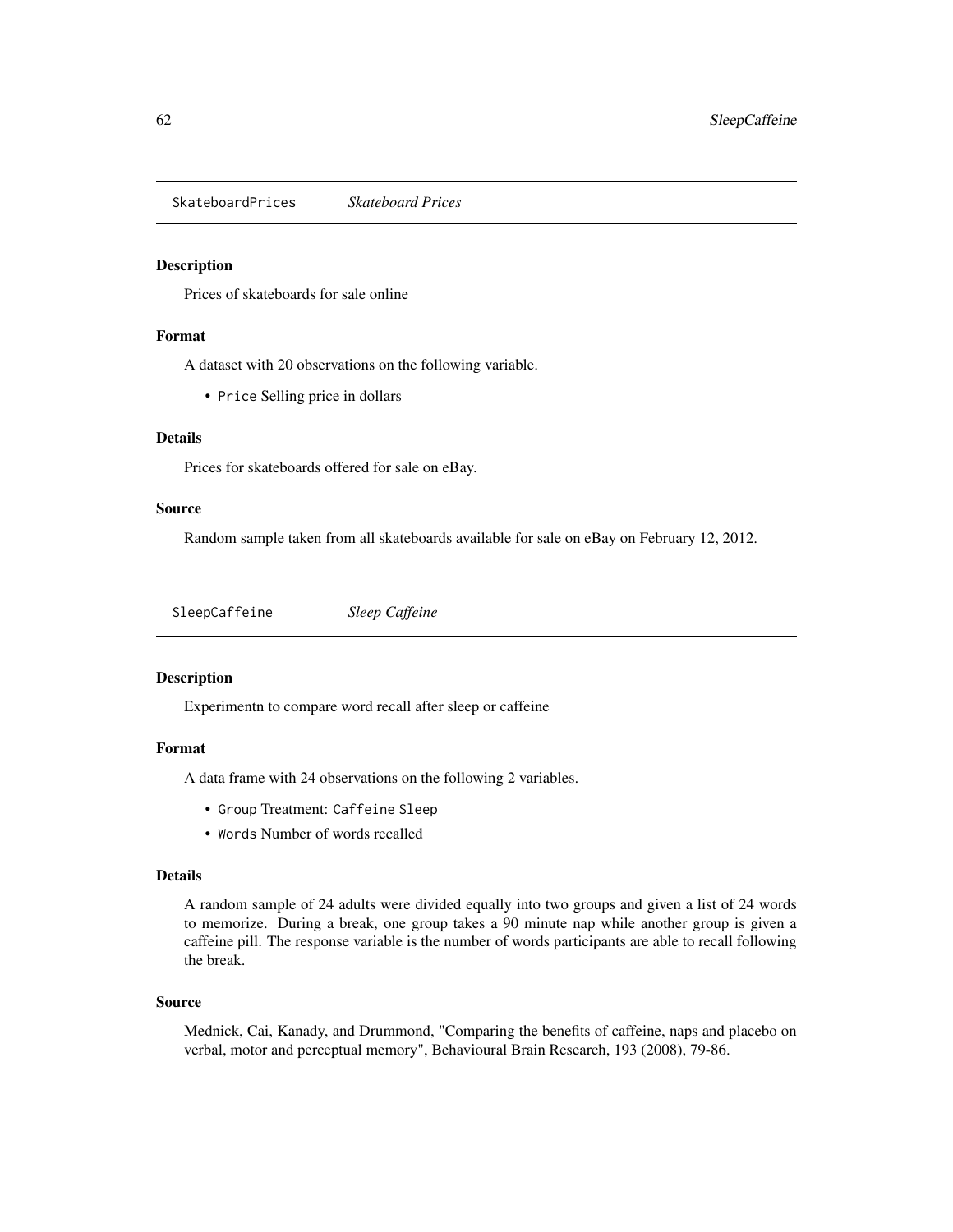## SkateboardPrices *Skateboard Prices*

### Description

Prices of skateboards for sale online

### Format

A dataset with 20 observations on the following variable.

- `Price` Selling price in dollars

### Details

Prices for skateboards offered for sale on eBay.

### Source

Random sample taken from all skateboards available for sale on eBay on February 12, 2012.

## SleepCaffeine *Sleep Caffeine*

### Description

Experimentn to compare word recall after sleep or caffeine

### Format

A data frame with 24 observations on the following 2 variables.

- `Group` Treatment: `Caffeine` `Sleep`
- `Words` Number of words recalled

### Details

A random sample of 24 adults were divided equally into two groups and given a list of 24 words to memorize. During a break, one group takes a 90 minute nap while another group is given a caffeine pill. The response variable is the number of words participants are able to recall following the break.

### Source

Mednick, Cai, Kanady, and Drummond, "Comparing the benefits of caffeine, naps and placebo on verbal, motor and perceptual memory", Behavioural Brain Research, 193 (2008), 79-86.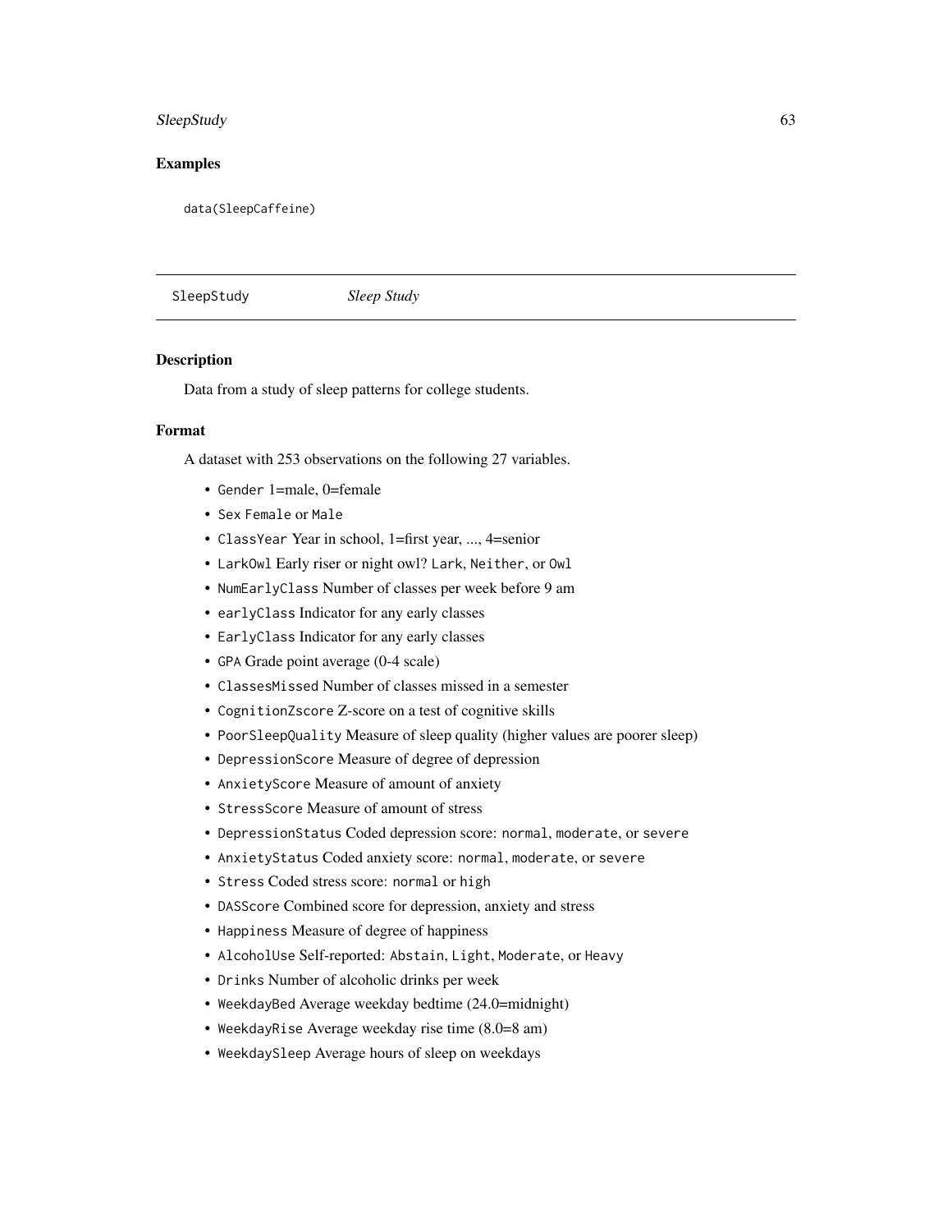## Examples

```
data(SleepCaffeine)
```

---

SleepStudy *Sleep Study*

---

## Description

Data from a study of sleep patterns for college students.

## Format

A dataset with 253 observations on the following 27 variables.

- `Gender` 1=male, 0=female
- `Sex` `Female` or `Male`
- `ClassYear` Year in school, 1=first year, ..., 4=senior
- `LarkOwl` Early riser or night owl? `Lark`, `Neither`, or `Owl`
- `NumEarlyClass` Number of classes per week before 9 am
- `earlyClass` Indicator for any early classes
- `EarlyClass` Indicator for any early classes
- `GPA` Grade point average (0-4 scale)
- `ClassesMissed` Number of classes missed in a semester
- `CognitionZscore` Z-score on a test of cognitive skills
- `PoorSleepQuality` Measure of sleep quality (higher values are poorer sleep)
- `DepressionScore` Measure of degree of depression
- `AnxietyScore` Measure of amount of anxiety
- `StressScore` Measure of amount of stress
- `DepressionStatus` Coded depression score: `normal`, `moderate`, or `severe`
- `AnxietyStatus` Coded anxiety score: `normal`, `moderate`, or `severe`
- `Stress` Coded stress score: `normal` or `high`
- `DASScore` Combined score for depression, anxiety and stress
- `Happiness` Measure of degree of happiness
- `AlcoholUse` Self-reported: `Abstain`, `Light`, `Moderate`, or `Heavy`
- `Drinks` Number of alcoholic drinks per week
- `WeekdayBed` Average weekday bedtime (24.0=midnight)
- `WeekdayRise` Average weekday rise time (8.0=8 am)
- `WeekdaySleep` Average hours of sleep on weekdays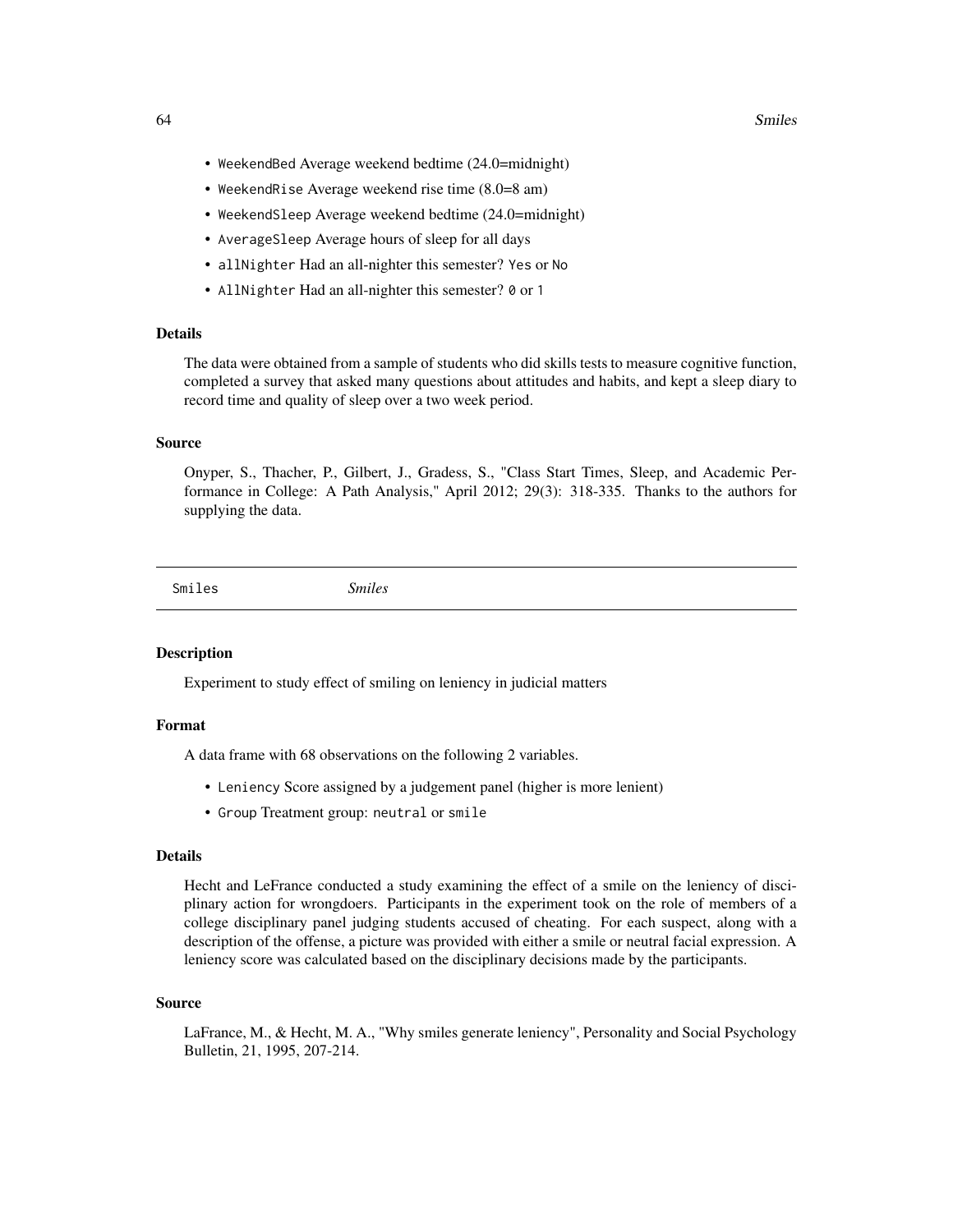- `WeekendBed` Average weekend bedtime (24.0=midnight)
- `WeekendRise` Average weekend rise time (8.0=8 am)
- `WeekendSleep` Average weekend bedtime (24.0=midnight)
- `AverageSleep` Average hours of sleep for all days
- `allNighter` Had an all-nighter this semester? `Yes` or `No`
- `AllNighter` Had an all-nighter this semester? `0` or `1`

### Details

The data were obtained from a sample of students who did skills tests to measure cognitive function, completed a survey that asked many questions about attitudes and habits, and kept a sleep diary to record time and quality of sleep over a two week period.

### Source

Onyper, S., Thacher, P., Gilbert, J., Gradess, S., "Class Start Times, Sleep, and Academic Performance in College: A Path Analysis," April 2012; 29(3): 318-335. Thanks to the authors for supplying the data.

---

## `Smiles` *Smiles*

---

### Description

Experiment to study effect of smiling on leniency in judicial matters

### Format

A data frame with 68 observations on the following 2 variables.

- `Leniency` Score assigned by a judgement panel (higher is more lenient)
- `Group` Treatment group: `neutral` or `smile`

### Details

Hecht and LeFrance conducted a study examining the effect of a smile on the leniency of disciplinary action for wrongdoers. Participants in the experiment took on the role of members of a college disciplinary panel judging students accused of cheating. For each suspect, along with a description of the offense, a picture was provided with either a smile or neutral facial expression. A leniency score was calculated based on the disciplinary decisions made by the participants.

### Source

LaFrance, M., & Hecht, M. A., "Why smiles generate leniency", Personality and Social Psychology Bulletin, 21, 1995, 207-214.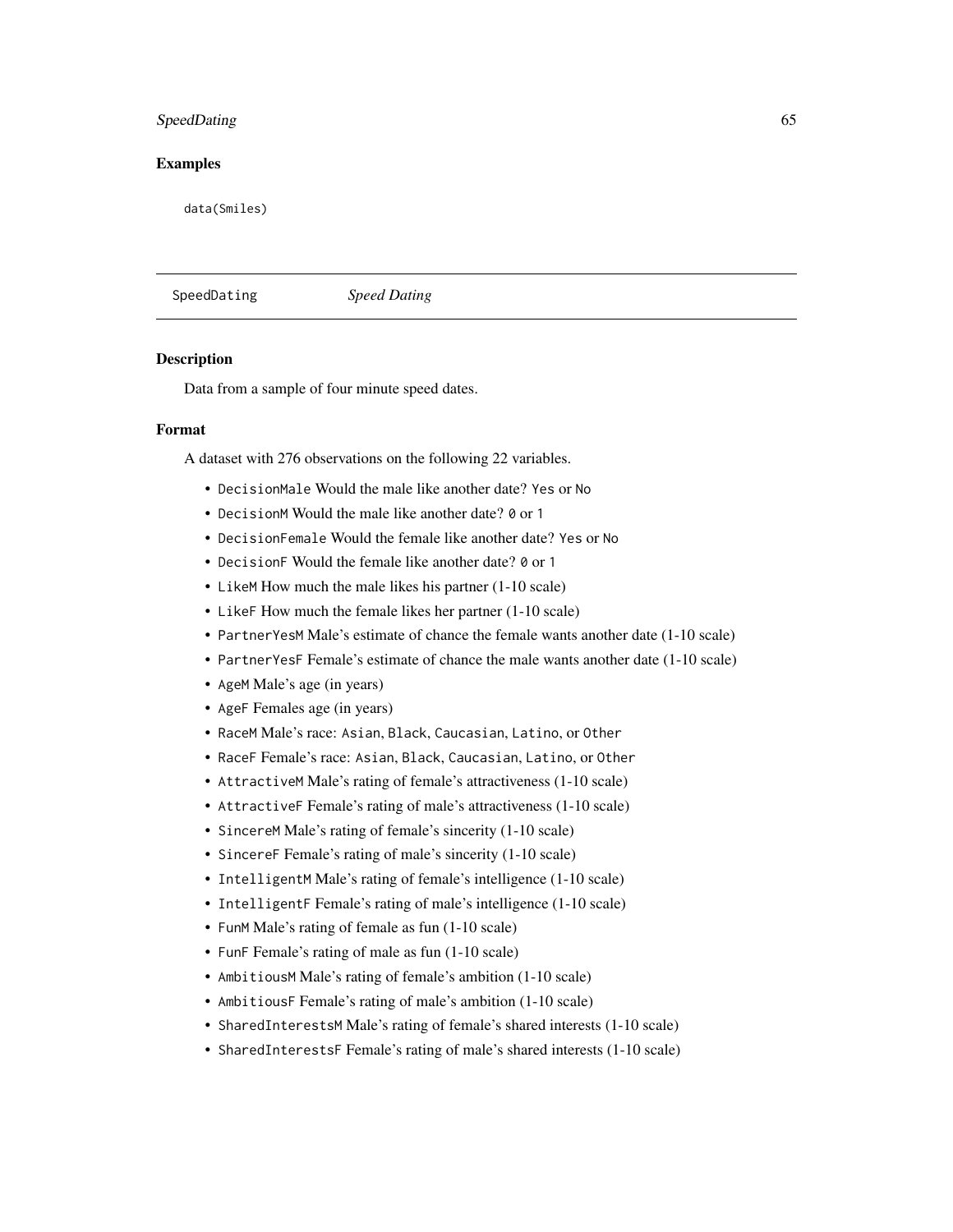## Examples

```
data(Smiles)
```

---

SpeedDating *Speed Dating*

---

### Description

Data from a sample of four minute speed dates.

### Format

A dataset with 276 observations on the following 22 variables.

- `DecisionMale` Would the male like another date? `Yes` or `No`
- `DecisionM` Would the male like another date? `0` or `1`
- `DecisionFemale` Would the female like another date? `Yes` or `No`
- `DecisionF` Would the female like another date? `0` or `1`
- `LikeM` How much the male likes his partner (1-10 scale)
- `LikeF` How much the female likes her partner (1-10 scale)
- `PartnerYesM` Male's estimate of chance the female wants another date (1-10 scale)
- `PartnerYesF` Female's estimate of chance the male wants another date (1-10 scale)
- `AgeM` Male's age (in years)
- `AgeF` Females age (in years)
- `RaceM` Male's race: `Asian`, `Black`, `Caucasian`, `Latino`, or `Other`
- `RaceF` Female's race: `Asian`, `Black`, `Caucasian`, `Latino`, or `Other`
- `AttractiveM` Male's rating of female's attractiveness (1-10 scale)
- `AttractiveF` Female's rating of male's attractiveness (1-10 scale)
- `SincereM` Male's rating of female's sincerity (1-10 scale)
- `SincereF` Female's rating of male's sincerity (1-10 scale)
- `IntelligentM` Male's rating of female's intelligence (1-10 scale)
- `IntelligentF` Female's rating of male's intelligence (1-10 scale)
- `FunM` Male's rating of female as fun (1-10 scale)
- `FunF` Female's rating of male as fun (1-10 scale)
- `AmbitiousM` Male's rating of female's ambition (1-10 scale)
- `AmbitiousF` Female's rating of male's ambition (1-10 scale)
- `SharedInterestsM` Male's rating of female's shared interests (1-10 scale)
- `SharedInterestsF` Female's rating of male's shared interests (1-10 scale)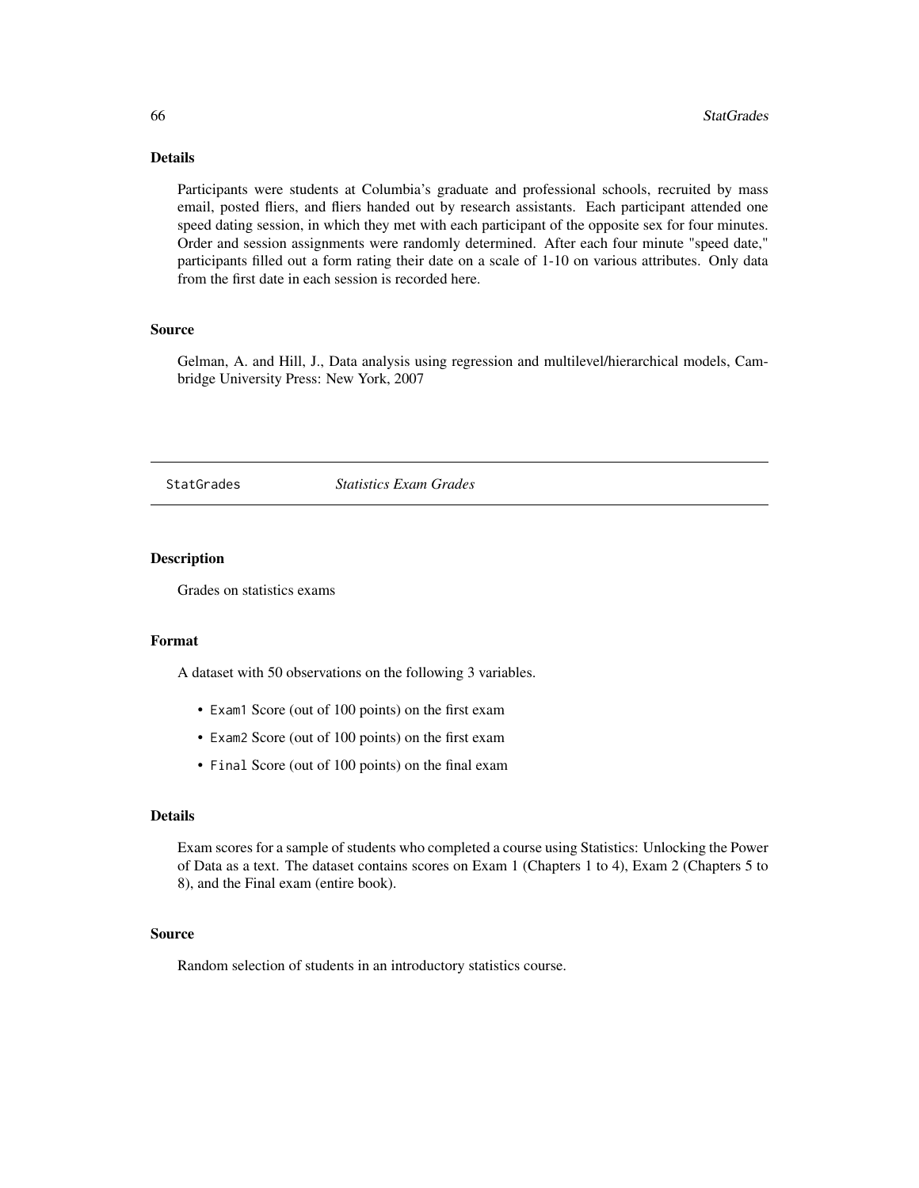## Details

Participants were students at Columbia's graduate and professional schools, recruited by mass email, posted fliers, and fliers handed out by research assistants. Each participant attended one speed dating session, in which they met with each participant of the opposite sex for four minutes. Order and session assignments were randomly determined. After each four minute "speed date," participants filled out a form rating their date on a scale of 1-10 on various attributes. Only data from the first date in each session is recorded here.

## Source

Gelman, A. and Hill, J., Data analysis using regression and multilevel/hierarchical models, Cambridge University Press: New York, 2007

---

# StatGrades *Statistics Exam Grades*

## Description

Grades on statistics exams

## Format

A dataset with 50 observations on the following 3 variables.

- `Exam1` Score (out of 100 points) on the first exam
- `Exam2` Score (out of 100 points) on the first exam
- `Final` Score (out of 100 points) on the final exam

## Details

Exam scores for a sample of students who completed a course using Statistics: Unlocking the Power of Data as a text. The dataset contains scores on Exam 1 (Chapters 1 to 4), Exam 2 (Chapters 5 to 8), and the Final exam (entire book).

## Source

Random selection of students in an introductory statistics course.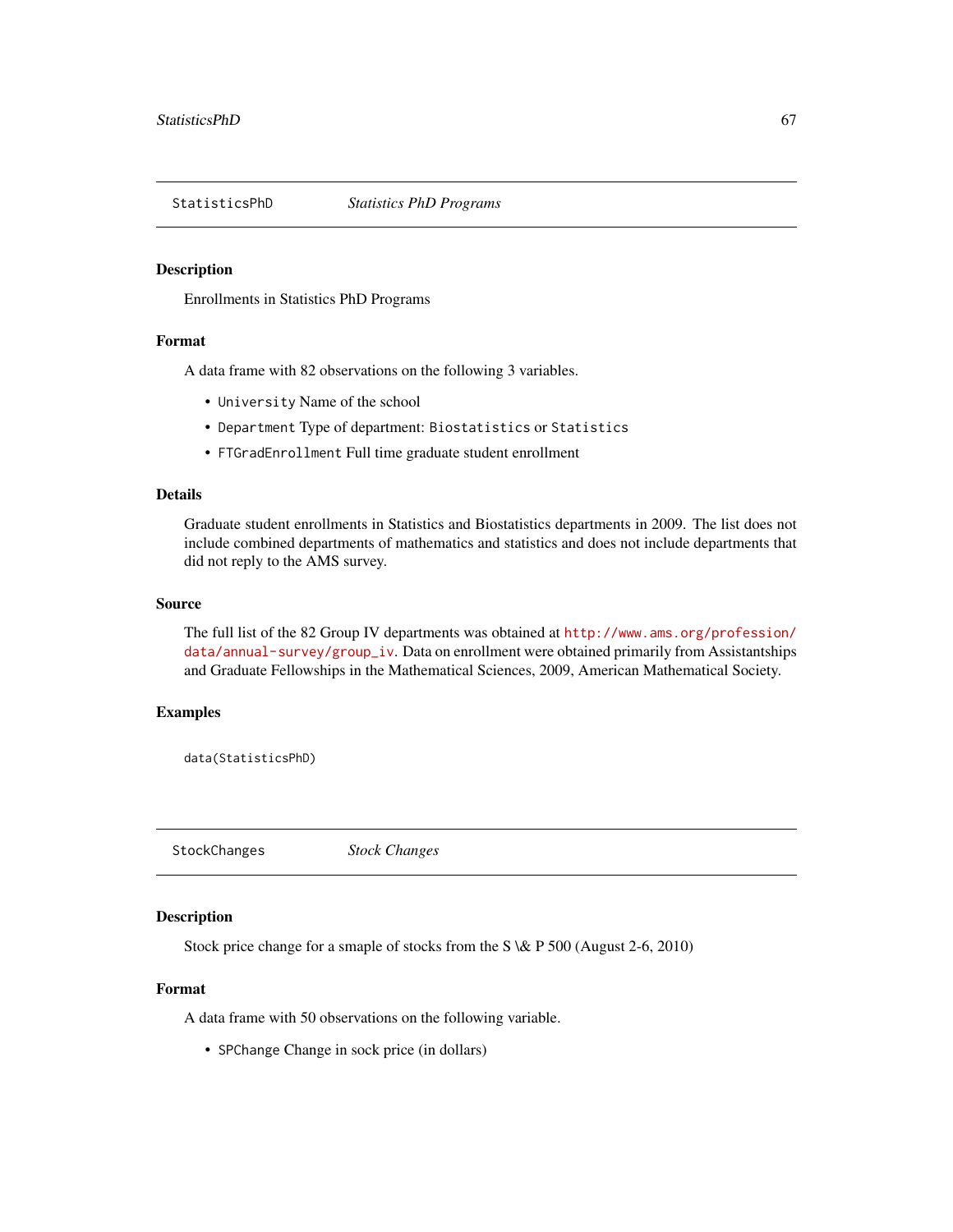## StatisticsPhD — *Statistics PhD Programs*

### Description

Enrollments in Statistics PhD Programs

### Format

A data frame with 82 observations on the following 3 variables.

- `University` Name of the school
- `Department` Type of department: `Biostatistics` or `Statistics`
- `FTGradEnrollment` Full time graduate student enrollment

### Details

Graduate student enrollments in Statistics and Biostatistics departments in 2009. The list does not include combined departments of mathematics and statistics and does not include departments that did not reply to the AMS survey.

### Source

The full list of the 82 Group IV departments was obtained at http://www.ams.org/profession/data/annual-survey/group_iv. Data on enrollment were obtained primarily from Assistantships and Graduate Fellowships in the Mathematical Sciences, 2009, American Mathematical Society.

### Examples

```
data(StatisticsPhD)
```

## StockChanges — *Stock Changes*

### Description

Stock price change for a smaple of stocks from the S \& P 500 (August 2-6, 2010)

### Format

A data frame with 50 observations on the following variable.

- `SPChange` Change in sock price (in dollars)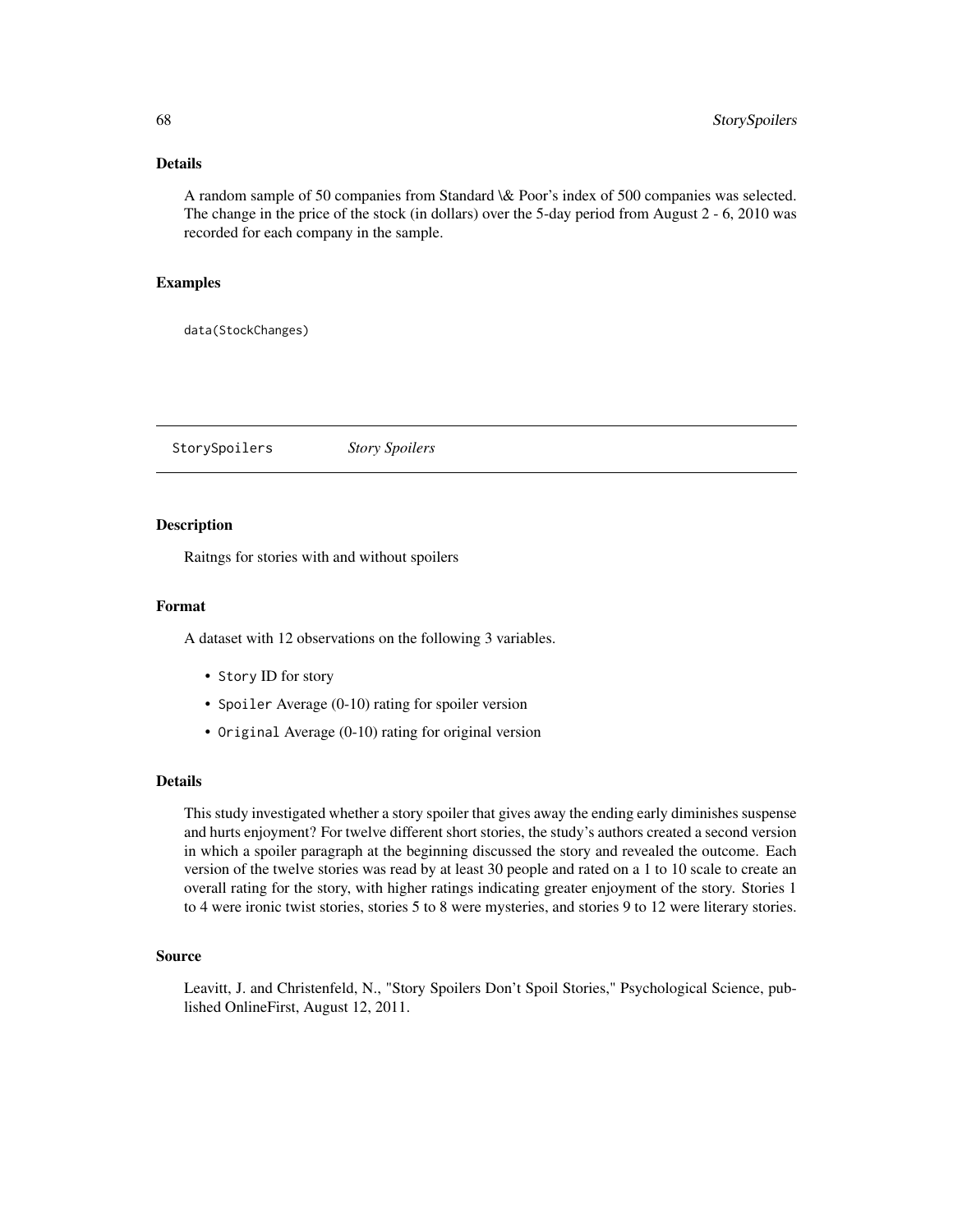## Details

A random sample of 50 companies from Standard \& Poor's index of 500 companies was selected. The change in the price of the stock (in dollars) over the 5-day period from August 2 - 6, 2010 was recorded for each company in the sample.

## Examples

```
data(StockChanges)
```

---

StorySpoilers    *Story Spoilers*

---

## Description

Raitngs for stories with and without spoilers

## Format

A dataset with 12 observations on the following 3 variables.

- `Story` ID for story
- `Spoiler` Average (0-10) rating for spoiler version
- `Original` Average (0-10) rating for original version

## Details

This study investigated whether a story spoiler that gives away the ending early diminishes suspense and hurts enjoyment? For twelve different short stories, the study's authors created a second version in which a spoiler paragraph at the beginning discussed the story and revealed the outcome. Each version of the twelve stories was read by at least 30 people and rated on a 1 to 10 scale to create an overall rating for the story, with higher ratings indicating greater enjoyment of the story. Stories 1 to 4 were ironic twist stories, stories 5 to 8 were mysteries, and stories 9 to 12 were literary stories.

## Source

Leavitt, J. and Christenfeld, N., "Story Spoilers Don't Spoil Stories," Psychological Science, published OnlineFirst, August 12, 2011.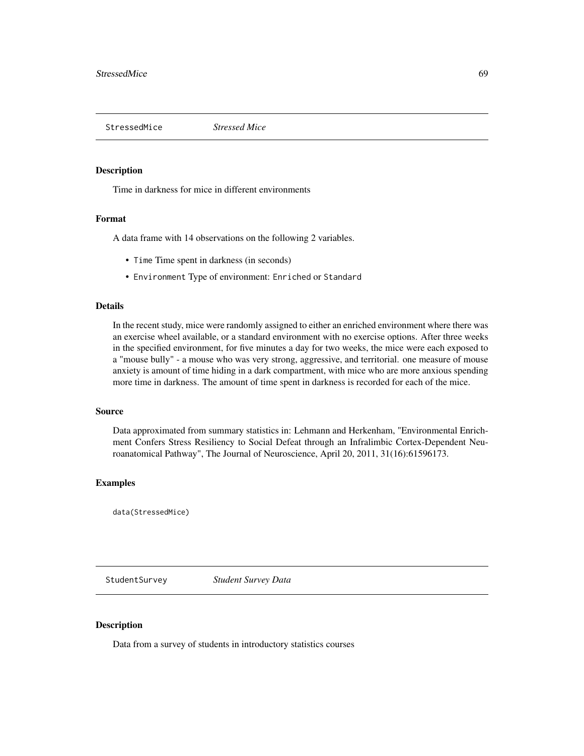## StressedMice *Stressed Mice*

### Description

Time in darkness for mice in different environments

### Format

A data frame with 14 observations on the following 2 variables.

- `Time` Time spent in darkness (in seconds)
- `Environment` Type of environment: `Enriched` or `Standard`

### Details

In the recent study, mice were randomly assigned to either an enriched environment where there was an exercise wheel available, or a standard environment with no exercise options. After three weeks in the specified environment, for five minutes a day for two weeks, the mice were each exposed to a "mouse bully" - a mouse who was very strong, aggressive, and territorial. one measure of mouse anxiety is amount of time hiding in a dark compartment, with mice who are more anxious spending more time in darkness. The amount of time spent in darkness is recorded for each of the mice.

### Source

Data approximated from summary statistics in: Lehmann and Herkenham, "Environmental Enrichment Confers Stress Resiliency to Social Defeat through an Infralimbic Cortex-Dependent Neuroanatomical Pathway", The Journal of Neuroscience, April 20, 2011, 31(16):61596173.

### Examples

```
data(StressedMice)
```

## StudentSurvey *Student Survey Data*

### Description

Data from a survey of students in introductory statistics courses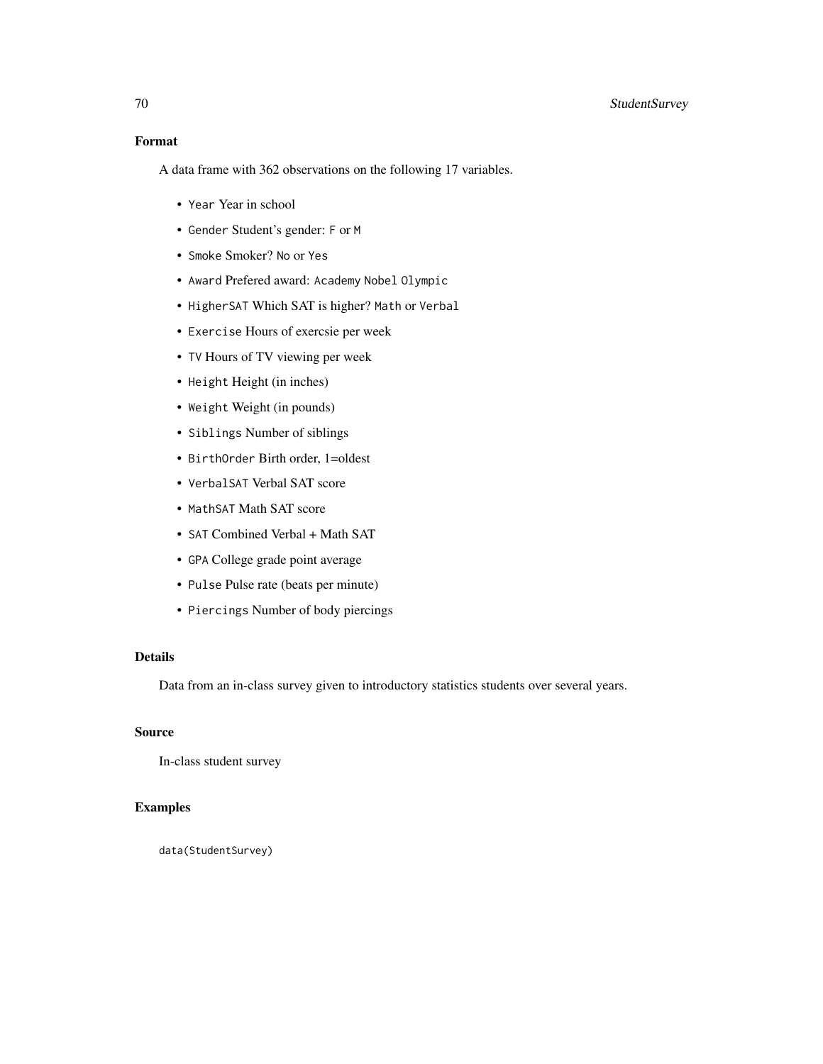### Format

A data frame with 362 observations on the following 17 variables.

- `Year` Year in school
- `Gender` Student's gender: `F` or `M`
- `Smoke` Smoker? `No` or `Yes`
- `Award` Prefered award: `Academy` `Nobel` `Olympic`
- `HigherSAT` Which SAT is higher? `Math` or `Verbal`
- `Exercise` Hours of exercsie per week
- `TV` Hours of TV viewing per week
- `Height` Height (in inches)
- `Weight` Weight (in pounds)
- `Siblings` Number of siblings
- `BirthOrder` Birth order, 1=oldest
- `VerbalSAT` Verbal SAT score
- `MathSAT` Math SAT score
- `SAT` Combined Verbal + Math SAT
- `GPA` College grade point average
- `Pulse` Pulse rate (beats per minute)
- `Piercings` Number of body piercings

### Details

Data from an in-class survey given to introductory statistics students over several years.

### Source

In-class student survey

### Examples

```
data(StudentSurvey)
```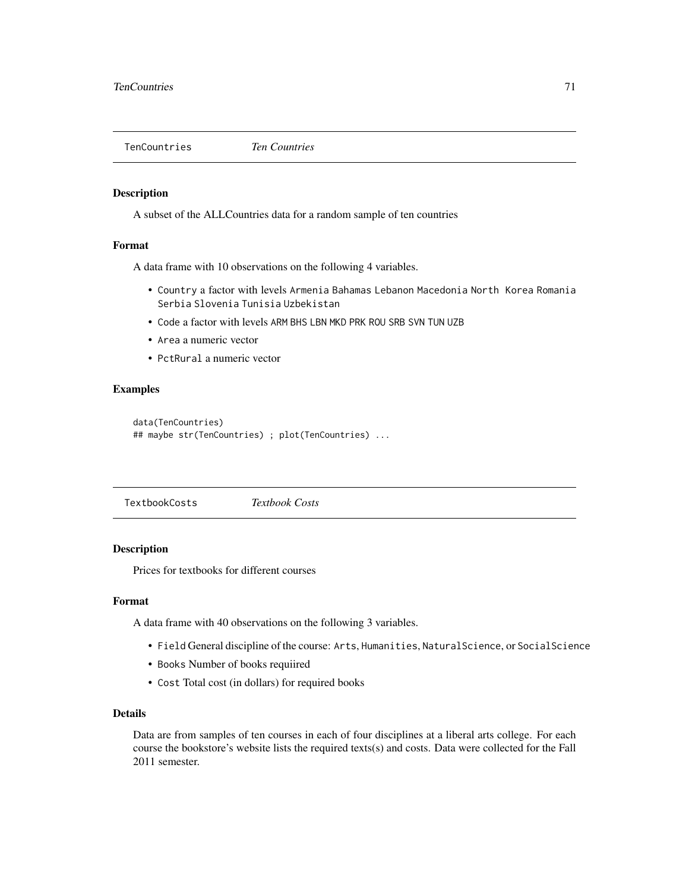## TenCountries *Ten Countries*

### Description

A subset of the ALLCountries data for a random sample of ten countries

### Format

A data frame with 10 observations on the following 4 variables.

- `Country` a factor with levels `Armenia` `Bahamas` `Lebanon` `Macedonia` `North Korea` `Romania` `Serbia` `Slovenia` `Tunisia` `Uzbekistan`
- `Code` a factor with levels `ARM` `BHS` `LBN` `MKD` `PRK` `ROU` `SRB` `SVN` `TUN` `UZB`
- `Area` a numeric vector
- `PctRural` a numeric vector

### Examples

```
data(TenCountries)
## maybe str(TenCountries) ; plot(TenCountries) ...
```

## TextbookCosts *Textbook Costs*

### Description

Prices for textbooks for different courses

### Format

A data frame with 40 observations on the following 3 variables.

- `Field` General discipline of the course: `Arts`, `Humanities`, `NaturalScience`, or `SocialScience`
- `Books` Number of books requiired
- `Cost` Total cost (in dollars) for required books

### Details

Data are from samples of ten courses in each of four disciplines at a liberal arts college. For each course the bookstore's website lists the required texts(s) and costs. Data were collected for the Fall 2011 semester.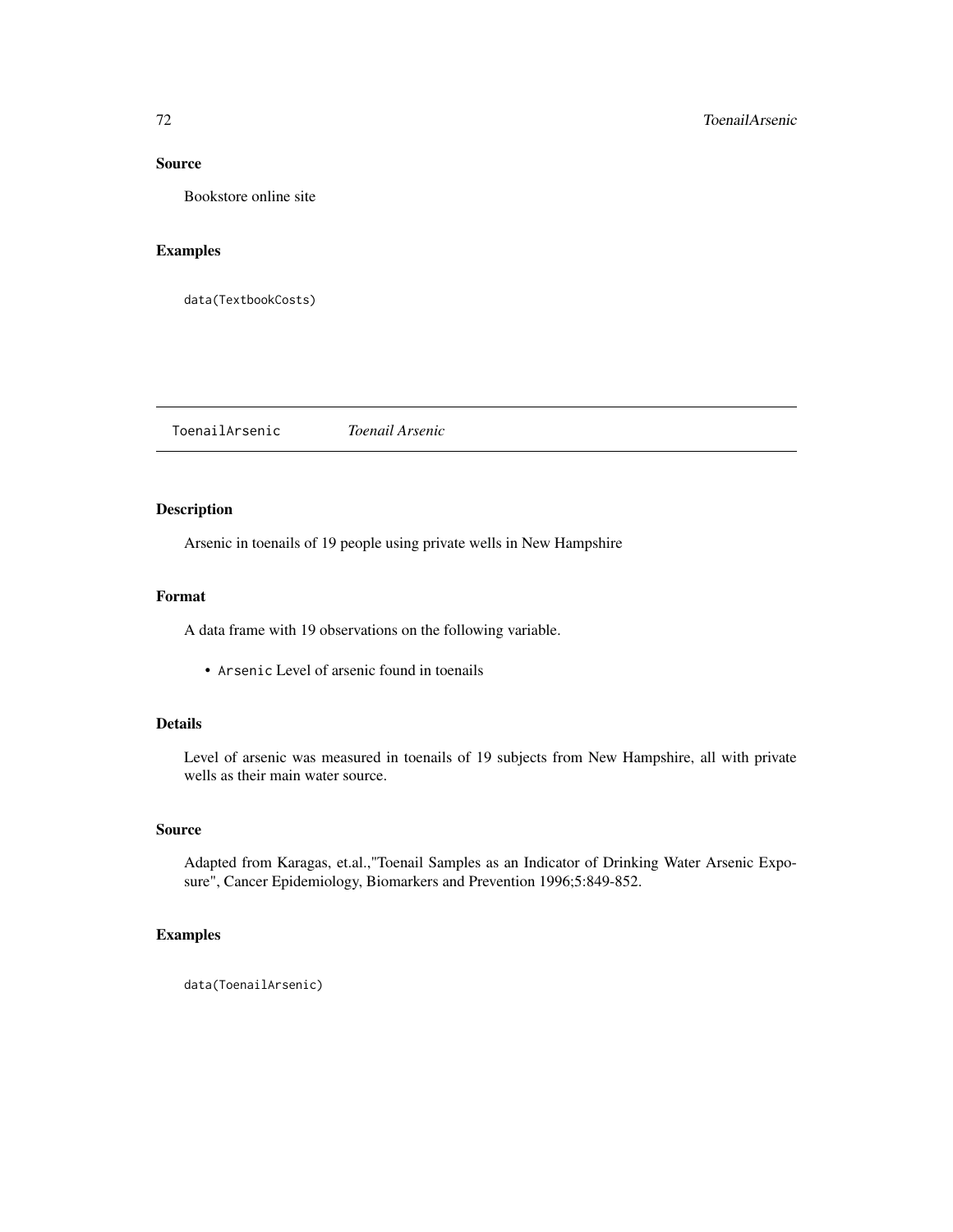### Source

Bookstore online site

### Examples

```
data(TextbookCosts)
```

---

## ToenailArsenic *Toenail Arsenic*

---

### Description

Arsenic in toenails of 19 people using private wells in New Hampshire

### Format

A data frame with 19 observations on the following variable.

- `Arsenic` Level of arsenic found in toenails

### Details

Level of arsenic was measured in toenails of 19 subjects from New Hampshire, all with private wells as their main water source.

### Source

Adapted from Karagas, et.al.,"Toenail Samples as an Indicator of Drinking Water Arsenic Exposure", Cancer Epidemiology, Biomarkers and Prevention 1996;5:849-852.

### Examples

```
data(ToenailArsenic)
```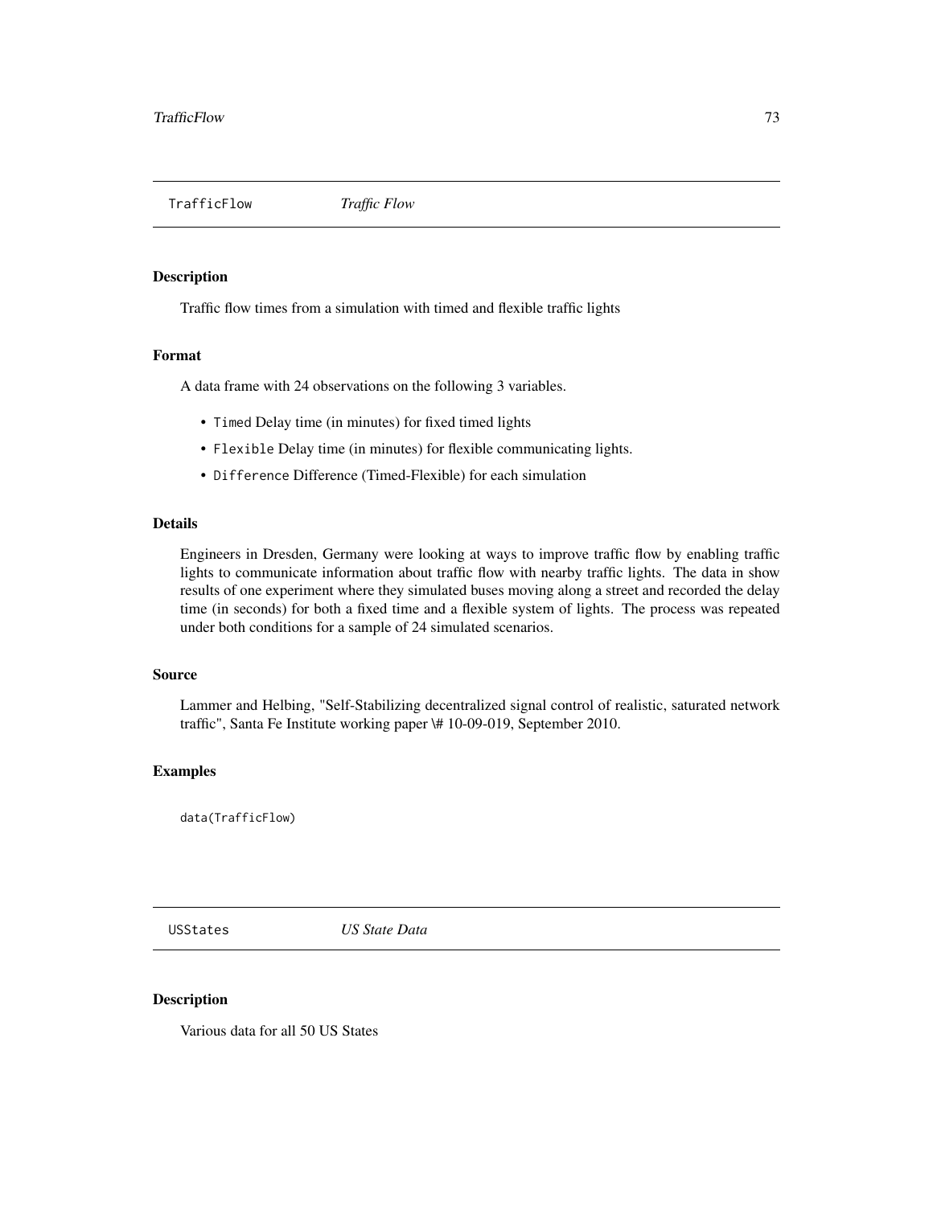## TrafficFlow *Traffic Flow*

### Description

Traffic flow times from a simulation with timed and flexible traffic lights

### Format

A data frame with 24 observations on the following 3 variables.

- `Timed` Delay time (in minutes) for fixed timed lights
- `Flexible` Delay time (in minutes) for flexible communicating lights.
- `Difference` Difference (Timed-Flexible) for each simulation

### Details

Engineers in Dresden, Germany were looking at ways to improve traffic flow by enabling traffic lights to communicate information about traffic flow with nearby traffic lights. The data in show results of one experiment where they simulated buses moving along a street and recorded the delay time (in seconds) for both a fixed time and a flexible system of lights. The process was repeated under both conditions for a sample of 24 simulated scenarios.

### Source

Lammer and Helbing, "Self-Stabilizing decentralized signal control of realistic, saturated network traffic", Santa Fe Institute working paper \# 10-09-019, September 2010.

### Examples

```
data(TrafficFlow)
```

## USStates *US State Data*

### Description

Various data for all 50 US States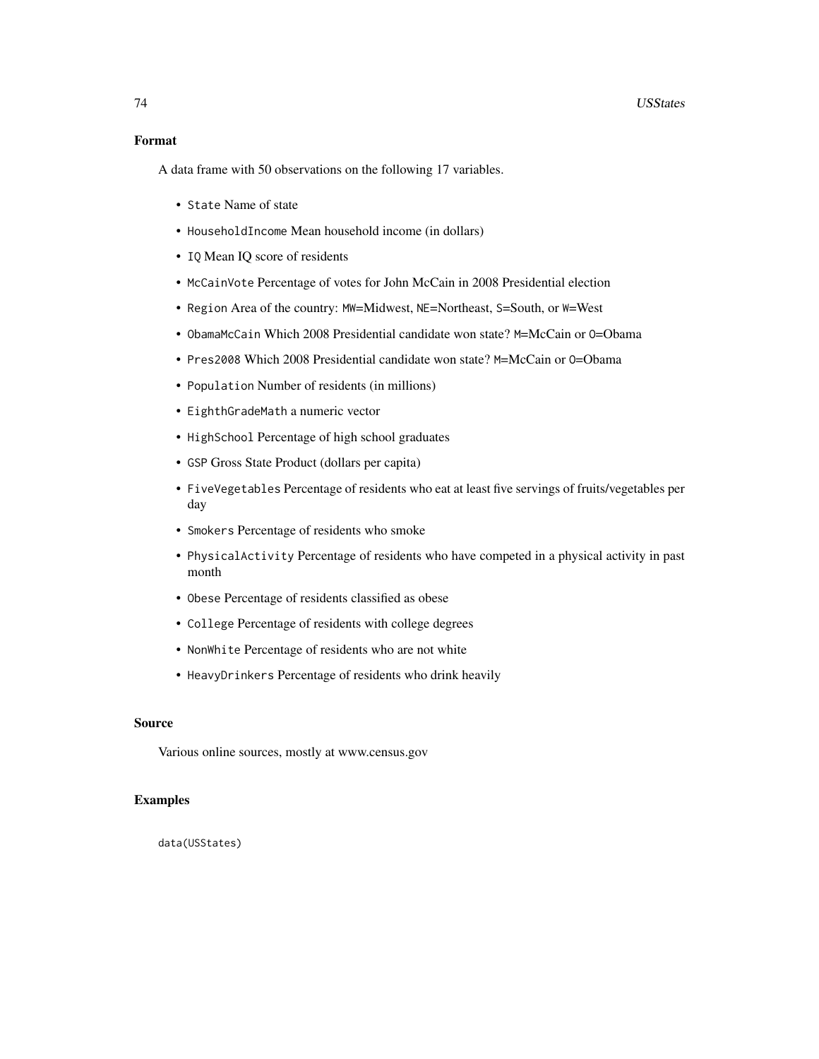## Format

A data frame with 50 observations on the following 17 variables.

- `State` Name of state
- `HouseholdIncome` Mean household income (in dollars)
- `IQ` Mean IQ score of residents
- `McCainVote` Percentage of votes for John McCain in 2008 Presidential election
- `Region` Area of the country: `MW`=Midwest, `NE`=Northeast, `S`=South, or `W`=West
- `ObamaMcCain` Which 2008 Presidential candidate won state? `M`=McCain or `O`=Obama
- `Pres2008` Which 2008 Presidential candidate won state? `M`=McCain or `O`=Obama
- `Population` Number of residents (in millions)
- `EighthGradeMath` a numeric vector
- `HighSchool` Percentage of high school graduates
- `GSP` Gross State Product (dollars per capita)
- `FiveVegetables` Percentage of residents who eat at least five servings of fruits/vegetables per day
- `Smokers` Percentage of residents who smoke
- `PhysicalActivity` Percentage of residents who have competed in a physical activity in past month
- `Obese` Percentage of residents classified as obese
- `College` Percentage of residents with college degrees
- `NonWhite` Percentage of residents who are not white
- `HeavyDrinkers` Percentage of residents who drink heavily

## Source

Various online sources, mostly at www.census.gov

## Examples

```
data(USStates)
```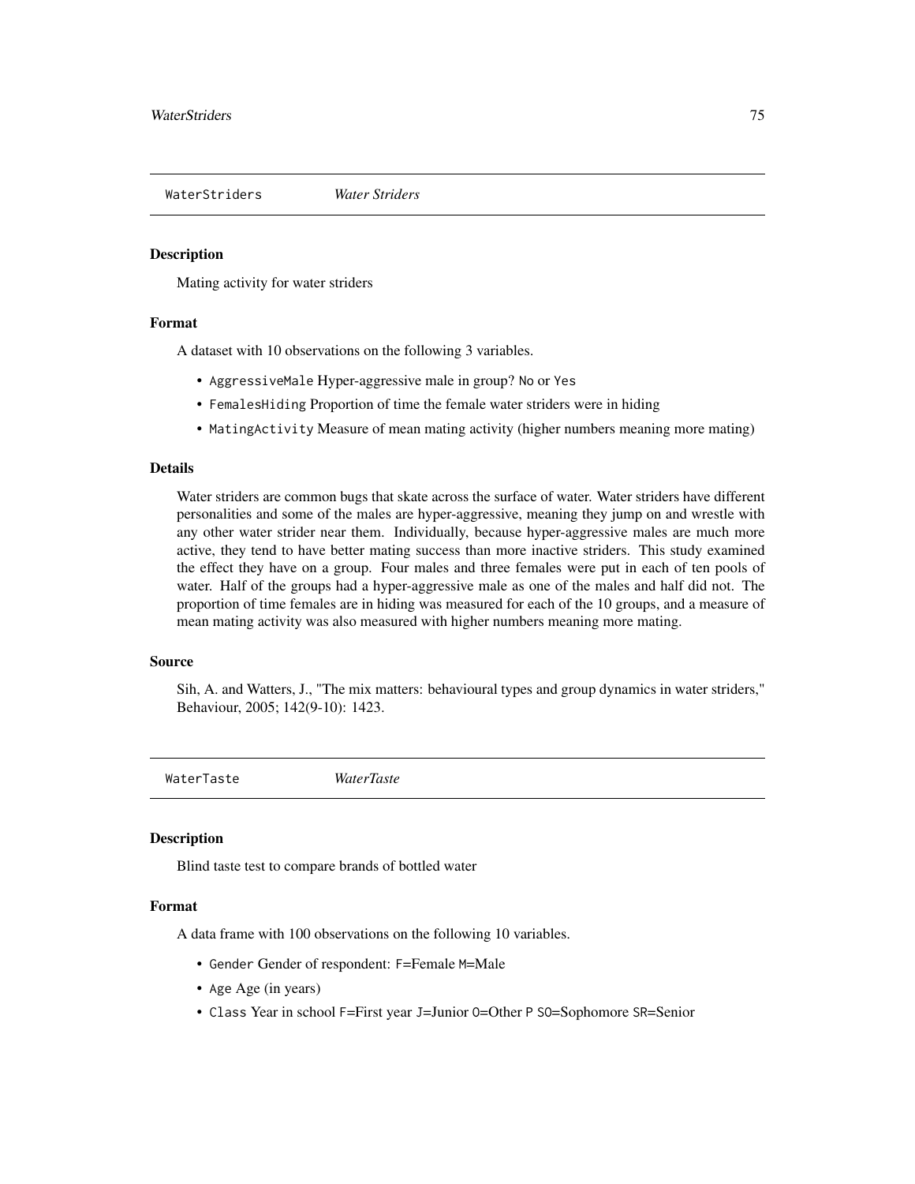## WaterStriders *Water Striders*

### Description

Mating activity for water striders

### Format

A dataset with 10 observations on the following 3 variables.

- `AggressiveMale` Hyper-aggressive male in group? `No` or `Yes`
- `FemalesHiding` Proportion of time the female water striders were in hiding
- `MatingActivity` Measure of mean mating activity (higher numbers meaning more mating)

### Details

Water striders are common bugs that skate across the surface of water. Water striders have different personalities and some of the males are hyper-aggressive, meaning they jump on and wrestle with any other water strider near them. Individually, because hyper-aggressive males are much more active, they tend to have better mating success than more inactive striders. This study examined the effect they have on a group. Four males and three females were put in each of ten pools of water. Half of the groups had a hyper-aggressive male as one of the males and half did not. The proportion of time females are in hiding was measured for each of the 10 groups, and a measure of mean mating activity was also measured with higher numbers meaning more mating.

### Source

Sih, A. and Watters, J., "The mix matters: behavioural types and group dynamics in water striders," Behaviour, 2005; 142(9-10): 1423.

## WaterTaste *WaterTaste*

### Description

Blind taste test to compare brands of bottled water

### Format

A data frame with 100 observations on the following 10 variables.

- `Gender` Gender of respondent: `F`=Female `M`=Male
- `Age` Age (in years)
- `Class` Year in school `F`=First year `J`=Junior `O`=Other `P` `SO`=Sophomore `SR`=Senior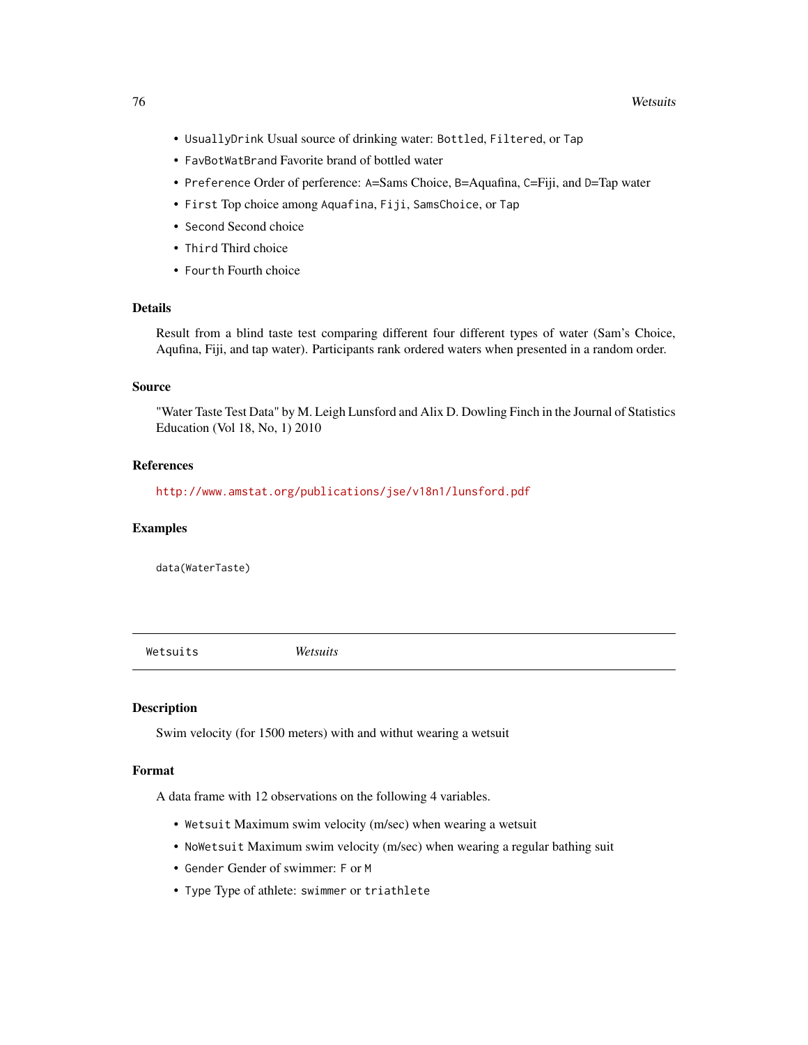- `UsuallyDrink` Usual source of drinking water: `Bottled`, `Filtered`, or `Tap`
- `FavBotWatBrand` Favorite brand of bottled water
- `Preference` Order of perference: `A`=Sams Choice, `B`=Aquafina, `C`=Fiji, and `D`=Tap water
- `First` Top choice among `Aquafina`, `Fiji`, `SamsChoice`, or `Tap`
- `Second` Second choice
- `Third` Third choice
- `Fourth` Fourth choice

### Details

Result from a blind taste test comparing different four different types of water (Sam's Choice, Aqufina, Fiji, and tap water). Participants rank ordered waters when presented in a random order.

### Source

"Water Taste Test Data" by M. Leigh Lunsford and Alix D. Dowling Finch in the Journal of Statistics Education (Vol 18, No, 1) 2010

### References

http://www.amstat.org/publications/jse/v18n1/lunsford.pdf

### Examples

```
data(WaterTaste)
```

---

## Wetsuits *Wetsuits*

---

### Description

Swim velocity (for 1500 meters) with and withut wearing a wetsuit

### Format

A data frame with 12 observations on the following 4 variables.

- `Wetsuit` Maximum swim velocity (m/sec) when wearing a wetsuit
- `NoWetsuit` Maximum swim velocity (m/sec) when wearing a regular bathing suit
- `Gender` Gender of swimmer: `F` or `M`
- `Type` Type of athlete: `swimmer` or `triathlete`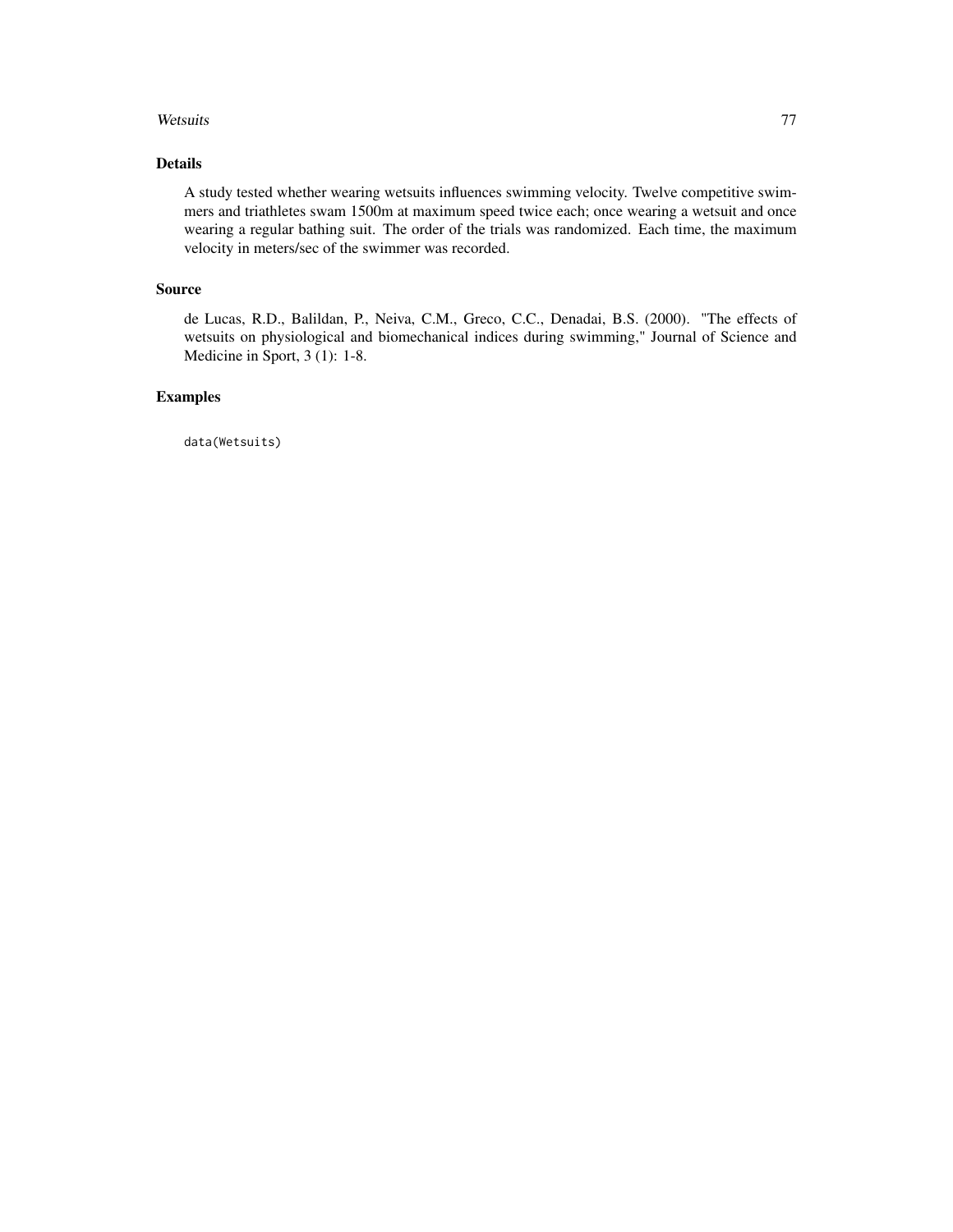## Details

A study tested whether wearing wetsuits influences swimming velocity. Twelve competitive swimmers and triathletes swam 1500m at maximum speed twice each; once wearing a wetsuit and once wearing a regular bathing suit. The order of the trials was randomized. Each time, the maximum velocity in meters/sec of the swimmer was recorded.

## Source

de Lucas, R.D., Balildan, P., Neiva, C.M., Greco, C.C., Denadai, B.S. (2000). "The effects of wetsuits on physiological and biomechanical indices during swimming," Journal of Science and Medicine in Sport, 3 (1): 1-8.

## Examples

```
data(Wetsuits)
```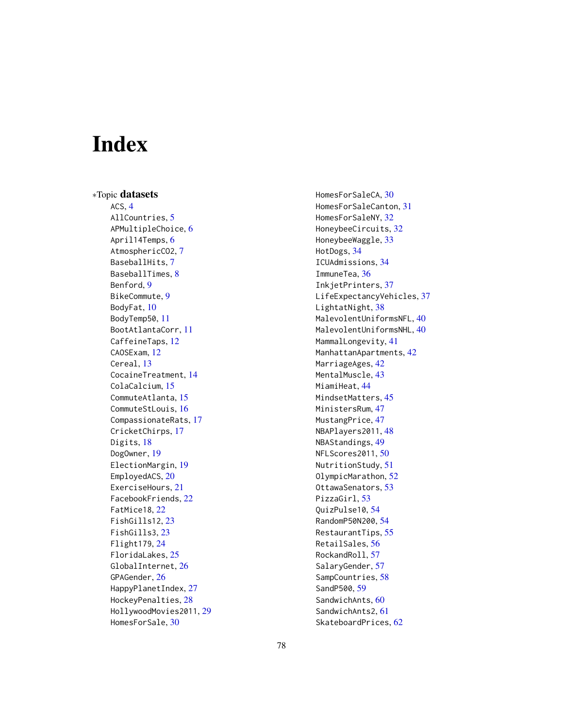# Index

∗Topic **datasets**

- ACS, 4
- AllCountries, 5
- APMultipleChoice, 6
- April14Temps, 6
- AtmosphericCO2, 7
- BaseballHits, 7
- BaseballTimes, 8
- Benford, 9
- BikeCommute, 9
- BodyFat, 10
- BodyTemp50, 11
- BootAtlantaCorr, 11
- CaffeineTaps, 12
- CAOSExam, 12
- Cereal, 13
- CocaineTreatment, 14
- ColaCalcium, 15
- CommuteAtlanta, 15
- CommuteStLouis, 16
- CompassionateRats, 17
- CricketChirps, 17
- Digits, 18
- DogOwner, 19
- ElectionMargin, 19
- EmployedACS, 20
- ExerciseHours, 21
- FacebookFriends, 22
- FatMice18, 22
- FishGills12, 23
- FishGills3, 23
- Flight179, 24
- FloridaLakes, 25
- GlobalInternet, 26
- GPAGender, 26
- HappyPlanetIndex, 27
- HockeyPenalties, 28
- HollywoodMovies2011, 29
- HomesForSale, 30
- HomesForSaleCA, 30
- HomesForSaleCanton, 31
- HomesForSaleNY, 32
- HoneybeeCircuits, 32
- HoneybeeWaggle, 33
- HotDogs, 34
- ICUAdmissions, 34
- ImmuneTea, 36
- InkjetPrinters, 37
- LifeExpectancyVehicles, 37
- LightatNight, 38
- MalevolentUniformsNFL, 40
- MalevolentUniformsNHL, 40
- MammalLongevity, 41
- ManhattanApartments, 42
- MarriageAges, 42
- MentalMuscle, 43
- MiamiHeat, 44
- MindsetMatters, 45
- MinistersRum, 47
- MustangPrice, 47
- NBAPlayers2011, 48
- NBAStandings, 49
- NFLScores2011, 50
- NutritionStudy, 51
- OlympicMarathon, 52
- OttawaSenators, 53
- PizzaGirl, 53
- QuizPulse10, 54
- RandomP50N200, 54
- RestaurantTips, 55
- RetailSales, 56
- RockandRoll, 57
- SalaryGender, 57
- SampCountries, 58
- SandP500, 59
- SandwichAnts, 60
- SandwichAnts2, 61
- SkateboardPrices, 62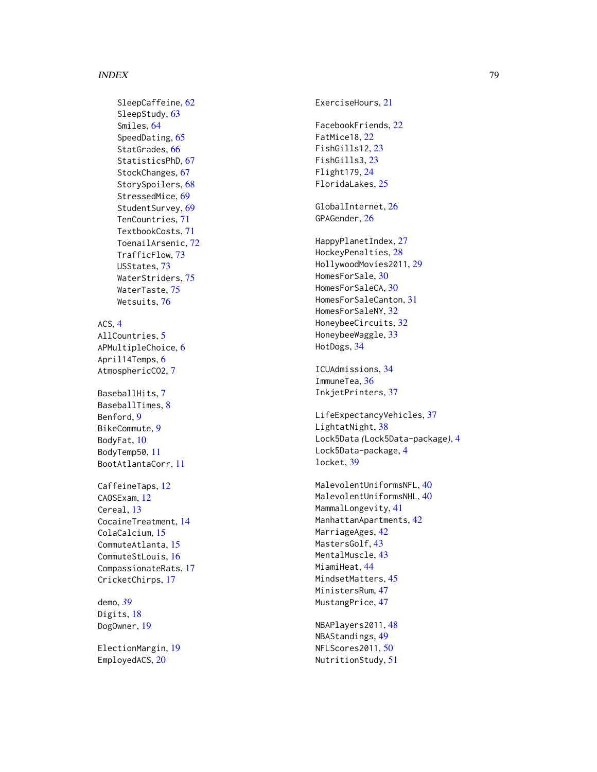SleepCaffeine, 62
SleepStudy, 63
Smiles, 64
SpeedDating, 65
StatGrades, 66
StatisticsPhD, 67
StockChanges, 67
StorySpoilers, 68
StressedMice, 69
StudentSurvey, 69
TenCountries, 71
TextbookCosts, 71
ToenailArsenic, 72
TrafficFlow, 73
USStates, 73
WaterStriders, 75
WaterTaste, 75
Wetsuits, 76

ACS, 4
AllCountries, 5
APMultipleChoice, 6
April14Temps, 6
AtmosphericCO2, 7

BaseballHits, 7
BaseballTimes, 8
Benford, 9
BikeCommute, 9
BodyFat, 10
BodyTemp50, 11
BootAtlantaCorr, 11

CaffeineTaps, 12
CAOSExam, 12
Cereal, 13
CocaineTreatment, 14
ColaCalcium, 15
CommuteAtlanta, 15
CommuteStLouis, 16
CompassionateRats, 17
CricketChirps, 17

demo, *39*
Digits, 18
DogOwner, 19

ElectionMargin, 19
EmployedACS, 20
ExerciseHours, 21

FacebookFriends, 22
FatMice18, 22
FishGills12, 23
FishGills3, 23
Flight179, 24
FloridaLakes, 25

GlobalInternet, 26
GPAGender, 26

HappyPlanetIndex, 27
HockeyPenalties, 28
HollywoodMovies2011, 29
HomesForSale, 30
HomesForSaleCA, 30
HomesForSaleCanton, 31
HomesForSaleNY, 32
HoneybeeCircuits, 32
HoneybeeWaggle, 33
HotDogs, 34

ICUAdmissions, 34
ImmuneTea, 36
InkjetPrinters, 37

LifeExpectancyVehicles, 37
LightatNight, 38
Lock5Data *(Lock5Data-package)*, 4
Lock5Data-package, 4
locket, 39

MalevolentUniformsNFL, 40
MalevolentUniformsNHL, 40
MammalLongevity, 41
ManhattanApartments, 42
MarriageAges, 42
MastersGolf, 43
MentalMuscle, 43
MiamiHeat, 44
MindsetMatters, 45
MinistersRum, 47
MustangPrice, 47

NBAPlayers2011, 48
NBAStandings, 49
NFLScores2011, 50
NutritionStudy, 51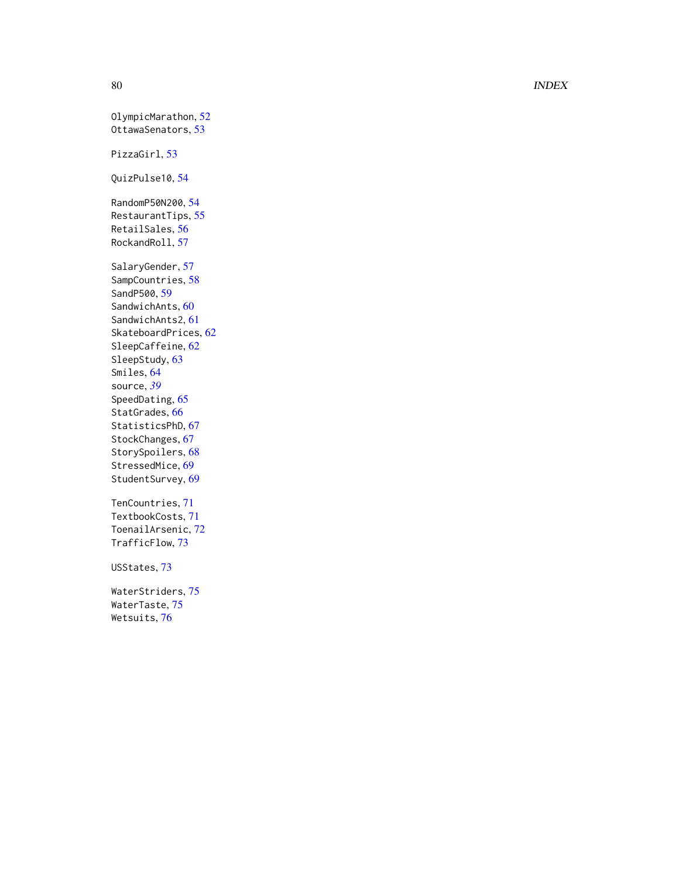OlympicMarathon, 52
OttawaSenators, 53

PizzaGirl, 53

QuizPulse10, 54

RandomP50N200, 54
RestaurantTips, 55
RetailSales, 56
RockandRoll, 57

SalaryGender, 57
SampCountries, 58
SandP500, 59
SandwichAnts, 60
SandwichAnts2, 61
SkateboardPrices, 62
SleepCaffeine, 62
SleepStudy, 63
Smiles, 64
source, *39*
SpeedDating, 65
StatGrades, 66
StatisticsPhD, 67
StockChanges, 67
StorySpoilers, 68
StressedMice, 69
StudentSurvey, 69

TenCountries, 71
TextbookCosts, 71
ToenailArsenic, 72
TrafficFlow, 73

USStates, 73

WaterStriders, 75
WaterTaste, 75
Wetsuits, 76